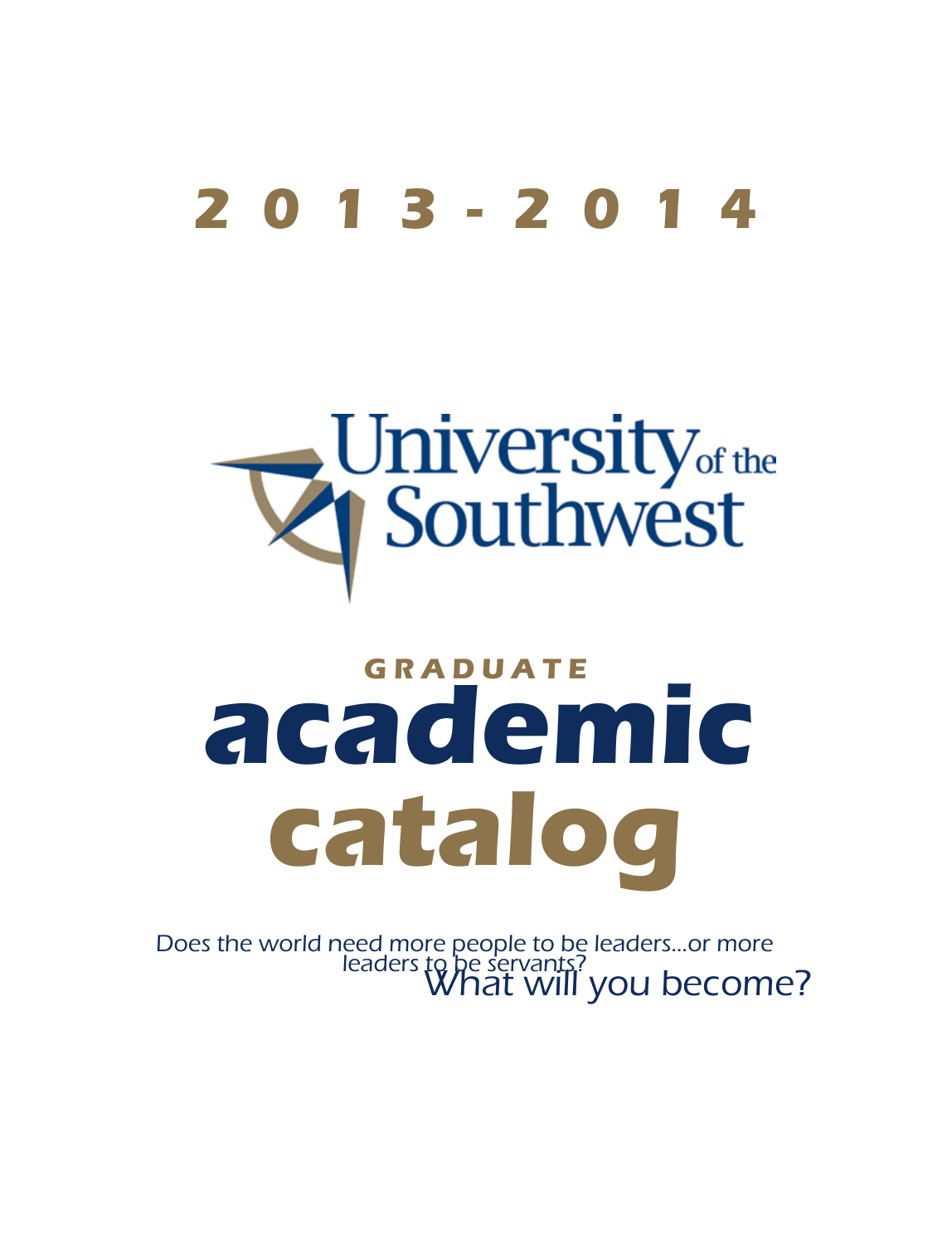# 2013-2014

University of the Southwest

## GRADUATE

# academic catalog

Does the world need more people to be leaders...or more leaders to be servants?

What will you become?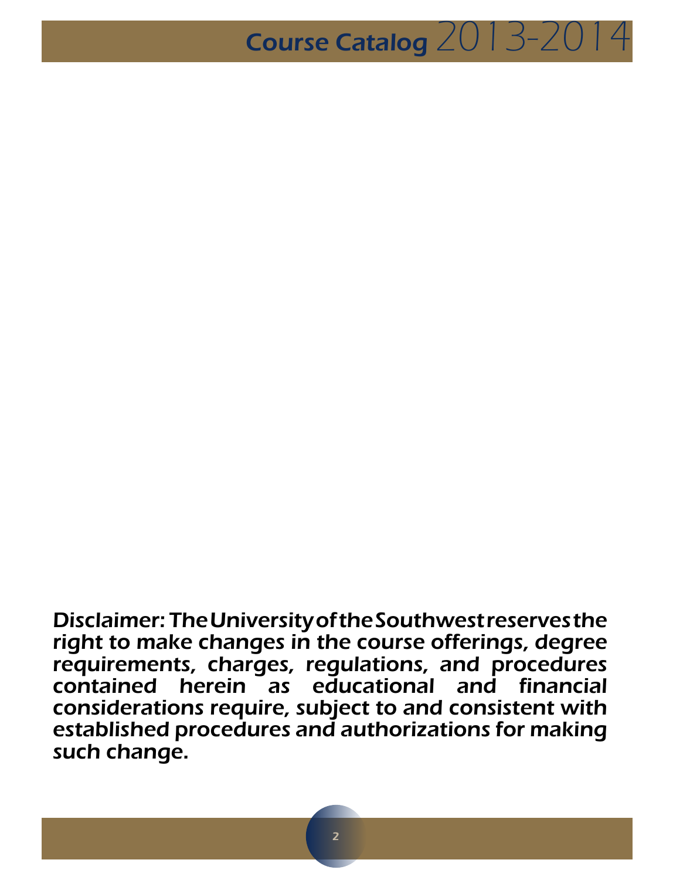**Disclaimer: The University of the Southwest reserves the right to make changes in the course offerings, degree requirements, charges, regulations, and procedures contained herein as educational and financial considerations require, subject to and consistent with established procedures and authorizations for making such change.**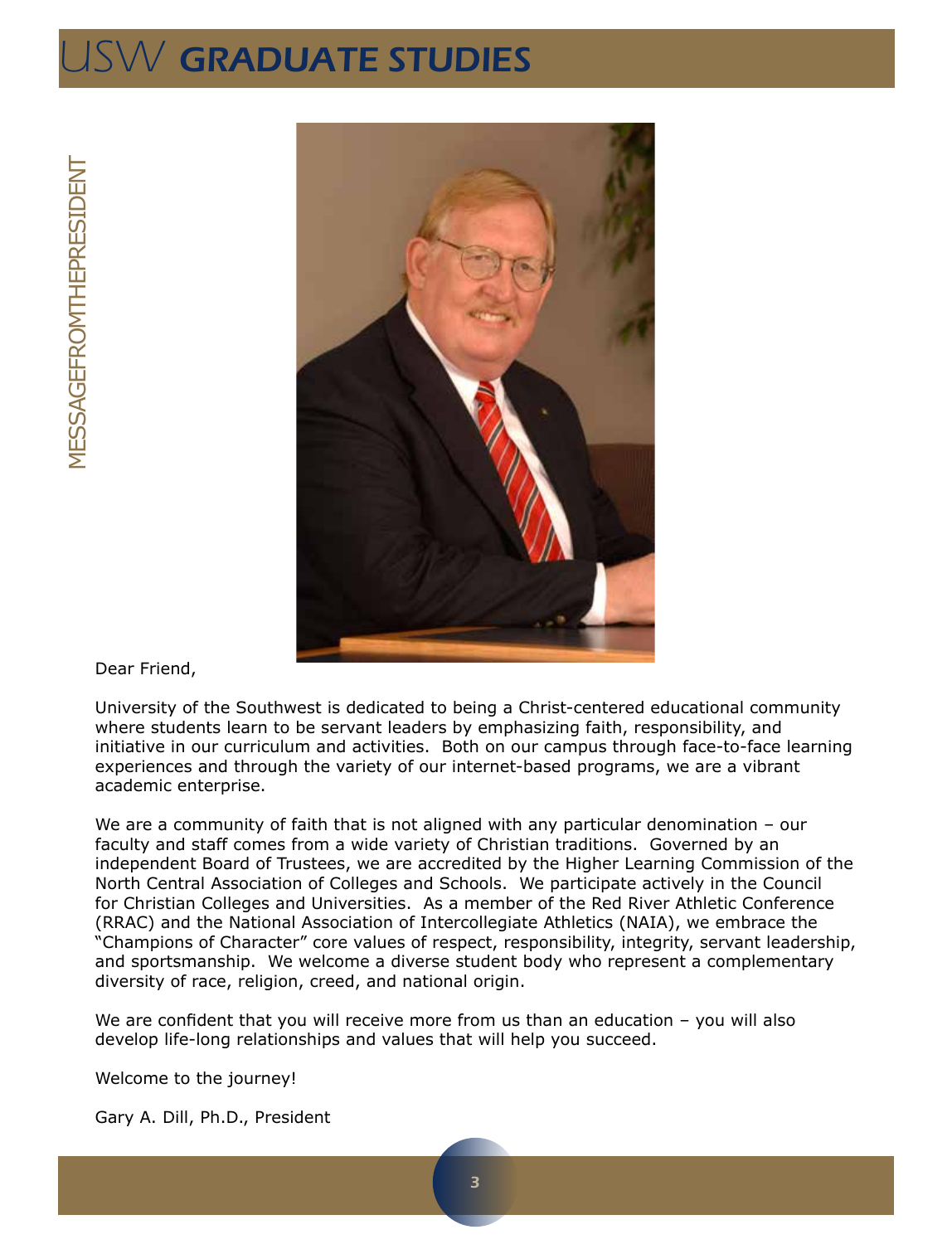# MESSAGE FROM THE PRESIDENT

Dear Friend,

University of the Southwest is dedicated to being a Christ-centered educational community where students learn to be servant leaders by emphasizing faith, responsibility, and initiative in our curriculum and activities. Both on our campus through face-to-face learning experiences and through the variety of our internet-based programs, we are a vibrant academic enterprise.

We are a community of faith that is not aligned with any particular denomination – our faculty and staff comes from a wide variety of Christian traditions. Governed by an independent Board of Trustees, we are accredited by the Higher Learning Commission of the North Central Association of Colleges and Schools. We participate actively in the Council for Christian Colleges and Universities. As a member of the Red River Athletic Conference (RRAC) and the National Association of Intercollegiate Athletics (NAIA), we embrace the "Champions of Character" core values of respect, responsibility, integrity, servant leadership, and sportsmanship. We welcome a diverse student body who represent a complementary diversity of race, religion, creed, and national origin.

We are confident that you will receive more from us than an education – you will also develop life-long relationships and values that will help you succeed.

Welcome to the journey!

Gary A. Dill, Ph.D., President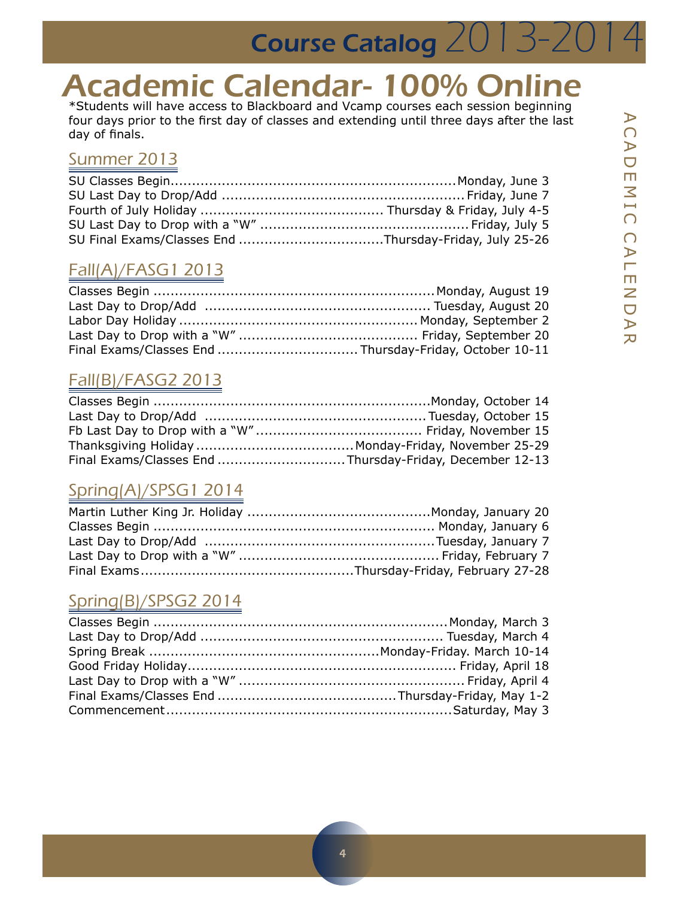# Academic Calendar- 100% Online

*Students will have access to Blackboard and Vcamp courses each session beginning four days prior to the first day of classes and extending until three days after the last day of finals.

## Summer 2013

| Event | Date |
|---|---|
| SU Classes Begin | Monday, June 3 |
| SU Last Day to Drop/Add | Friday, June 7 |
| Fourth of July Holiday | Thursday & Friday, July 4-5 |
| SU Last Day to Drop with a "W" | Friday, July 5 |
| SU Final Exams/Classes End | Thursday-Friday, July 25-26 |

## Fall(A)/FASG1 2013

| Event | Date |
|---|---|
| Classes Begin | Monday, August 19 |
| Last Day to Drop/Add | Tuesday, August 20 |
| Labor Day Holiday | Monday, September 2 |
| Last Day to Drop with a "W" | Friday, September 20 |
| Final Exams/Classes End | Thursday-Friday, October 10-11 |

## Fall(B)/FASG2 2013

| Event | Date |
|---|---|
| Classes Begin | Monday, October 14 |
| Last Day to Drop/Add | Tuesday, October 15 |
| Fb Last Day to Drop with a "W" | Friday, November 15 |
| Thanksgiving Holiday | Monday-Friday, November 25-29 |
| Final Exams/Classes End | Thursday-Friday, December 12-13 |

## Spring(A)/SPSG1 2014

| Event | Date |
|---|---|
| Martin Luther King Jr. Holiday | Monday, January 20 |
| Classes Begin | Monday, January 6 |
| Last Day to Drop/Add | Tuesday, January 7 |
| Last Day to Drop with a "W" | Friday, February 7 |
| Final Exams | Thursday-Friday, February 27-28 |

## Spring(B)/SPSG2 2014

| Event | Date |
|---|---|
| Classes Begin | Monday, March 3 |
| Last Day to Drop/Add | Tuesday, March 4 |
| Spring Break | Monday-Friday. March 10-14 |
| Good Friday Holiday | Friday, April 18 |
| Last Day to Drop with a "W" | Friday, April 4 |
| Final Exams/Classes End | Thursday-Friday, May 1-2 |
| Commencement | Saturday, May 3 |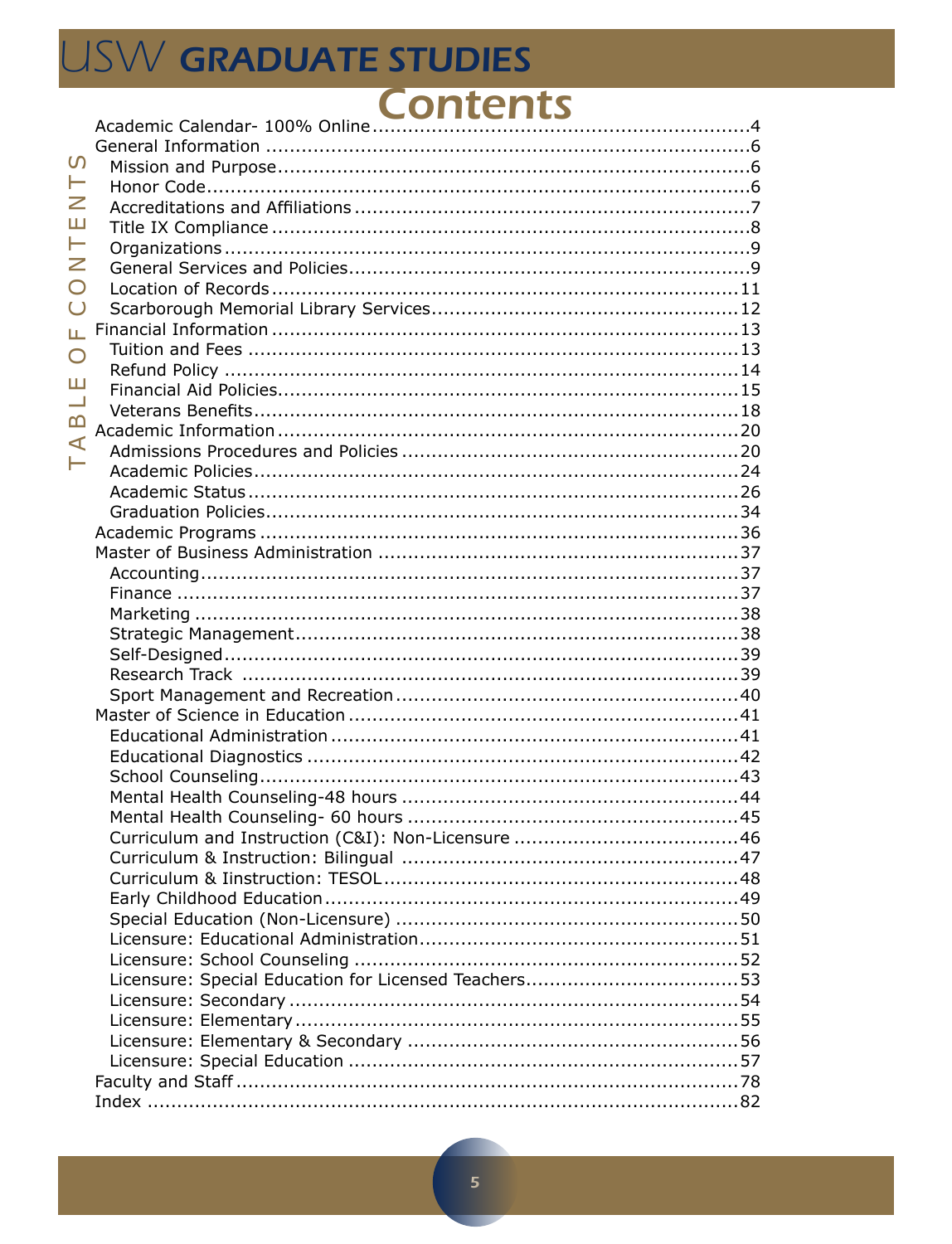# Contents

- Academic Calendar- 100% Online ....4
- General Information ....6
  - Mission and Purpose ....6
  - Honor Code ....6
  - Accreditations and Affiliations ....7
  - Title IX Compliance ....8
  - Organizations ....9
  - General Services and Policies ....9
  - Location of Records ....11
  - Scarborough Memorial Library Services ....12
- Financial Information ....13
  - Tuition and Fees ....13
  - Refund Policy ....14
  - Financial Aid Policies ....15
  - Veterans Benefits ....18
- Academic Information ....20
  - Admissions Procedures and Policies ....20
  - Academic Policies ....24
  - Academic Status ....26
  - Graduation Policies ....34
- Academic Programs ....36
- Master of Business Administration ....37
  - Accounting ....37
  - Finance ....37
  - Marketing ....38
  - Strategic Management ....38
  - Self-Designed ....39
  - Research Track ....39
  - Sport Management and Recreation ....40
- Master of Science in Education ....41
  - Educational Administration ....41
  - Educational Diagnostics ....42
  - School Counseling ....43
  - Mental Health Counseling-48 hours ....44
  - Mental Health Counseling- 60 hours ....45
  - Curriculum and Instruction (C&I): Non-Licensure ....46
  - Curriculum & Instruction: Bilingual ....47
  - Curriculum & Iinstruction: TESOL ....48
  - Early Childhood Education ....49
  - Special Education (Non-Licensure) ....50
  - Licensure: Educational Administration ....51
  - Licensure: School Counseling ....52
  - Licensure: Special Education for Licensed Teachers ....53
  - Licensure: Secondary ....54
  - Licensure: Elementary ....55
  - Licensure: Elementary & Secondary ....56
  - Licensure: Special Education ....57
- Faculty and Staff ....78
- Index ....82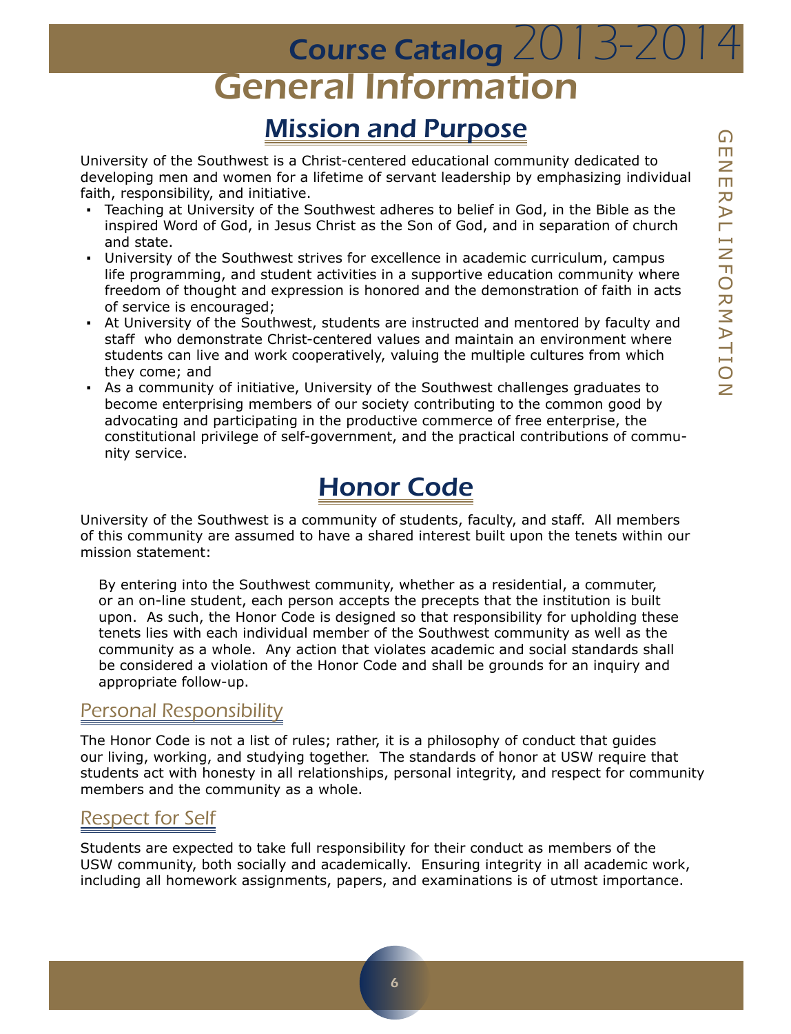# General Information

## Mission and Purpose

University of the Southwest is a Christ-centered educational community dedicated to developing men and women for a lifetime of servant leadership by emphasizing individual faith, responsibility, and initiative.

- Teaching at University of the Southwest adheres to belief in God, in the Bible as the inspired Word of God, in Jesus Christ as the Son of God, and in separation of church and state.
- University of the Southwest strives for excellence in academic curriculum, campus life programming, and student activities in a supportive education community where freedom of thought and expression is honored and the demonstration of faith in acts of service is encouraged;
- At University of the Southwest, students are instructed and mentored by faculty and staff who demonstrate Christ-centered values and maintain an environment where students can live and work cooperatively, valuing the multiple cultures from which they come; and
- As a community of initiative, University of the Southwest challenges graduates to become enterprising members of our society contributing to the common good by advocating and participating in the productive commerce of free enterprise, the constitutional privilege of self-government, and the practical contributions of community service.

## Honor Code

University of the Southwest is a community of students, faculty, and staff. All members of this community are assumed to have a shared interest built upon the tenets within our mission statement:

> By entering into the Southwest community, whether as a residential, a commuter, or an on-line student, each person accepts the precepts that the institution is built upon. As such, the Honor Code is designed so that responsibility for upholding these tenets lies with each individual member of the Southwest community as well as the community as a whole. Any action that violates academic and social standards shall be considered a violation of the Honor Code and shall be grounds for an inquiry and appropriate follow-up.

### Personal Responsibility

The Honor Code is not a list of rules; rather, it is a philosophy of conduct that guides our living, working, and studying together. The standards of honor at USW require that students act with honesty in all relationships, personal integrity, and respect for community members and the community as a whole.

### Respect for Self

Students are expected to take full responsibility for their conduct as members of the USW community, both socially and academically. Ensuring integrity in all academic work, including all homework assignments, papers, and examinations is of utmost importance.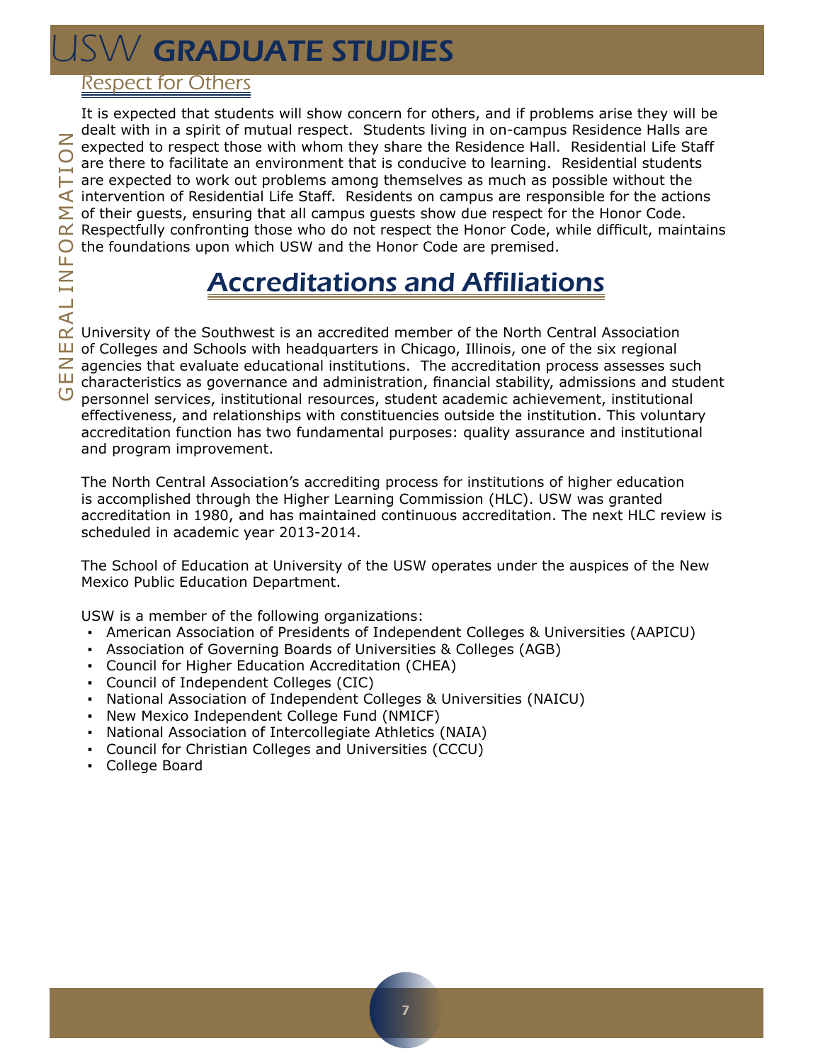### Respect for Others

It is expected that students will show concern for others, and if problems arise they will be dealt with in a spirit of mutual respect. Students living in on-campus Residence Halls are expected to respect those with whom they share the Residence Hall. Residential Life Staff are there to facilitate an environment that is conducive to learning. Residential students are expected to work out problems among themselves as much as possible without the intervention of Residential Life Staff. Residents on campus are responsible for the actions of their guests, ensuring that all campus guests show due respect for the Honor Code. Respectfully confronting those who do not respect the Honor Code, while difficult, maintains the foundations upon which USW and the Honor Code are premised.

## Accreditations and Affiliations

University of the Southwest is an accredited member of the North Central Association of Colleges and Schools with headquarters in Chicago, Illinois, one of the six regional agencies that evaluate educational institutions. The accreditation process assesses such characteristics as governance and administration, financial stability, admissions and student personnel services, institutional resources, student academic achievement, institutional effectiveness, and relationships with constituencies outside the institution. This voluntary accreditation function has two fundamental purposes: quality assurance and institutional and program improvement.

The North Central Association's accrediting process for institutions of higher education is accomplished through the Higher Learning Commission (HLC). USW was granted accreditation in 1980, and has maintained continuous accreditation. The next HLC review is scheduled in academic year 2013-2014.

The School of Education at University of the USW operates under the auspices of the New Mexico Public Education Department.

USW is a member of the following organizations:

- American Association of Presidents of Independent Colleges & Universities (AAPICU)
- Association of Governing Boards of Universities & Colleges (AGB)
- Council for Higher Education Accreditation (CHEA)
- Council of Independent Colleges (CIC)
- National Association of Independent Colleges & Universities (NAICU)
- New Mexico Independent College Fund (NMICF)
- National Association of Intercollegiate Athletics (NAIA)
- Council for Christian Colleges and Universities (CCCU)
- College Board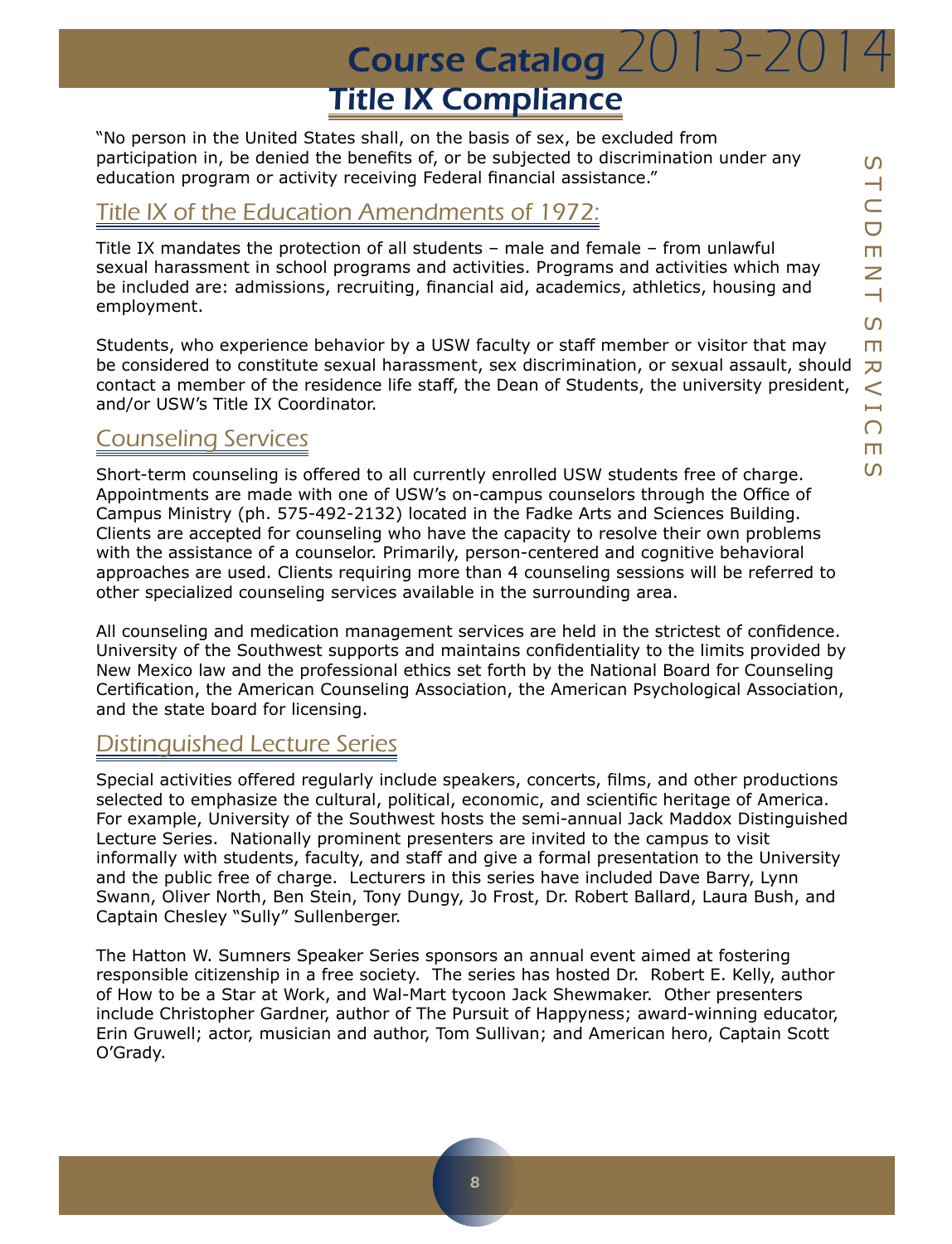# Title IX Compliance

"No person in the United States shall, on the basis of sex, be excluded from participation in, be denied the benefits of, or be subjected to discrimination under any education program or activity receiving Federal financial assistance."

## Title IX of the Education Amendments of 1972:

Title IX mandates the protection of all students – male and female – from unlawful sexual harassment in school programs and activities. Programs and activities which may be included are: admissions, recruiting, financial aid, academics, athletics, housing and employment.

Students, who experience behavior by a USW faculty or staff member or visitor that may be considered to constitute sexual harassment, sex discrimination, or sexual assault, should contact a member of the residence life staff, the Dean of Students, the university president, and/or USW's Title IX Coordinator.

## Counseling Services

Short-term counseling is offered to all currently enrolled USW students free of charge. Appointments are made with one of USW's on-campus counselors through the Office of Campus Ministry (ph. 575-492-2132) located in the Fadke Arts and Sciences Building. Clients are accepted for counseling who have the capacity to resolve their own problems with the assistance of a counselor. Primarily, person-centered and cognitive behavioral approaches are used. Clients requiring more than 4 counseling sessions will be referred to other specialized counseling services available in the surrounding area.

All counseling and medication management services are held in the strictest of confidence. University of the Southwest supports and maintains confidentiality to the limits provided by New Mexico law and the professional ethics set forth by the National Board for Counseling Certification, the American Counseling Association, the American Psychological Association, and the state board for licensing.

## Distinguished Lecture Series

Special activities offered regularly include speakers, concerts, films, and other productions selected to emphasize the cultural, political, economic, and scientific heritage of America. For example, University of the Southwest hosts the semi-annual Jack Maddox Distinguished Lecture Series. Nationally prominent presenters are invited to the campus to visit informally with students, faculty, and staff and give a formal presentation to the University and the public free of charge. Lecturers in this series have included Dave Barry, Lynn Swann, Oliver North, Ben Stein, Tony Dungy, Jo Frost, Dr. Robert Ballard, Laura Bush, and Captain Chesley "Sully" Sullenberger.

The Hatton W. Sumners Speaker Series sponsors an annual event aimed at fostering responsible citizenship in a free society. The series has hosted Dr. Robert E. Kelly, author of How to be a Star at Work, and Wal-Mart tycoon Jack Shewmaker. Other presenters include Christopher Gardner, author of The Pursuit of Happyness; award-winning educator, Erin Gruwell; actor, musician and author, Tom Sullivan; and American hero, Captain Scott O'Grady.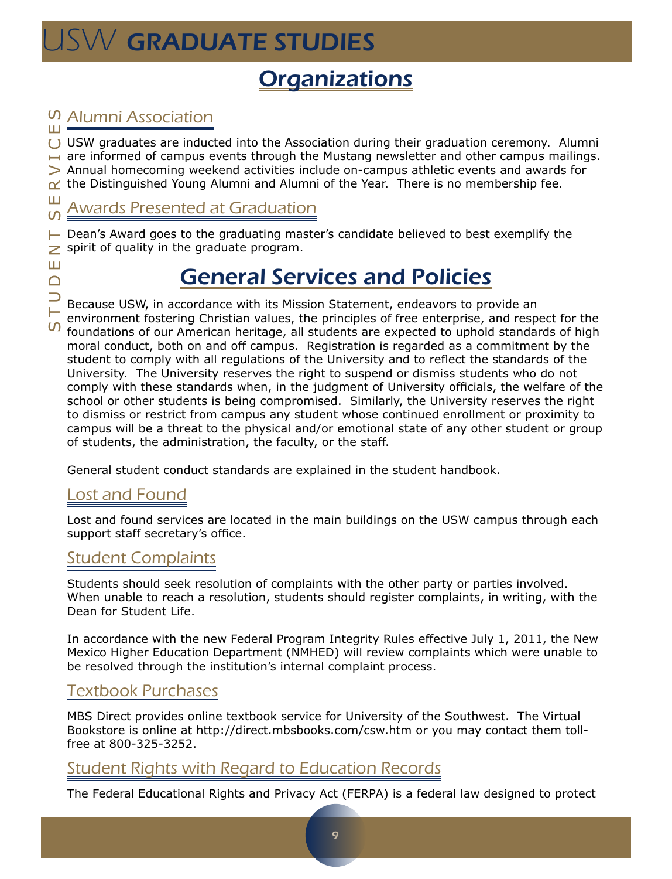# Organizations

## Alumni Association

USW graduates are inducted into the Association during their graduation ceremony. Alumni are informed of campus events through the Mustang newsletter and other campus mailings. Annual homecoming weekend activities include on-campus athletic events and awards for the Distinguished Young Alumni and Alumni of the Year. There is no membership fee.

## Awards Presented at Graduation

Dean's Award goes to the graduating master's candidate believed to best exemplify the spirit of quality in the graduate program.

# General Services and Policies

Because USW, in accordance with its Mission Statement, endeavors to provide an environment fostering Christian values, the principles of free enterprise, and respect for the foundations of our American heritage, all students are expected to uphold standards of high moral conduct, both on and off campus. Registration is regarded as a commitment by the student to comply with all regulations of the University and to reflect the standards of the University. The University reserves the right to suspend or dismiss students who do not comply with these standards when, in the judgment of University officials, the welfare of the school or other students is being compromised. Similarly, the University reserves the right to dismiss or restrict from campus any student whose continued enrollment or proximity to campus will be a threat to the physical and/or emotional state of any other student or group of students, the administration, the faculty, or the staff.

General student conduct standards are explained in the student handbook.

## Lost and Found

Lost and found services are located in the main buildings on the USW campus through each support staff secretary's office.

## Student Complaints

Students should seek resolution of complaints with the other party or parties involved. When unable to reach a resolution, students should register complaints, in writing, with the Dean for Student Life.

In accordance with the new Federal Program Integrity Rules effective July 1, 2011, the New Mexico Higher Education Department (NMHED) will review complaints which were unable to be resolved through the institution's internal complaint process.

## Textbook Purchases

MBS Direct provides online textbook service for University of the Southwest. The Virtual Bookstore is online at http://direct.mbsbooks.com/csw.htm or you may contact them toll-free at 800-325-3252.

## Student Rights with Regard to Education Records

The Federal Educational Rights and Privacy Act (FERPA) is a federal law designed to protect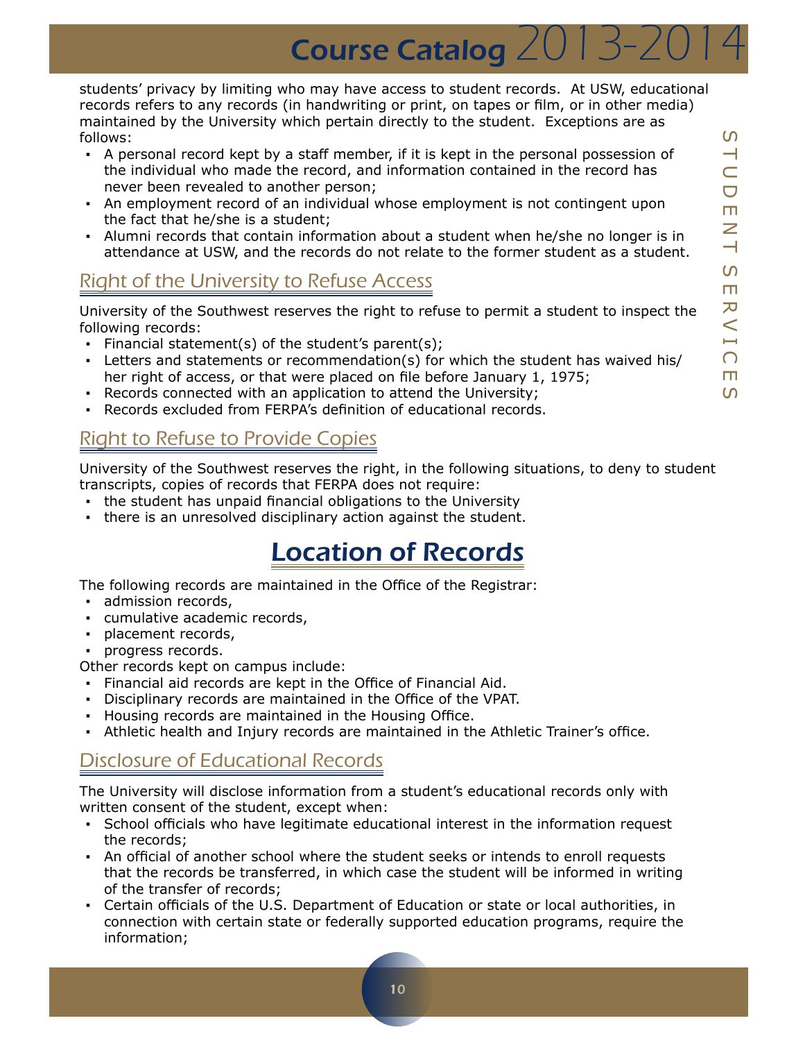students' privacy by limiting who may have access to student records. At USW, educational records refers to any records (in handwriting or print, on tapes or film, or in other media) maintained by the University which pertain directly to the student. Exceptions are as follows:

- A personal record kept by a staff member, if it is kept in the personal possession of the individual who made the record, and information contained in the record has never been revealed to another person;
- An employment record of an individual whose employment is not contingent upon the fact that he/she is a student;
- Alumni records that contain information about a student when he/she no longer is in attendance at USW, and the records do not relate to the former student as a student.

## Right of the University to Refuse Access

University of the Southwest reserves the right to refuse to permit a student to inspect the following records:

- Financial statement(s) of the student's parent(s);
- Letters and statements or recommendation(s) for which the student has waived his/her right of access, or that were placed on file before January 1, 1975;
- Records connected with an application to attend the University;
- Records excluded from FERPA's definition of educational records.

## Right to Refuse to Provide Copies

University of the Southwest reserves the right, in the following situations, to deny to student transcripts, copies of records that FERPA does not require:

- the student has unpaid financial obligations to the University
- there is an unresolved disciplinary action against the student.

# Location of Records

The following records are maintained in the Office of the Registrar:

- admission records,
- cumulative academic records,
- placement records,
- progress records.

Other records kept on campus include:

- Financial aid records are kept in the Office of Financial Aid.
- Disciplinary records are maintained in the Office of the VPAT.
- Housing records are maintained in the Housing Office.
- Athletic health and Injury records are maintained in the Athletic Trainer's office.

## Disclosure of Educational Records

The University will disclose information from a student's educational records only with written consent of the student, except when:

- School officials who have legitimate educational interest in the information request the records;
- An official of another school where the student seeks or intends to enroll requests that the records be transferred, in which case the student will be informed in writing of the transfer of records;
- Certain officials of the U.S. Department of Education or state or local authorities, in connection with certain state or federally supported education programs, require the information;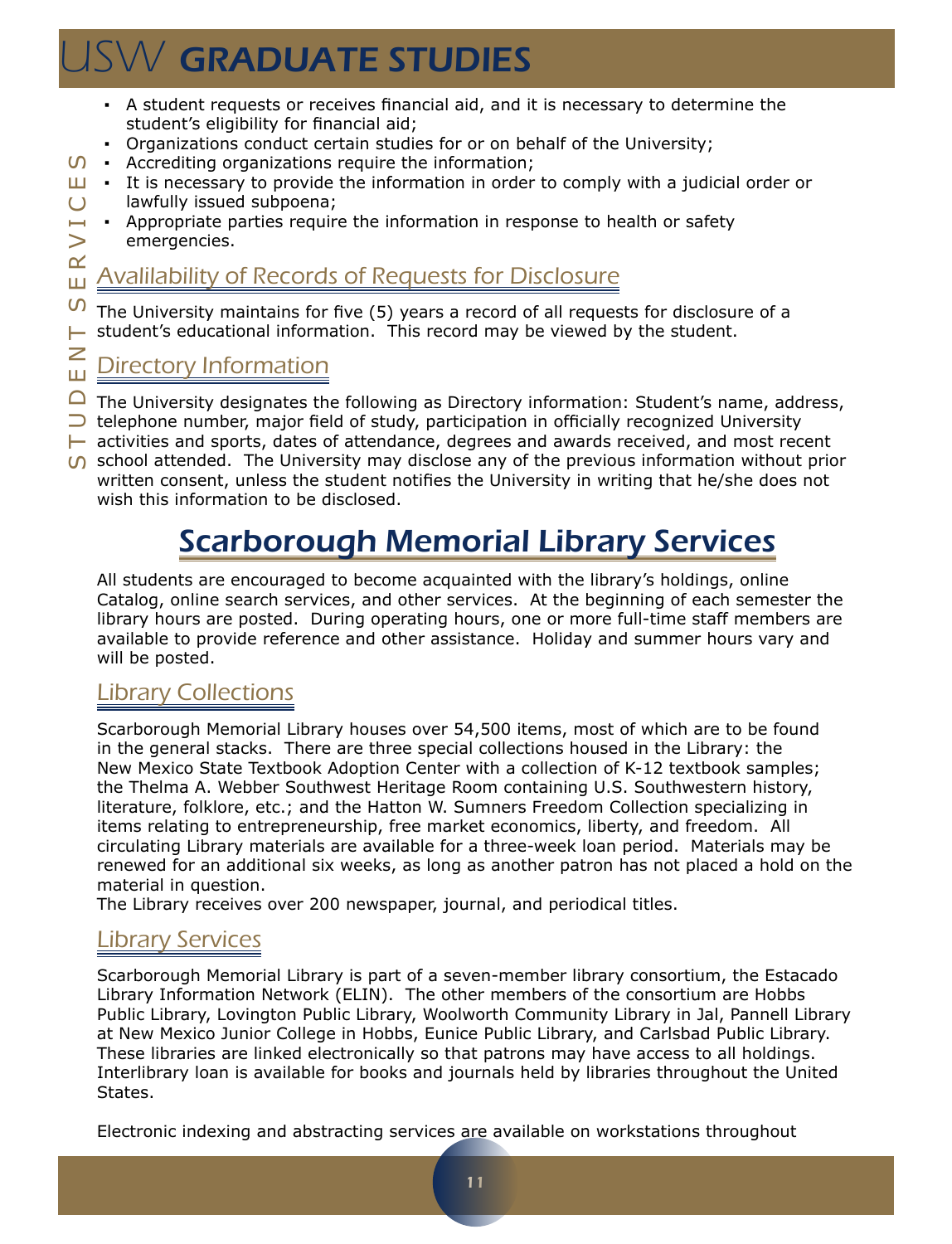- A student requests or receives financial aid, and it is necessary to determine the student's eligibility for financial aid;
- Organizations conduct certain studies for or on behalf of the University;
- Accrediting organizations require the information;
- It is necessary to provide the information in order to comply with a judicial order or lawfully issued subpoena;
- Appropriate parties require the information in response to health or safety emergencies.

### Availability of Records of Requests for Disclosure

The University maintains for five (5) years a record of all requests for disclosure of a student's educational information. This record may be viewed by the student.

### Directory Information

The University designates the following as Directory information: Student's name, address, telephone number, major field of study, participation in officially recognized University activities and sports, dates of attendance, degrees and awards received, and most recent school attended. The University may disclose any of the previous information without prior written consent, unless the student notifies the University in writing that he/she does not wish this information to be disclosed.

## Scarborough Memorial Library Services

All students are encouraged to become acquainted with the library's holdings, online Catalog, online search services, and other services. At the beginning of each semester the library hours are posted. During operating hours, one or more full-time staff members are available to provide reference and other assistance. Holiday and summer hours vary and will be posted.

### Library Collections

Scarborough Memorial Library houses over 54,500 items, most of which are to be found in the general stacks. There are three special collections housed in the Library: the New Mexico State Textbook Adoption Center with a collection of K-12 textbook samples; the Thelma A. Webber Southwest Heritage Room containing U.S. Southwestern history, literature, folklore, etc.; and the Hatton W. Sumners Freedom Collection specializing in items relating to entrepreneurship, free market economics, liberty, and freedom. All circulating Library materials are available for a three-week loan period. Materials may be renewed for an additional six weeks, as long as another patron has not placed a hold on the material in question.
The Library receives over 200 newspaper, journal, and periodical titles.

### Library Services

Scarborough Memorial Library is part of a seven-member library consortium, the Estacado Library Information Network (ELIN). The other members of the consortium are Hobbs Public Library, Lovington Public Library, Woolworth Community Library in Jal, Pannell Library at New Mexico Junior College in Hobbs, Eunice Public Library, and Carlsbad Public Library. These libraries are linked electronically so that patrons may have access to all holdings. Interlibrary loan is available for books and journals held by libraries throughout the United States.

Electronic indexing and abstracting services are available on workstations throughout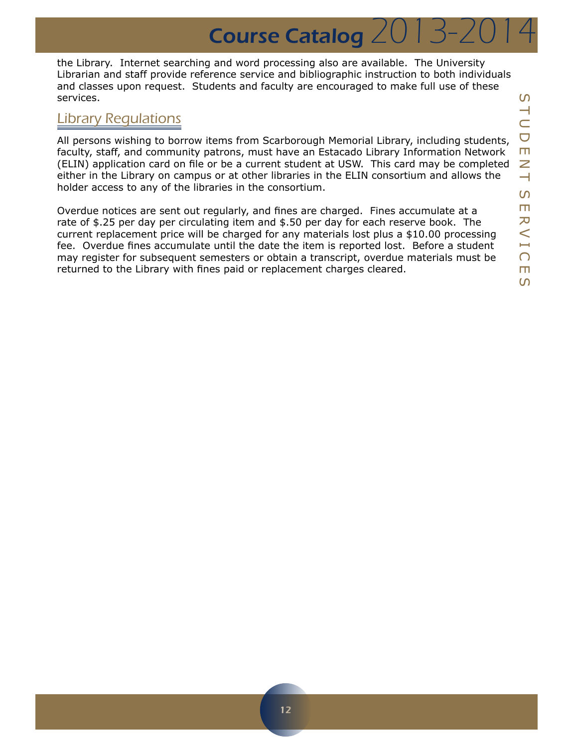the Library. Internet searching and word processing also are available. The University Librarian and staff provide reference service and bibliographic instruction to both individuals and classes upon request. Students and faculty are encouraged to make full use of these services.

## Library Regulations

All persons wishing to borrow items from Scarborough Memorial Library, including students, faculty, staff, and community patrons, must have an Estacado Library Information Network (ELIN) application card on file or be a current student at USW. This card may be completed either in the Library on campus or at other libraries in the ELIN consortium and allows the holder access to any of the libraries in the consortium.

Overdue notices are sent out regularly, and fines are charged. Fines accumulate at a rate of $.25 per day per circulating item and $.50 per day for each reserve book. The current replacement price will be charged for any materials lost plus a $10.00 processing fee. Overdue fines accumulate until the date the item is reported lost. Before a student may register for subsequent semesters or obtain a transcript, overdue materials must be returned to the Library with fines paid or replacement charges cleared.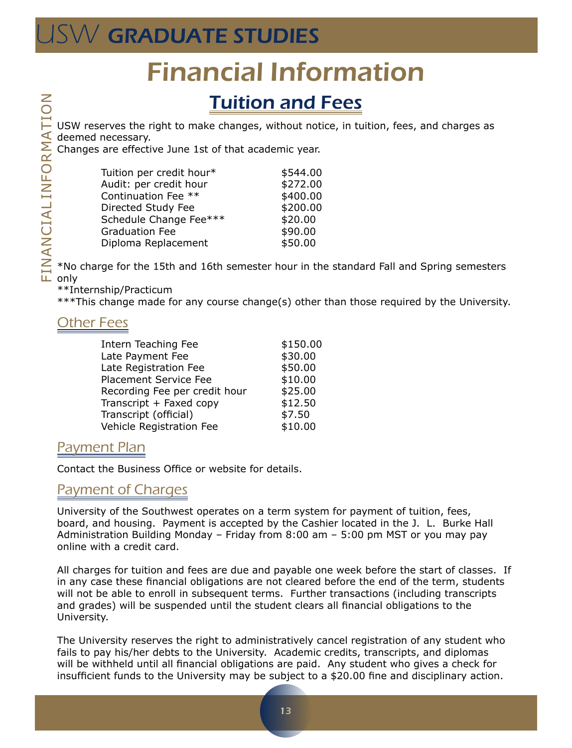# Financial Information

## Tuition and Fees

USW reserves the right to make changes, without notice, in tuition, fees, and charges as deemed necessary.
Changes are effective June 1st of that academic year.

| | |
|---|---|
| Tuition per credit hour* | $544.00 |
| Audit: per credit hour | $272.00 |
| Continuation Fee ** | $400.00 |
| Directed Study Fee | $200.00 |
| Schedule Change Fee*** | $20.00 |
| Graduation Fee | $90.00 |
| Diploma Replacement | $50.00 |

*No charge for the 15th and 16th semester hour in the standard Fall and Spring semesters only

**Internship/Practicum

***This change made for any course change(s) other than those required by the University.

### Other Fees

| | |
|---|---|
| Intern Teaching Fee | $150.00 |
| Late Payment Fee | $30.00 |
| Late Registration Fee | $50.00 |
| Placement Service Fee | $10.00 |
| Recording Fee per credit hour | $25.00 |
| Transcript + Faxed copy | $12.50 |
| Transcript (official) | $7.50 |
| Vehicle Registration Fee | $10.00 |

### Payment Plan

Contact the Business Office or website for details.

### Payment of Charges

University of the Southwest operates on a term system for payment of tuition, fees, board, and housing. Payment is accepted by the Cashier located in the J. L. Burke Hall Administration Building Monday – Friday from 8:00 am – 5:00 pm MST or you may pay online with a credit card.

All charges for tuition and fees are due and payable one week before the start of classes. If in any case these financial obligations are not cleared before the end of the term, students will not be able to enroll in subsequent terms. Further transactions (including transcripts and grades) will be suspended until the student clears all financial obligations to the University.

The University reserves the right to administratively cancel registration of any student who fails to pay his/her debts to the University. Academic credits, transcripts, and diplomas will be withheld until all financial obligations are paid. Any student who gives a check for insufficient funds to the University may be subject to a $20.00 fine and disciplinary action.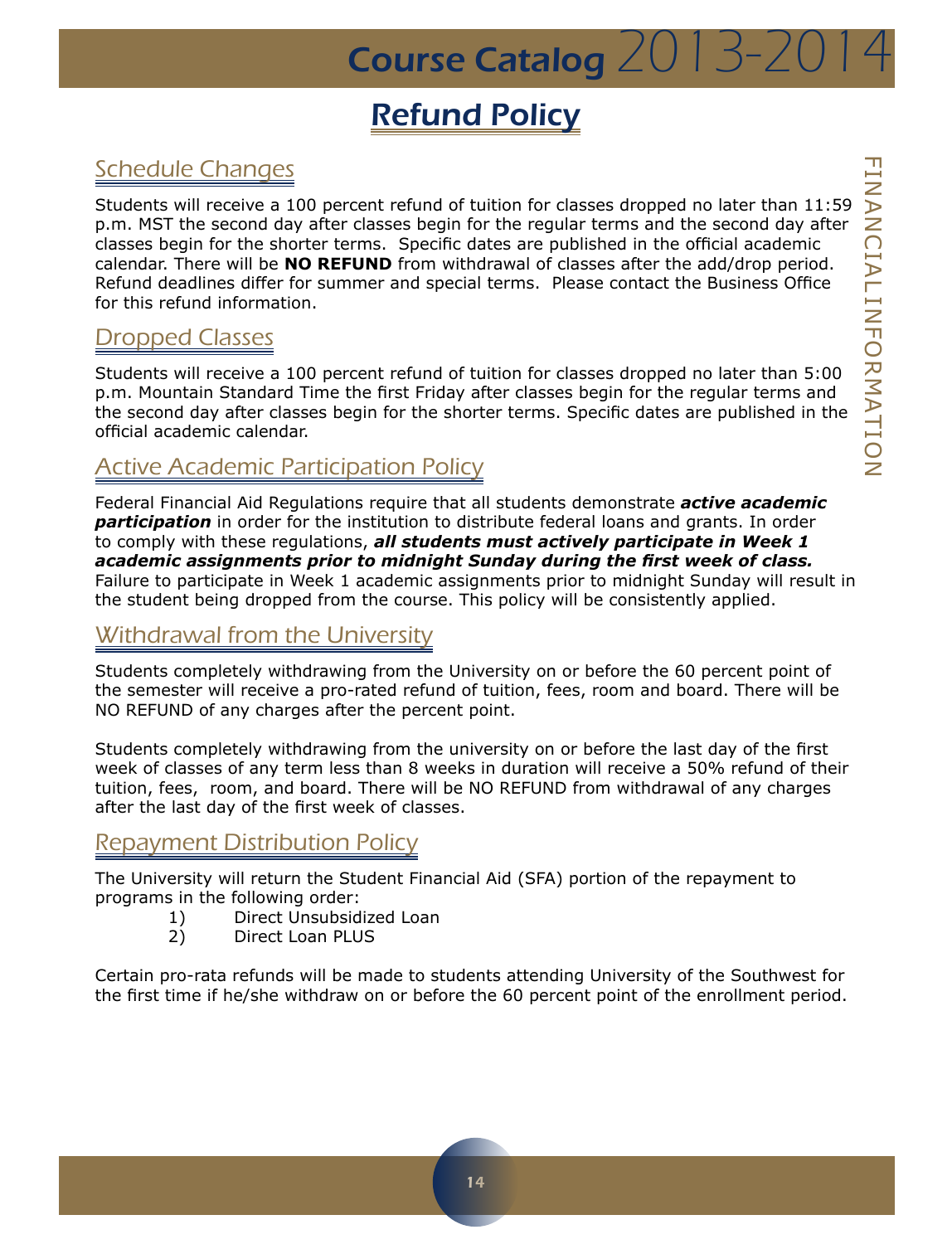# Refund Policy

## Schedule Changes

Students will receive a 100 percent refund of tuition for classes dropped no later than 11:59 p.m. MST the second day after classes begin for the regular terms and the second day after classes begin for the shorter terms. Specific dates are published in the official academic calendar. There will be **NO REFUND** from withdrawal of classes after the add/drop period. Refund deadlines differ for summer and special terms. Please contact the Business Office for this refund information.

## Dropped Classes

Students will receive a 100 percent refund of tuition for classes dropped no later than 5:00 p.m. Mountain Standard Time the first Friday after classes begin for the regular terms and the second day after classes begin for the shorter terms. Specific dates are published in the official academic calendar.

## Active Academic Participation Policy

Federal Financial Aid Regulations require that all students demonstrate ***active academic participation*** in order for the institution to distribute federal loans and grants. In order to comply with these regulations, ***all students must actively participate in Week 1 academic assignments prior to midnight Sunday during the first week of class.*** Failure to participate in Week 1 academic assignments prior to midnight Sunday will result in the student being dropped from the course. This policy will be consistently applied.

## Withdrawal from the University

Students completely withdrawing from the University on or before the 60 percent point of the semester will receive a pro-rated refund of tuition, fees, room and board. There will be NO REFUND of any charges after the percent point.

Students completely withdrawing from the university on or before the last day of the first week of classes of any term less than 8 weeks in duration will receive a 50% refund of their tuition, fees, room, and board. There will be NO REFUND from withdrawal of any charges after the last day of the first week of classes.

## Repayment Distribution Policy

The University will return the Student Financial Aid (SFA) portion of the repayment to programs in the following order:

1) Direct Unsubsidized Loan
2) Direct Loan PLUS

Certain pro-rata refunds will be made to students attending University of the Southwest for the first time if he/she withdraw on or before the 60 percent point of the enrollment period.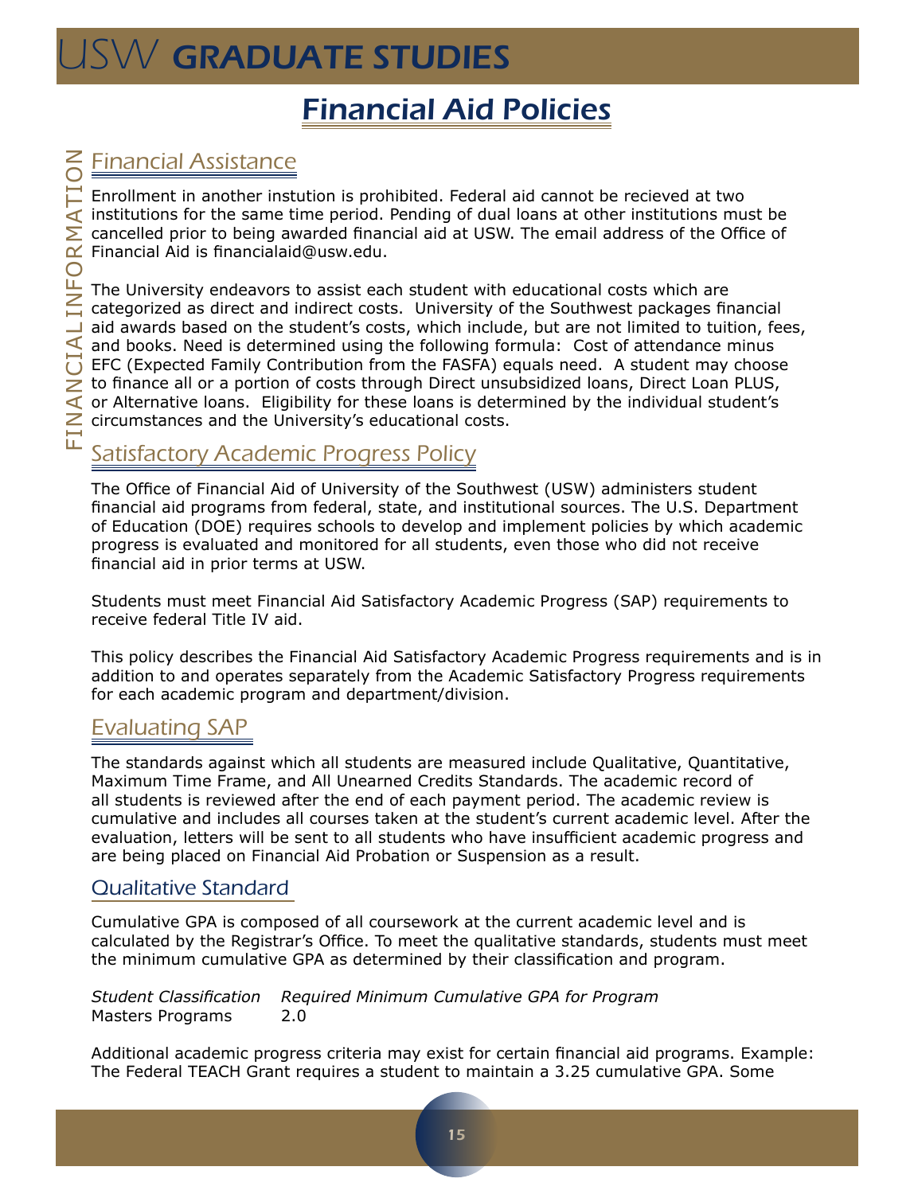# Financial Aid Policies

## Financial Assistance

Enrollment in another instution is prohibited. Federal aid cannot be recieved at two institutions for the same time period. Pending of dual loans at other institutions must be cancelled prior to being awarded financial aid at USW. The email address of the Office of Financial Aid is financialaid@usw.edu.

The University endeavors to assist each student with educational costs which are categorized as direct and indirect costs. University of the Southwest packages financial aid awards based on the student's costs, which include, but are not limited to tuition, fees, and books. Need is determined using the following formula: Cost of attendance minus EFC (Expected Family Contribution from the FASFA) equals need. A student may choose to finance all or a portion of costs through Direct unsubsidized loans, Direct Loan PLUS, or Alternative loans. Eligibility for these loans is determined by the individual student's circumstances and the University's educational costs.

## Satisfactory Academic Progress Policy

The Office of Financial Aid of University of the Southwest (USW) administers student financial aid programs from federal, state, and institutional sources. The U.S. Department of Education (DOE) requires schools to develop and implement policies by which academic progress is evaluated and monitored for all students, even those who did not receive financial aid in prior terms at USW.

Students must meet Financial Aid Satisfactory Academic Progress (SAP) requirements to receive federal Title IV aid.

This policy describes the Financial Aid Satisfactory Academic Progress requirements and is in addition to and operates separately from the Academic Satisfactory Progress requirements for each academic program and department/division.

## Evaluating SAP

The standards against which all students are measured include Qualitative, Quantitative, Maximum Time Frame, and All Unearned Credits Standards. The academic record of all students is reviewed after the end of each payment period. The academic review is cumulative and includes all courses taken at the student's current academic level. After the evaluation, letters will be sent to all students who have insufficient academic progress and are being placed on Financial Aid Probation or Suspension as a result.

## Qualitative Standard

Cumulative GPA is composed of all coursework at the current academic level and is calculated by the Registrar's Office. To meet the qualitative standards, students must meet the minimum cumulative GPA as determined by their classification and program.

| *Student Classification* | *Required Minimum Cumulative GPA for Program* |
|---|---|
| Masters Programs | 2.0 |

Additional academic progress criteria may exist for certain financial aid programs. Example: The Federal TEACH Grant requires a student to maintain a 3.25 cumulative GPA. Some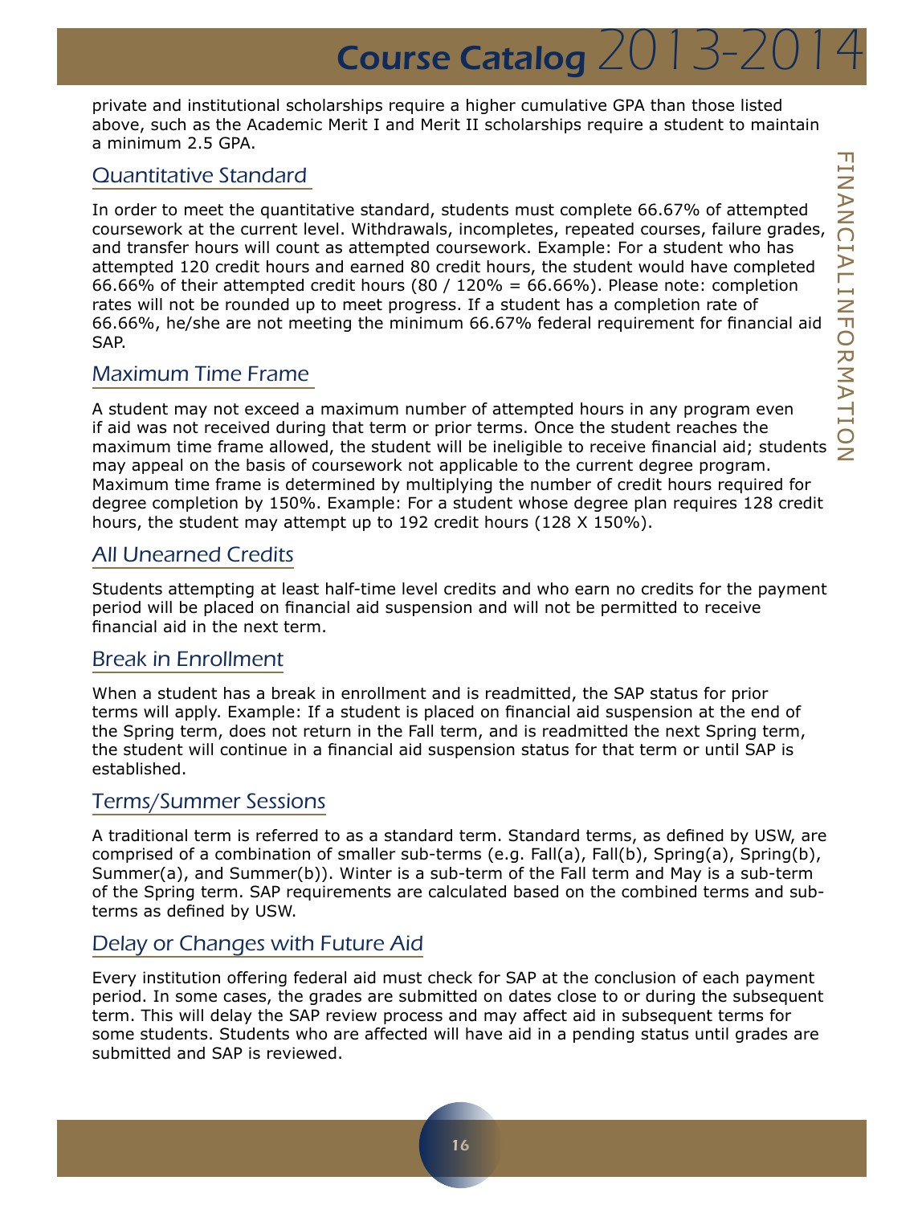private and institutional scholarships require a higher cumulative GPA than those listed above, such as the Academic Merit I and Merit II scholarships require a student to maintain a minimum 2.5 GPA.

## Quantitative Standard

In order to meet the quantitative standard, students must complete 66.67% of attempted coursework at the current level. Withdrawals, incompletes, repeated courses, failure grades, and transfer hours will count as attempted coursework. Example: For a student who has attempted 120 credit hours and earned 80 credit hours, the student would have completed 66.66% of their attempted credit hours (80 / 120% = 66.66%). Please note: completion rates will not be rounded up to meet progress. If a student has a completion rate of 66.66%, he/she are not meeting the minimum 66.67% federal requirement for financial aid SAP.

## Maximum Time Frame

A student may not exceed a maximum number of attempted hours in any program even if aid was not received during that term or prior terms. Once the student reaches the maximum time frame allowed, the student will be ineligible to receive financial aid; students may appeal on the basis of coursework not applicable to the current degree program. Maximum time frame is determined by multiplying the number of credit hours required for degree completion by 150%. Example: For a student whose degree plan requires 128 credit hours, the student may attempt up to 192 credit hours (128 X 150%).

## All Unearned Credits

Students attempting at least half-time level credits and who earn no credits for the payment period will be placed on financial aid suspension and will not be permitted to receive financial aid in the next term.

## Break in Enrollment

When a student has a break in enrollment and is readmitted, the SAP status for prior terms will apply. Example: If a student is placed on financial aid suspension at the end of the Spring term, does not return in the Fall term, and is readmitted the next Spring term, the student will continue in a financial aid suspension status for that term or until SAP is established.

## Terms/Summer Sessions

A traditional term is referred to as a standard term. Standard terms, as defined by USW, are comprised of a combination of smaller sub-terms (e.g. Fall(a), Fall(b), Spring(a), Spring(b), Summer(a), and Summer(b)). Winter is a sub-term of the Fall term and May is a sub-term of the Spring term. SAP requirements are calculated based on the combined terms and sub-terms as defined by USW.

## Delay or Changes with Future Aid

Every institution offering federal aid must check for SAP at the conclusion of each payment period. In some cases, the grades are submitted on dates close to or during the subsequent term. This will delay the SAP review process and may affect aid in subsequent terms for some students. Students who are affected will have aid in a pending status until grades are submitted and SAP is reviewed.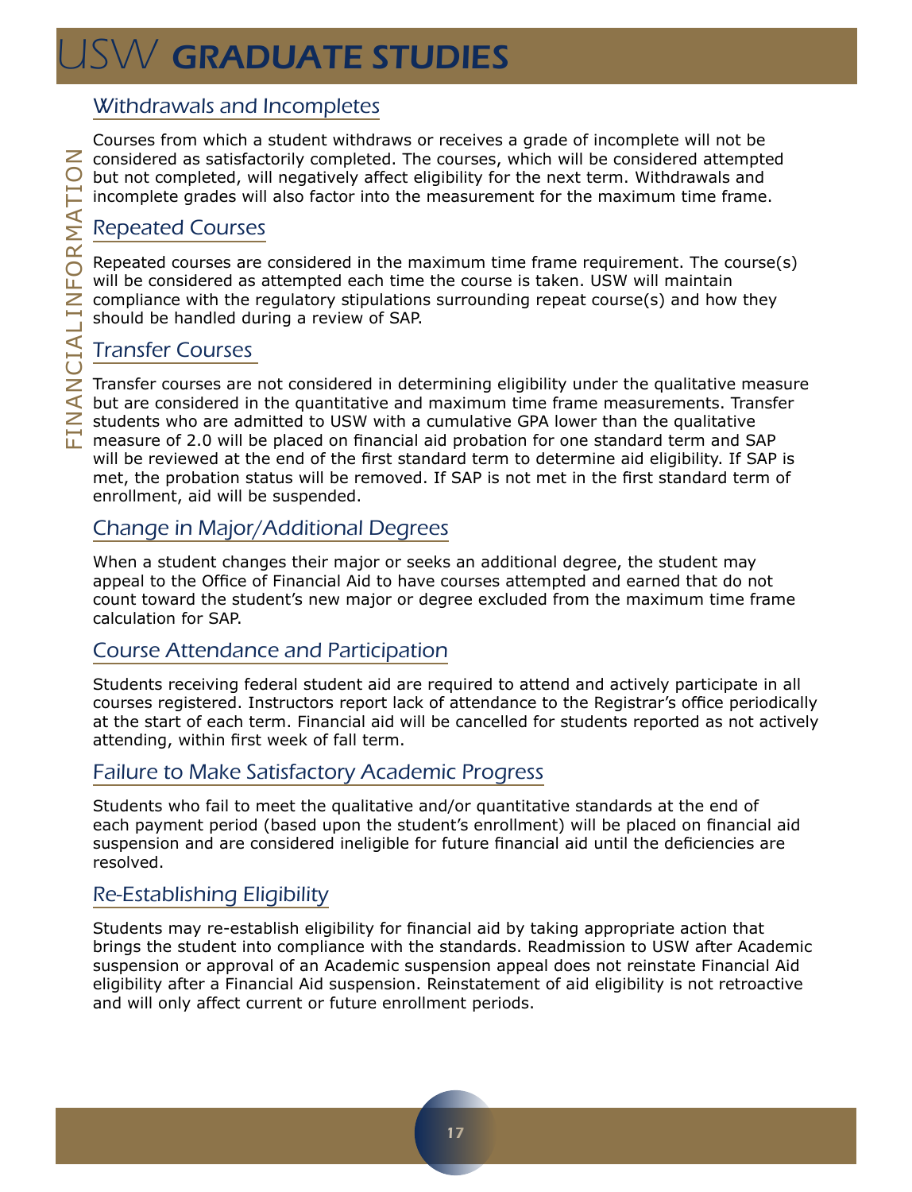## Withdrawals and Incompletes

Courses from which a student withdraws or receives a grade of incomplete will not be considered as satisfactorily completed. The courses, which will be considered attempted but not completed, will negatively affect eligibility for the next term. Withdrawals and incomplete grades will also factor into the measurement for the maximum time frame.

## Repeated Courses

Repeated courses are considered in the maximum time frame requirement. The course(s) will be considered as attempted each time the course is taken. USW will maintain compliance with the regulatory stipulations surrounding repeat course(s) and how they should be handled during a review of SAP.

## Transfer Courses

Transfer courses are not considered in determining eligibility under the qualitative measure but are considered in the quantitative and maximum time frame measurements. Transfer students who are admitted to USW with a cumulative GPA lower than the qualitative measure of 2.0 will be placed on financial aid probation for one standard term and SAP will be reviewed at the end of the first standard term to determine aid eligibility. If SAP is met, the probation status will be removed. If SAP is not met in the first standard term of enrollment, aid will be suspended.

## Change in Major/Additional Degrees

When a student changes their major or seeks an additional degree, the student may appeal to the Office of Financial Aid to have courses attempted and earned that do not count toward the student's new major or degree excluded from the maximum time frame calculation for SAP.

## Course Attendance and Participation

Students receiving federal student aid are required to attend and actively participate in all courses registered. Instructors report lack of attendance to the Registrar's office periodically at the start of each term. Financial aid will be cancelled for students reported as not actively attending, within first week of fall term.

## Failure to Make Satisfactory Academic Progress

Students who fail to meet the qualitative and/or quantitative standards at the end of each payment period (based upon the student's enrollment) will be placed on financial aid suspension and are considered ineligible for future financial aid until the deficiencies are resolved.

## Re-Establishing Eligibility

Students may re-establish eligibility for financial aid by taking appropriate action that brings the student into compliance with the standards. Readmission to USW after Academic suspension or approval of an Academic suspension appeal does not reinstate Financial Aid eligibility after a Financial Aid suspension. Reinstatement of aid eligibility is not retroactive and will only affect current or future enrollment periods.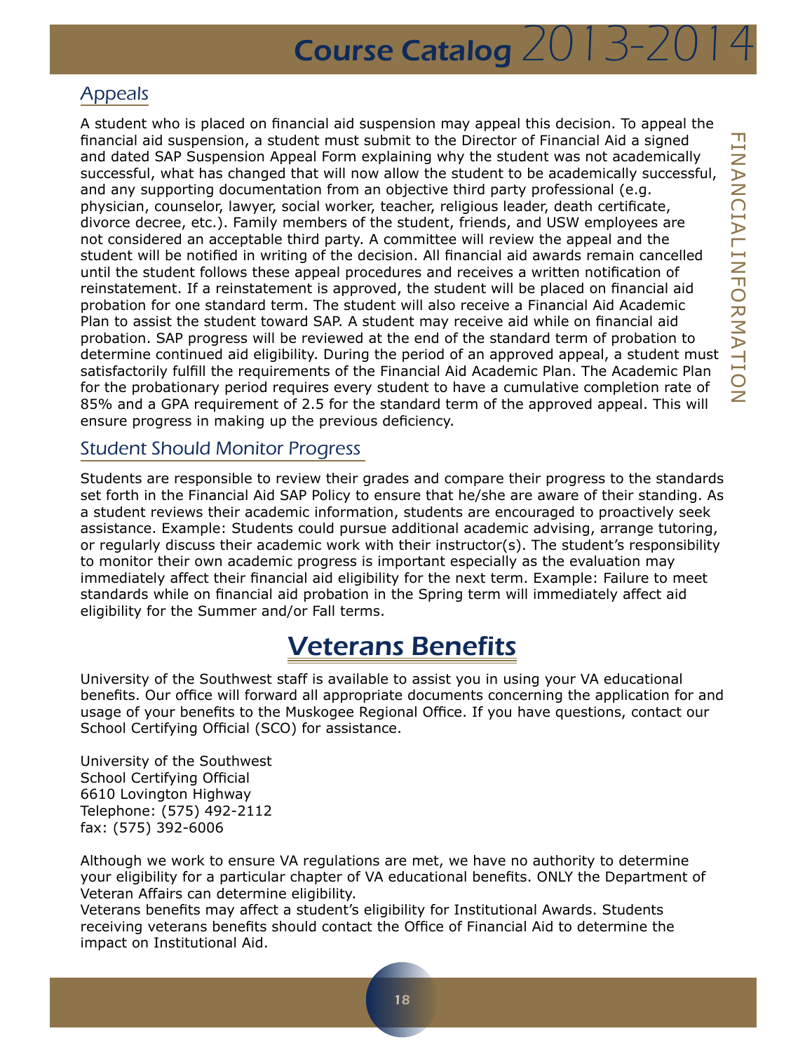## Appeals

A student who is placed on financial aid suspension may appeal this decision. To appeal the financial aid suspension, a student must submit to the Director of Financial Aid a signed and dated SAP Suspension Appeal Form explaining why the student was not academically successful, what has changed that will now allow the student to be academically successful, and any supporting documentation from an objective third party professional (e.g. physician, counselor, lawyer, social worker, teacher, religious leader, death certificate, divorce decree, etc.). Family members of the student, friends, and USW employees are not considered an acceptable third party. A committee will review the appeal and the student will be notified in writing of the decision. All financial aid awards remain cancelled until the student follows these appeal procedures and receives a written notification of reinstatement. If a reinstatement is approved, the student will be placed on financial aid probation for one standard term. The student will also receive a Financial Aid Academic Plan to assist the student toward SAP. A student may receive aid while on financial aid probation. SAP progress will be reviewed at the end of the standard term of probation to determine continued aid eligibility. During the period of an approved appeal, a student must satisfactorily fulfill the requirements of the Financial Aid Academic Plan. The Academic Plan for the probationary period requires every student to have a cumulative completion rate of 85% and a GPA requirement of 2.5 for the standard term of the approved appeal. This will ensure progress in making up the previous deficiency.

## Student Should Monitor Progress

Students are responsible to review their grades and compare their progress to the standards set forth in the Financial Aid SAP Policy to ensure that he/she are aware of their standing. As a student reviews their academic information, students are encouraged to proactively seek assistance. Example: Students could pursue additional academic advising, arrange tutoring, or regularly discuss their academic work with their instructor(s). The student's responsibility to monitor their own academic progress is important especially as the evaluation may immediately affect their financial aid eligibility for the next term. Example: Failure to meet standards while on financial aid probation in the Spring term will immediately affect aid eligibility for the Summer and/or Fall terms.

# Veterans Benefits

University of the Southwest staff is available to assist you in using your VA educational benefits. Our office will forward all appropriate documents concerning the application for and usage of your benefits to the Muskogee Regional Office. If you have questions, contact our School Certifying Official (SCO) for assistance.

University of the Southwest  
School Certifying Official  
6610 Lovington Highway  
Telephone: (575) 492-2112  
fax: (575) 392-6006

Although we work to ensure VA regulations are met, we have no authority to determine your eligibility for a particular chapter of VA educational benefits. ONLY the Department of Veteran Affairs can determine eligibility.
Veterans benefits may affect a student's eligibility for Institutional Awards. Students receiving veterans benefits should contact the Office of Financial Aid to determine the impact on Institutional Aid.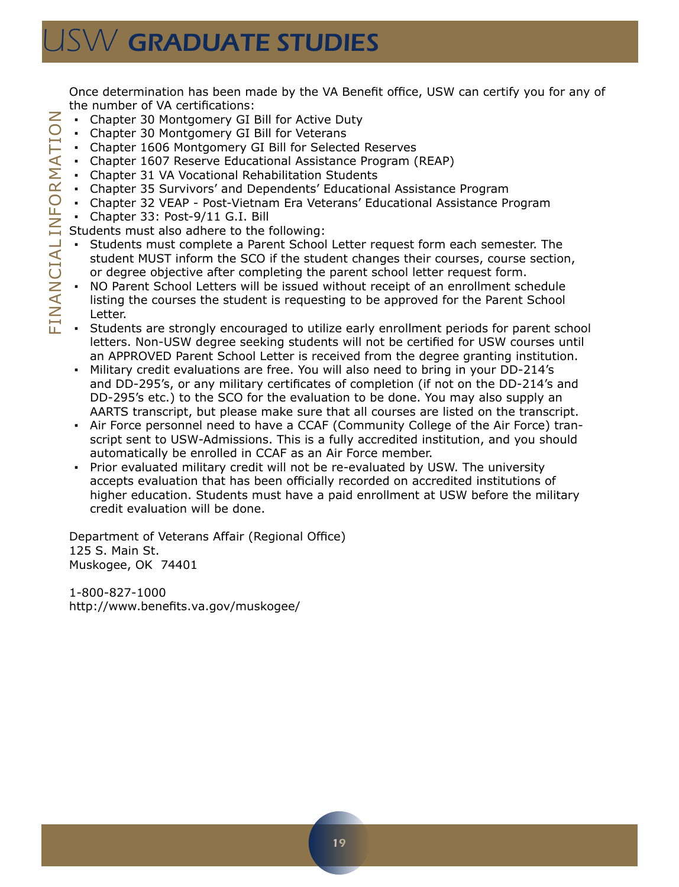Once determination has been made by the VA Benefit office, USW can certify you for any of the number of VA certifications:

- Chapter 30 Montgomery GI Bill for Active Duty
- Chapter 30 Montgomery GI Bill for Veterans
- Chapter 1606 Montgomery GI Bill for Selected Reserves
- Chapter 1607 Reserve Educational Assistance Program (REAP)
- Chapter 31 VA Vocational Rehabilitation Students
- Chapter 35 Survivors' and Dependents' Educational Assistance Program
- Chapter 32 VEAP - Post-Vietnam Era Veterans' Educational Assistance Program
- Chapter 33: Post-9/11 G.I. Bill

Students must also adhere to the following:

- Students must complete a Parent School Letter request form each semester. The student MUST inform the SCO if the student changes their courses, course section, or degree objective after completing the parent school letter request form.
- NO Parent School Letters will be issued without receipt of an enrollment schedule listing the courses the student is requesting to be approved for the Parent School Letter.
- Students are strongly encouraged to utilize early enrollment periods for parent school letters. Non-USW degree seeking students will not be certified for USW courses until an APPROVED Parent School Letter is received from the degree granting institution.
- Military credit evaluations are free. You will also need to bring in your DD-214's and DD-295's, or any military certificates of completion (if not on the DD-214's and DD-295's etc.) to the SCO for the evaluation to be done. You may also supply an AARTS transcript, but please make sure that all courses are listed on the transcript.
- Air Force personnel need to have a CCAF (Community College of the Air Force) transcript sent to USW-Admissions. This is a fully accredited institution, and you should automatically be enrolled in CCAF as an Air Force member.
- Prior evaluated military credit will not be re-evaluated by USW. The university accepts evaluation that has been officially recorded on accredited institutions of higher education. Students must have a paid enrollment at USW before the military credit evaluation will be done.

Department of Veterans Affair (Regional Office)
125 S. Main St.
Muskogee, OK 74401

1-800-827-1000
http://www.benefits.va.gov/muskogee/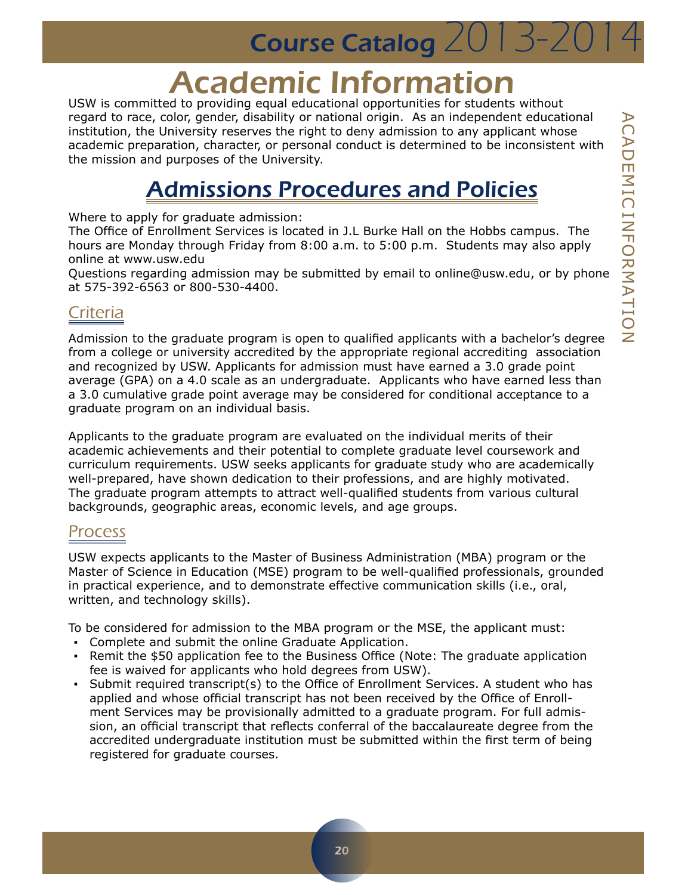# Academic Information

USW is committed to providing equal educational opportunities for students without regard to race, color, gender, disability or national origin. As an independent educational institution, the University reserves the right to deny admission to any applicant whose academic preparation, character, or personal conduct is determined to be inconsistent with the mission and purposes of the University.

## Admissions Procedures and Policies

Where to apply for graduate admission:
The Office of Enrollment Services is located in J.L Burke Hall on the Hobbs campus. The hours are Monday through Friday from 8:00 a.m. to 5:00 p.m. Students may also apply online at www.usw.edu
Questions regarding admission may be submitted by email to online@usw.edu, or by phone at 575-392-6563 or 800-530-4400.

### Criteria

Admission to the graduate program is open to qualified applicants with a bachelor's degree from a college or university accredited by the appropriate regional accrediting association and recognized by USW. Applicants for admission must have earned a 3.0 grade point average (GPA) on a 4.0 scale as an undergraduate. Applicants who have earned less than a 3.0 cumulative grade point average may be considered for conditional acceptance to a graduate program on an individual basis.

Applicants to the graduate program are evaluated on the individual merits of their academic achievements and their potential to complete graduate level coursework and curriculum requirements. USW seeks applicants for graduate study who are academically well-prepared, have shown dedication to their professions, and are highly motivated. The graduate program attempts to attract well-qualified students from various cultural backgrounds, geographic areas, economic levels, and age groups.

### Process

USW expects applicants to the Master of Business Administration (MBA) program or the Master of Science in Education (MSE) program to be well-qualified professionals, grounded in practical experience, and to demonstrate effective communication skills (i.e., oral, written, and technology skills).

To be considered for admission to the MBA program or the MSE, the applicant must:

- Complete and submit the online Graduate Application.
- Remit the $50 application fee to the Business Office (Note: The graduate application fee is waived for applicants who hold degrees from USW).
- Submit required transcript(s) to the Office of Enrollment Services. A student who has applied and whose official transcript has not been received by the Office of Enrollment Services may be provisionally admitted to a graduate program. For full admission, an official transcript that reflects conferral of the baccalaureate degree from the accredited undergraduate institution must be submitted within the first term of being registered for graduate courses.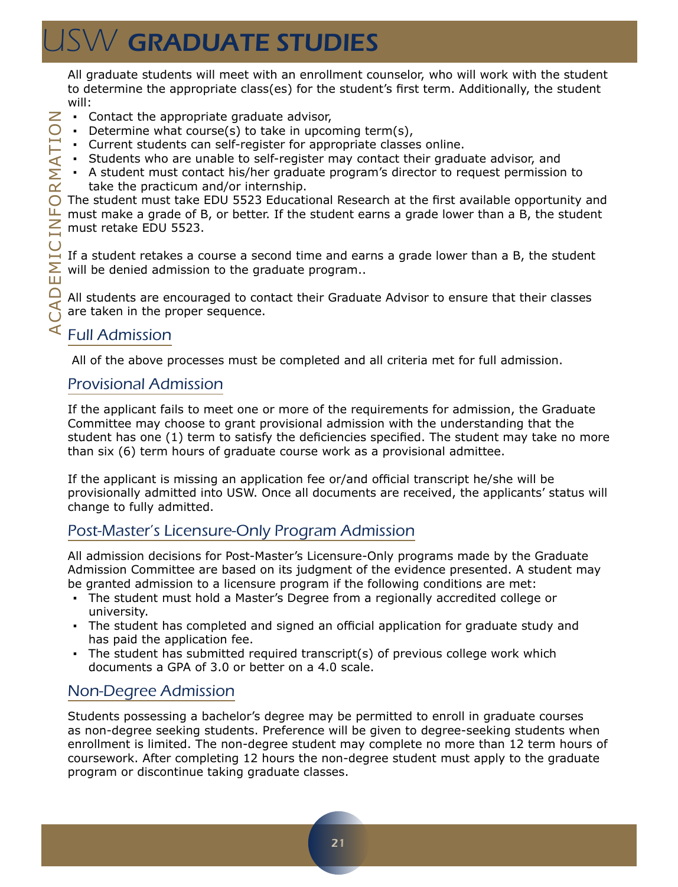All graduate students will meet with an enrollment counselor, who will work with the student to determine the appropriate class(es) for the student's first term. Additionally, the student will:

- Contact the appropriate graduate advisor,
- Determine what course(s) to take in upcoming term(s),
- Current students can self-register for appropriate classes online.
- Students who are unable to self-register may contact their graduate advisor, and
- A student must contact his/her graduate program's director to request permission to take the practicum and/or internship.

The student must take EDU 5523 Educational Research at the first available opportunity and must make a grade of B, or better. If the student earns a grade lower than a B, the student must retake EDU 5523.

If a student retakes a course a second time and earns a grade lower than a B, the student will be denied admission to the graduate program..

All students are encouraged to contact their Graduate Advisor to ensure that their classes are taken in the proper sequence.

## Full Admission

All of the above processes must be completed and all criteria met for full admission.

## Provisional Admission

If the applicant fails to meet one or more of the requirements for admission, the Graduate Committee may choose to grant provisional admission with the understanding that the student has one (1) term to satisfy the deficiencies specified. The student may take no more than six (6) term hours of graduate course work as a provisional admittee.

If the applicant is missing an application fee or/and official transcript he/she will be provisionally admitted into USW. Once all documents are received, the applicants' status will change to fully admitted.

## Post-Master's Licensure-Only Program Admission

All admission decisions for Post-Master's Licensure-Only programs made by the Graduate Admission Committee are based on its judgment of the evidence presented. A student may be granted admission to a licensure program if the following conditions are met:

- The student must hold a Master's Degree from a regionally accredited college or university.
- The student has completed and signed an official application for graduate study and has paid the application fee.
- The student has submitted required transcript(s) of previous college work which documents a GPA of 3.0 or better on a 4.0 scale.

## Non-Degree Admission

Students possessing a bachelor's degree may be permitted to enroll in graduate courses as non-degree seeking students. Preference will be given to degree-seeking students when enrollment is limited. The non-degree student may complete no more than 12 term hours of coursework. After completing 12 hours the non-degree student must apply to the graduate program or discontinue taking graduate classes.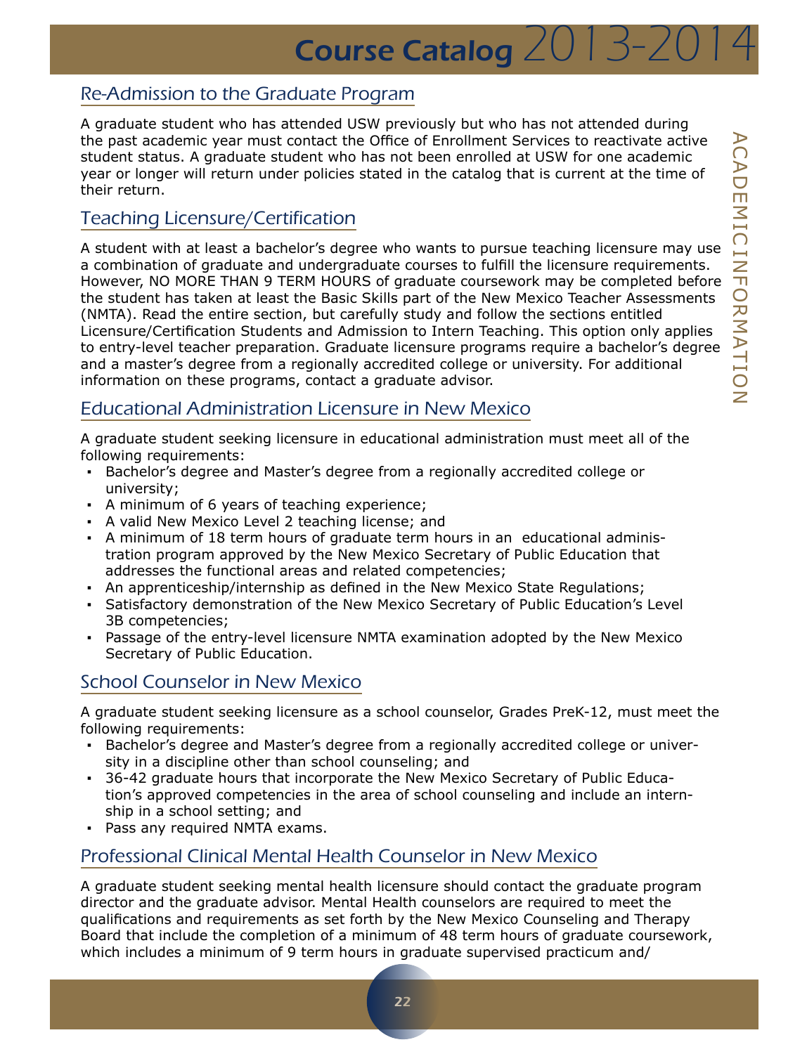## Re-Admission to the Graduate Program

A graduate student who has attended USW previously but who has not attended during the past academic year must contact the Office of Enrollment Services to reactivate active student status. A graduate student who has not been enrolled at USW for one academic year or longer will return under policies stated in the catalog that is current at the time of their return.

## Teaching Licensure/Certification

A student with at least a bachelor's degree who wants to pursue teaching licensure may use a combination of graduate and undergraduate courses to fulfill the licensure requirements. However, NO MORE THAN 9 TERM HOURS of graduate coursework may be completed before the student has taken at least the Basic Skills part of the New Mexico Teacher Assessments (NMTA). Read the entire section, but carefully study and follow the sections entitled Licensure/Certification Students and Admission to Intern Teaching. This option only applies to entry-level teacher preparation. Graduate licensure programs require a bachelor's degree and a master's degree from a regionally accredited college or university. For additional information on these programs, contact a graduate advisor.

## Educational Administration Licensure in New Mexico

A graduate student seeking licensure in educational administration must meet all of the following requirements:

- Bachelor's degree and Master's degree from a regionally accredited college or university;
- A minimum of 6 years of teaching experience;
- A valid New Mexico Level 2 teaching license; and
- A minimum of 18 term hours of graduate term hours in an educational administration program approved by the New Mexico Secretary of Public Education that addresses the functional areas and related competencies;
- An apprenticeship/internship as defined in the New Mexico State Regulations;
- Satisfactory demonstration of the New Mexico Secretary of Public Education's Level 3B competencies;
- Passage of the entry-level licensure NMTA examination adopted by the New Mexico Secretary of Public Education.

## School Counselor in New Mexico

A graduate student seeking licensure as a school counselor, Grades PreK-12, must meet the following requirements:

- Bachelor's degree and Master's degree from a regionally accredited college or university in a discipline other than school counseling; and
- 36-42 graduate hours that incorporate the New Mexico Secretary of Public Education's approved competencies in the area of school counseling and include an internship in a school setting; and
- Pass any required NMTA exams.

## Professional Clinical Mental Health Counselor in New Mexico

A graduate student seeking mental health licensure should contact the graduate program director and the graduate advisor. Mental Health counselors are required to meet the qualifications and requirements as set forth by the New Mexico Counseling and Therapy Board that include the completion of a minimum of 48 term hours of graduate coursework, which includes a minimum of 9 term hours in graduate supervised practicum and/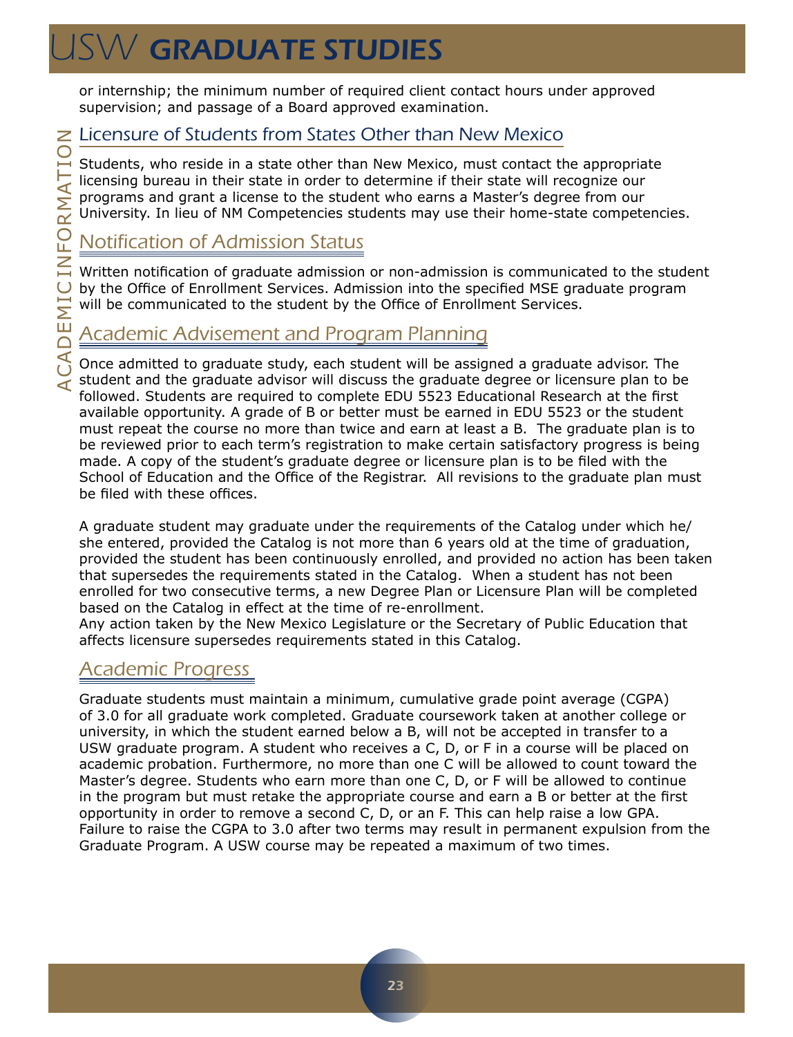or internship; the minimum number of required client contact hours under approved supervision; and passage of a Board approved examination.

## Licensure of Students from States Other than New Mexico

Students, who reside in a state other than New Mexico, must contact the appropriate licensing bureau in their state in order to determine if their state will recognize our programs and grant a license to the student who earns a Master's degree from our University. In lieu of NM Competencies students may use their home-state competencies.

## Notification of Admission Status

Written notification of graduate admission or non-admission is communicated to the student by the Office of Enrollment Services. Admission into the specified MSE graduate program will be communicated to the student by the Office of Enrollment Services.

## Academic Advisement and Program Planning

Once admitted to graduate study, each student will be assigned a graduate advisor. The student and the graduate advisor will discuss the graduate degree or licensure plan to be followed. Students are required to complete EDU 5523 Educational Research at the first available opportunity. A grade of B or better must be earned in EDU 5523 or the student must repeat the course no more than twice and earn at least a B. The graduate plan is to be reviewed prior to each term's registration to make certain satisfactory progress is being made. A copy of the student's graduate degree or licensure plan is to be filed with the School of Education and the Office of the Registrar. All revisions to the graduate plan must be filed with these offices.

A graduate student may graduate under the requirements of the Catalog under which he/she entered, provided the Catalog is not more than 6 years old at the time of graduation, provided the student has been continuously enrolled, and provided no action has been taken that supersedes the requirements stated in the Catalog. When a student has not been enrolled for two consecutive terms, a new Degree Plan or Licensure Plan will be completed based on the Catalog in effect at the time of re-enrollment.
Any action taken by the New Mexico Legislature or the Secretary of Public Education that affects licensure supersedes requirements stated in this Catalog.

## Academic Progress

Graduate students must maintain a minimum, cumulative grade point average (CGPA) of 3.0 for all graduate work completed. Graduate coursework taken at another college or university, in which the student earned below a B, will not be accepted in transfer to a USW graduate program. A student who receives a C, D, or F in a course will be placed on academic probation. Furthermore, no more than one C will be allowed to count toward the Master's degree. Students who earn more than one C, D, or F will be allowed to continue in the program but must retake the appropriate course and earn a B or better at the first opportunity in order to remove a second C, D, or an F. This can help raise a low GPA. Failure to raise the CGPA to 3.0 after two terms may result in permanent expulsion from the Graduate Program. A USW course may be repeated a maximum of two times.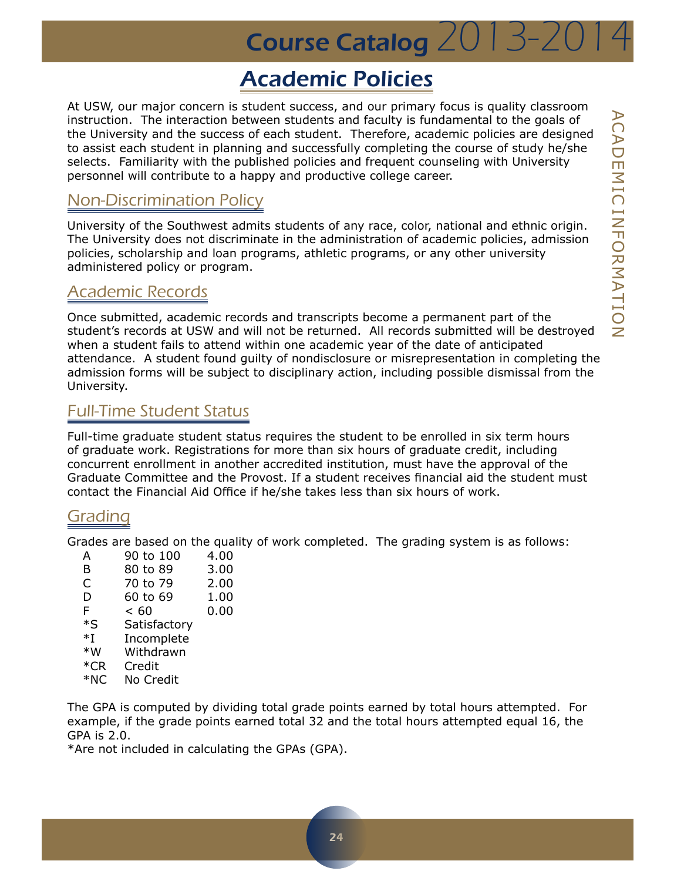# Academic Policies

At USW, our major concern is student success, and our primary focus is quality classroom instruction. The interaction between students and faculty is fundamental to the goals of the University and the success of each student. Therefore, academic policies are designed to assist each student in planning and successfully completing the course of study he/she selects. Familiarity with the published policies and frequent counseling with University personnel will contribute to a happy and productive college career.

## Non-Discrimination Policy

University of the Southwest admits students of any race, color, national and ethnic origin. The University does not discriminate in the administration of academic policies, admission policies, scholarship and loan programs, athletic programs, or any other university administered policy or program.

## Academic Records

Once submitted, academic records and transcripts become a permanent part of the student's records at USW and will not be returned. All records submitted will be destroyed when a student fails to attend within one academic year of the date of anticipated attendance. A student found guilty of nondisclosure or misrepresentation in completing the admission forms will be subject to disciplinary action, including possible dismissal from the University.

## Full-Time Student Status

Full-time graduate student status requires the student to be enrolled in six term hours of graduate work. Registrations for more than six hours of graduate credit, including concurrent enrollment in another accredited institution, must have the approval of the Graduate Committee and the Provost. If a student receives financial aid the student must contact the Financial Aid Office if he/she takes less than six hours of work.

## Grading

Grades are based on the quality of work completed. The grading system is as follows:

| | | |
|---|---|---|
| A | 90 to 100 | 4.00 |
| B | 80 to 89 | 3.00 |
| C | 70 to 79 | 2.00 |
| D | 60 to 69 | 1.00 |
| F | < 60 | 0.00 |
| *S | Satisfactory | |
| *I | Incomplete | |
| *W | Withdrawn | |
| *CR | Credit | |
| *NC | No Credit | |

The GPA is computed by dividing total grade points earned by total hours attempted. For example, if the grade points earned total 32 and the total hours attempted equal 16, the GPA is 2.0.

*Are not included in calculating the GPAs (GPA).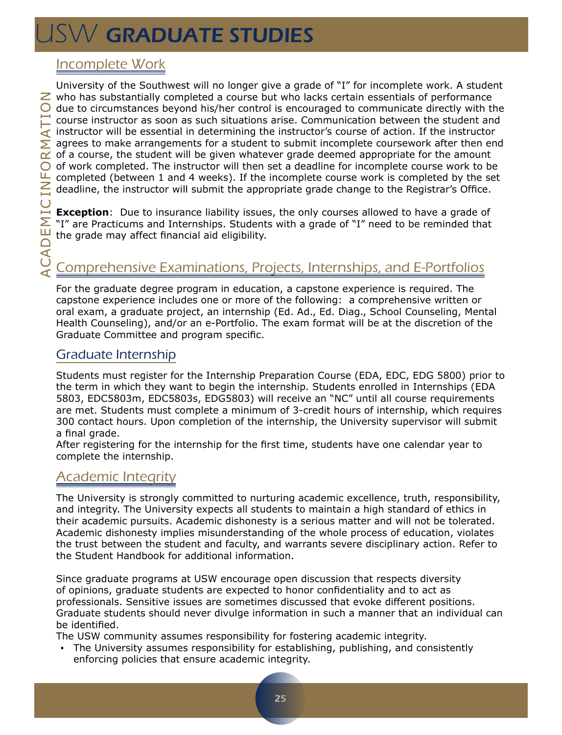## Incomplete Work

University of the Southwest will no longer give a grade of "I" for incomplete work. A student who has substantially completed a course but who lacks certain essentials of performance due to circumstances beyond his/her control is encouraged to communicate directly with the course instructor as soon as such situations arise. Communication between the student and instructor will be essential in determining the instructor's course of action. If the instructor agrees to make arrangements for a student to submit incomplete coursework after then end of a course, the student will be given whatever grade deemed appropriate for the amount of work completed. The instructor will then set a deadline for incomplete course work to be completed (between 1 and 4 weeks). If the incomplete course work is completed by the set deadline, the instructor will submit the appropriate grade change to the Registrar's Office.

**Exception**: Due to insurance liability issues, the only courses allowed to have a grade of "I" are Practicums and Internships. Students with a grade of "I" need to be reminded that the grade may affect financial aid eligibility.

## Comprehensive Examinations, Projects, Internships, and E-Portfolios

For the graduate degree program in education, a capstone experience is required. The capstone experience includes one or more of the following: a comprehensive written or oral exam, a graduate project, an internship (Ed. Ad., Ed. Diag., School Counseling, Mental Health Counseling), and/or an e-Portfolio. The exam format will be at the discretion of the Graduate Committee and program specific.

## Graduate Internship

Students must register for the Internship Preparation Course (EDA, EDC, EDG 5800) prior to the term in which they want to begin the internship. Students enrolled in Internships (EDA 5803, EDC5803m, EDC5803s, EDG5803) will receive an "NC" until all course requirements are met. Students must complete a minimum of 3-credit hours of internship, which requires 300 contact hours. Upon completion of the internship, the University supervisor will submit a final grade.

After registering for the internship for the first time, students have one calendar year to complete the internship.

## Academic Integrity

The University is strongly committed to nurturing academic excellence, truth, responsibility, and integrity. The University expects all students to maintain a high standard of ethics in their academic pursuits. Academic dishonesty is a serious matter and will not be tolerated. Academic dishonesty implies misunderstanding of the whole process of education, violates the trust between the student and faculty, and warrants severe disciplinary action. Refer to the Student Handbook for additional information.

Since graduate programs at USW encourage open discussion that respects diversity of opinions, graduate students are expected to honor confidentiality and to act as professionals. Sensitive issues are sometimes discussed that evoke different positions. Graduate students should never divulge information in such a manner that an individual can be identified.

The USW community assumes responsibility for fostering academic integrity.

- The University assumes responsibility for establishing, publishing, and consistently enforcing policies that ensure academic integrity.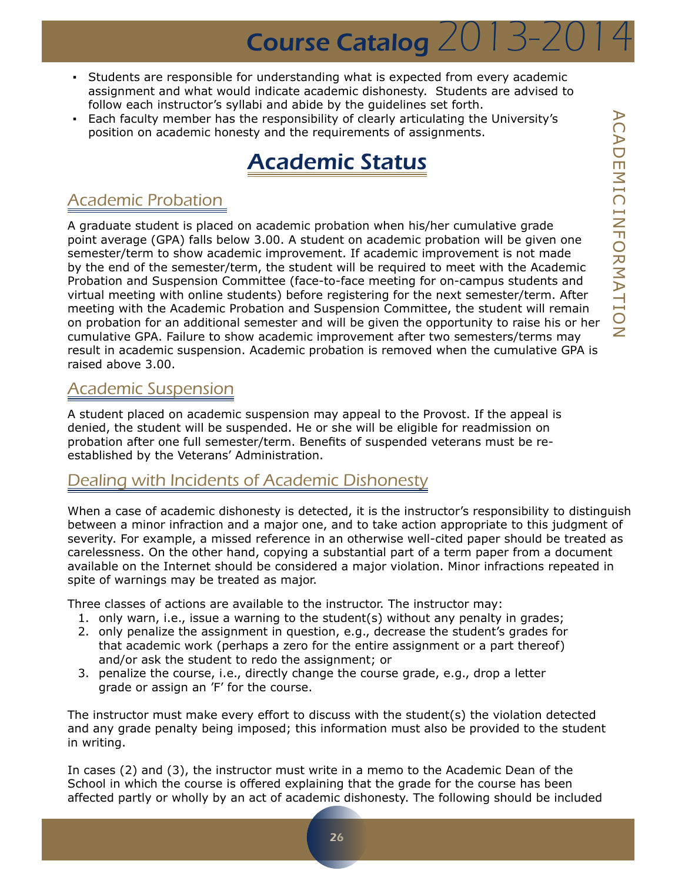- Students are responsible for understanding what is expected from every academic assignment and what would indicate academic dishonesty. Students are advised to follow each instructor's syllabi and abide by the guidelines set forth.
- Each faculty member has the responsibility of clearly articulating the University's position on academic honesty and the requirements of assignments.

# Academic Status

## Academic Probation

A graduate student is placed on academic probation when his/her cumulative grade point average (GPA) falls below 3.00. A student on academic probation will be given one semester/term to show academic improvement. If academic improvement is not made by the end of the semester/term, the student will be required to meet with the Academic Probation and Suspension Committee (face-to-face meeting for on-campus students and virtual meeting with online students) before registering for the next semester/term. After meeting with the Academic Probation and Suspension Committee, the student will remain on probation for an additional semester and will be given the opportunity to raise his or her cumulative GPA. Failure to show academic improvement after two semesters/terms may result in academic suspension. Academic probation is removed when the cumulative GPA is raised above 3.00.

## Academic Suspension

A student placed on academic suspension may appeal to the Provost. If the appeal is denied, the student will be suspended. He or she will be eligible for readmission on probation after one full semester/term. Benefits of suspended veterans must be re-established by the Veterans' Administration.

## Dealing with Incidents of Academic Dishonesty

When a case of academic dishonesty is detected, it is the instructor's responsibility to distinguish between a minor infraction and a major one, and to take action appropriate to this judgment of severity. For example, a missed reference in an otherwise well-cited paper should be treated as carelessness. On the other hand, copying a substantial part of a term paper from a document available on the Internet should be considered a major violation. Minor infractions repeated in spite of warnings may be treated as major.

Three classes of actions are available to the instructor. The instructor may:

1. only warn, i.e., issue a warning to the student(s) without any penalty in grades;
2. only penalize the assignment in question, e.g., decrease the student's grades for that academic work (perhaps a zero for the entire assignment or a part thereof) and/or ask the student to redo the assignment; or
3. penalize the course, i.e., directly change the course grade, e.g., drop a letter grade or assign an 'F' for the course.

The instructor must make every effort to discuss with the student(s) the violation detected and any grade penalty being imposed; this information must also be provided to the student in writing.

In cases (2) and (3), the instructor must write in a memo to the Academic Dean of the School in which the course is offered explaining that the grade for the course has been affected partly or wholly by an act of academic dishonesty. The following should be included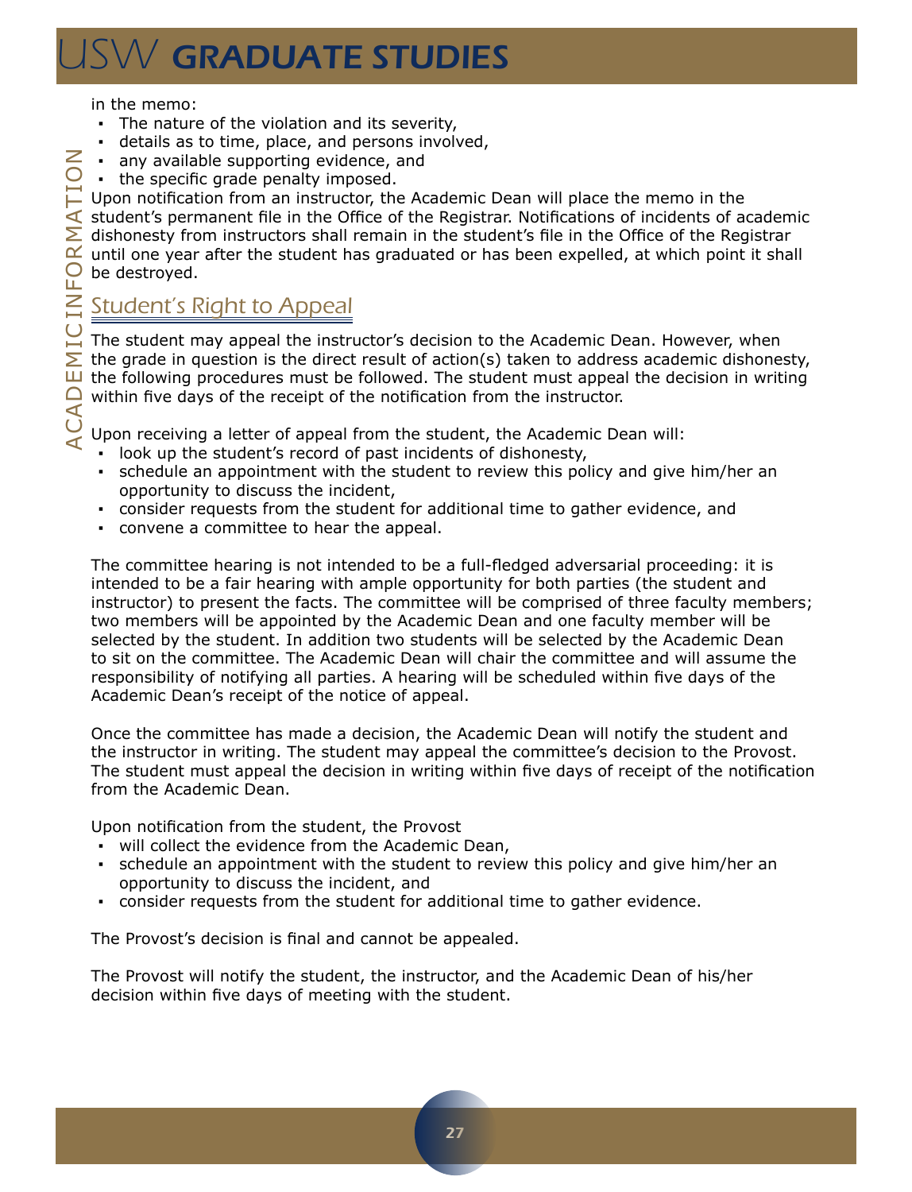in the memo:

- The nature of the violation and its severity,
- details as to time, place, and persons involved,
- any available supporting evidence, and
- the specific grade penalty imposed.

Upon notification from an instructor, the Academic Dean will place the memo in the student's permanent file in the Office of the Registrar. Notifications of incidents of academic dishonesty from instructors shall remain in the student's file in the Office of the Registrar until one year after the student has graduated or has been expelled, at which point it shall be destroyed.

## Student's Right to Appeal

The student may appeal the instructor's decision to the Academic Dean. However, when the grade in question is the direct result of action(s) taken to address academic dishonesty, the following procedures must be followed. The student must appeal the decision in writing within five days of the receipt of the notification from the instructor.

Upon receiving a letter of appeal from the student, the Academic Dean will:

- look up the student's record of past incidents of dishonesty,
- schedule an appointment with the student to review this policy and give him/her an opportunity to discuss the incident,
- consider requests from the student for additional time to gather evidence, and
- convene a committee to hear the appeal.

The committee hearing is not intended to be a full-fledged adversarial proceeding: it is intended to be a fair hearing with ample opportunity for both parties (the student and instructor) to present the facts. The committee will be comprised of three faculty members; two members will be appointed by the Academic Dean and one faculty member will be selected by the student. In addition two students will be selected by the Academic Dean to sit on the committee. The Academic Dean will chair the committee and will assume the responsibility of notifying all parties. A hearing will be scheduled within five days of the Academic Dean's receipt of the notice of appeal.

Once the committee has made a decision, the Academic Dean will notify the student and the instructor in writing. The student may appeal the committee's decision to the Provost. The student must appeal the decision in writing within five days of receipt of the notification from the Academic Dean.

Upon notification from the student, the Provost

- will collect the evidence from the Academic Dean,
- schedule an appointment with the student to review this policy and give him/her an opportunity to discuss the incident, and
- consider requests from the student for additional time to gather evidence.

The Provost's decision is final and cannot be appealed.

The Provost will notify the student, the instructor, and the Academic Dean of his/her decision within five days of meeting with the student.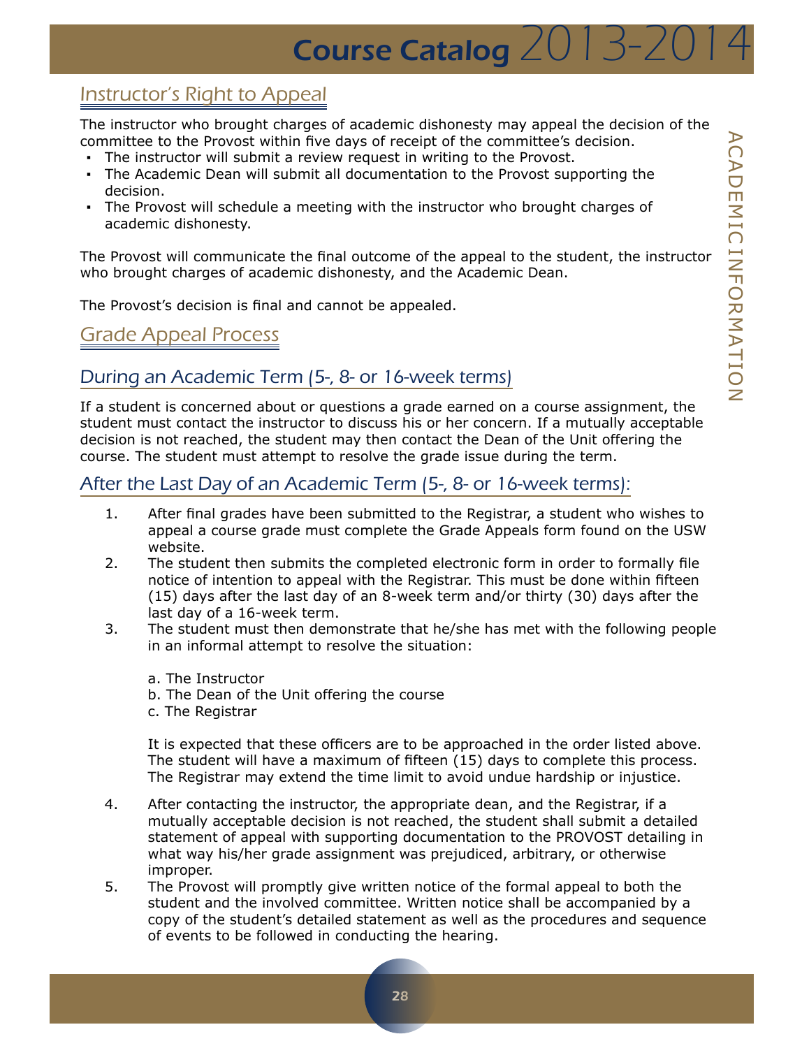## Instructor's Right to Appeal

The instructor who brought charges of academic dishonesty may appeal the decision of the committee to the Provost within five days of receipt of the committee's decision.

- The instructor will submit a review request in writing to the Provost.
- The Academic Dean will submit all documentation to the Provost supporting the decision.
- The Provost will schedule a meeting with the instructor who brought charges of academic dishonesty.

The Provost will communicate the final outcome of the appeal to the student, the instructor who brought charges of academic dishonesty, and the Academic Dean.

The Provost's decision is final and cannot be appealed.

## Grade Appeal Process

### During an Academic Term (5-, 8- or 16-week terms)

If a student is concerned about or questions a grade earned on a course assignment, the student must contact the instructor to discuss his or her concern. If a mutually acceptable decision is not reached, the student may then contact the Dean of the Unit offering the course. The student must attempt to resolve the grade issue during the term.

### After the Last Day of an Academic Term (5-, 8- or 16-week terms):

1. After final grades have been submitted to the Registrar, a student who wishes to appeal a course grade must complete the Grade Appeals form found on the USW website.
2. The student then submits the completed electronic form in order to formally file notice of intention to appeal with the Registrar. This must be done within fifteen (15) days after the last day of an 8-week term and/or thirty (30) days after the last day of a 16-week term.
3. The student must then demonstrate that he/she has met with the following people in an informal attempt to resolve the situation:

   a. The Instructor
   b. The Dean of the Unit offering the course
   c. The Registrar

   It is expected that these officers are to be approached in the order listed above. The student will have a maximum of fifteen (15) days to complete this process. The Registrar may extend the time limit to avoid undue hardship or injustice.

4. After contacting the instructor, the appropriate dean, and the Registrar, if a mutually acceptable decision is not reached, the student shall submit a detailed statement of appeal with supporting documentation to the PROVOST detailing in what way his/her grade assignment was prejudiced, arbitrary, or otherwise improper.
5. The Provost will promptly give written notice of the formal appeal to both the student and the involved committee. Written notice shall be accompanied by a copy of the student's detailed statement as well as the procedures and sequence of events to be followed in conducting the hearing.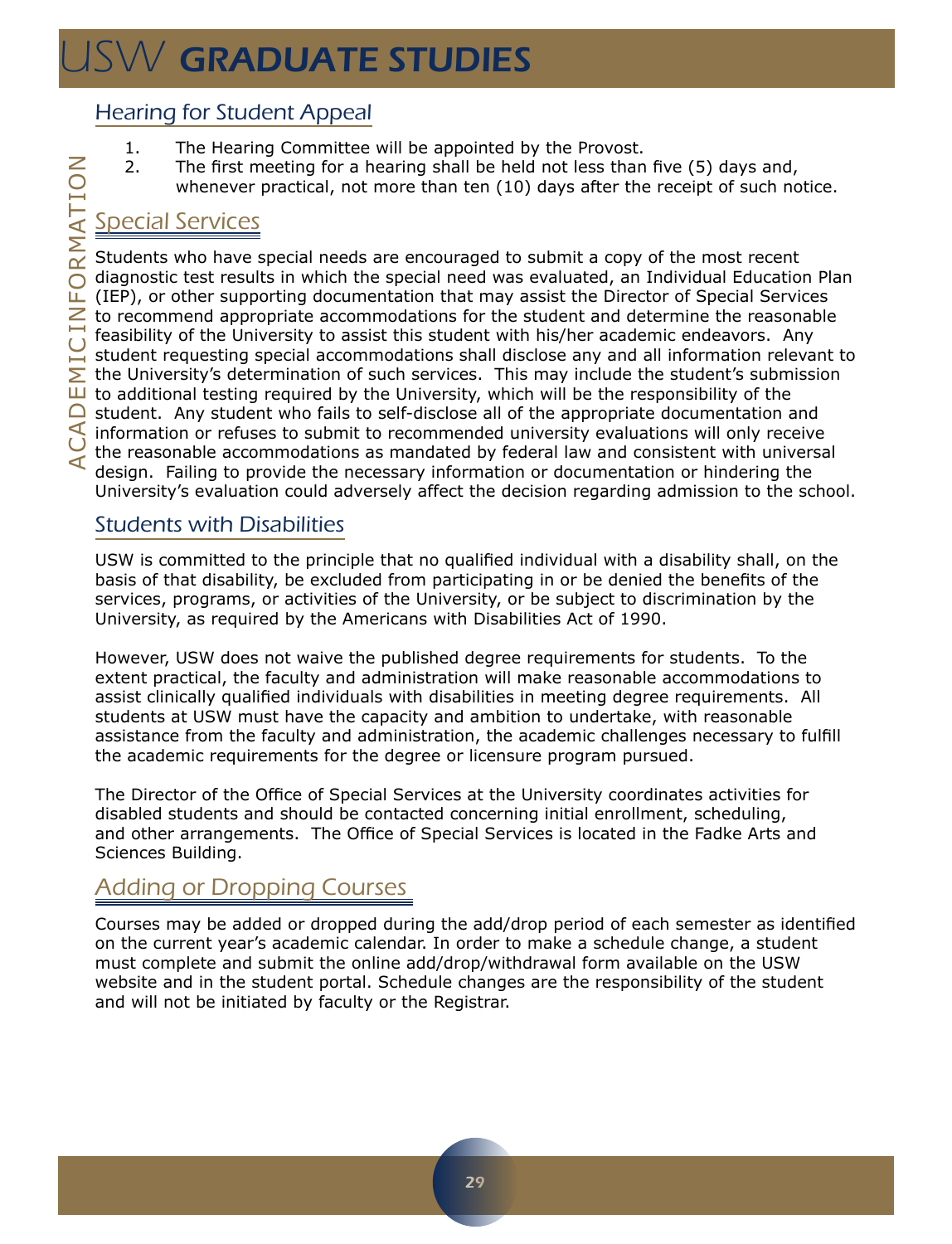## Hearing for Student Appeal

1. The Hearing Committee will be appointed by the Provost.
2. The first meeting for a hearing shall be held not less than five (5) days and, whenever practical, not more than ten (10) days after the receipt of such notice.

## Special Services

Students who have special needs are encouraged to submit a copy of the most recent diagnostic test results in which the special need was evaluated, an Individual Education Plan (IEP), or other supporting documentation that may assist the Director of Special Services to recommend appropriate accommodations for the student and determine the reasonable feasibility of the University to assist this student with his/her academic endeavors. Any student requesting special accommodations shall disclose any and all information relevant to the University's determination of such services. This may include the student's submission to additional testing required by the University, which will be the responsibility of the student. Any student who fails to self-disclose all of the appropriate documentation and information or refuses to submit to recommended university evaluations will only receive the reasonable accommodations as mandated by federal law and consistent with universal design. Failing to provide the necessary information or documentation or hindering the University's evaluation could adversely affect the decision regarding admission to the school.

## Students with Disabilities

USW is committed to the principle that no qualified individual with a disability shall, on the basis of that disability, be excluded from participating in or be denied the benefits of the services, programs, or activities of the University, or be subject to discrimination by the University, as required by the Americans with Disabilities Act of 1990.

However, USW does not waive the published degree requirements for students. To the extent practical, the faculty and administration will make reasonable accommodations to assist clinically qualified individuals with disabilities in meeting degree requirements. All students at USW must have the capacity and ambition to undertake, with reasonable assistance from the faculty and administration, the academic challenges necessary to fulfill the academic requirements for the degree or licensure program pursued.

The Director of the Office of Special Services at the University coordinates activities for disabled students and should be contacted concerning initial enrollment, scheduling, and other arrangements. The Office of Special Services is located in the Fadke Arts and Sciences Building.

## Adding or Dropping Courses

Courses may be added or dropped during the add/drop period of each semester as identified on the current year's academic calendar. In order to make a schedule change, a student must complete and submit the online add/drop/withdrawal form available on the USW website and in the student portal. Schedule changes are the responsibility of the student and will not be initiated by faculty or the Registrar.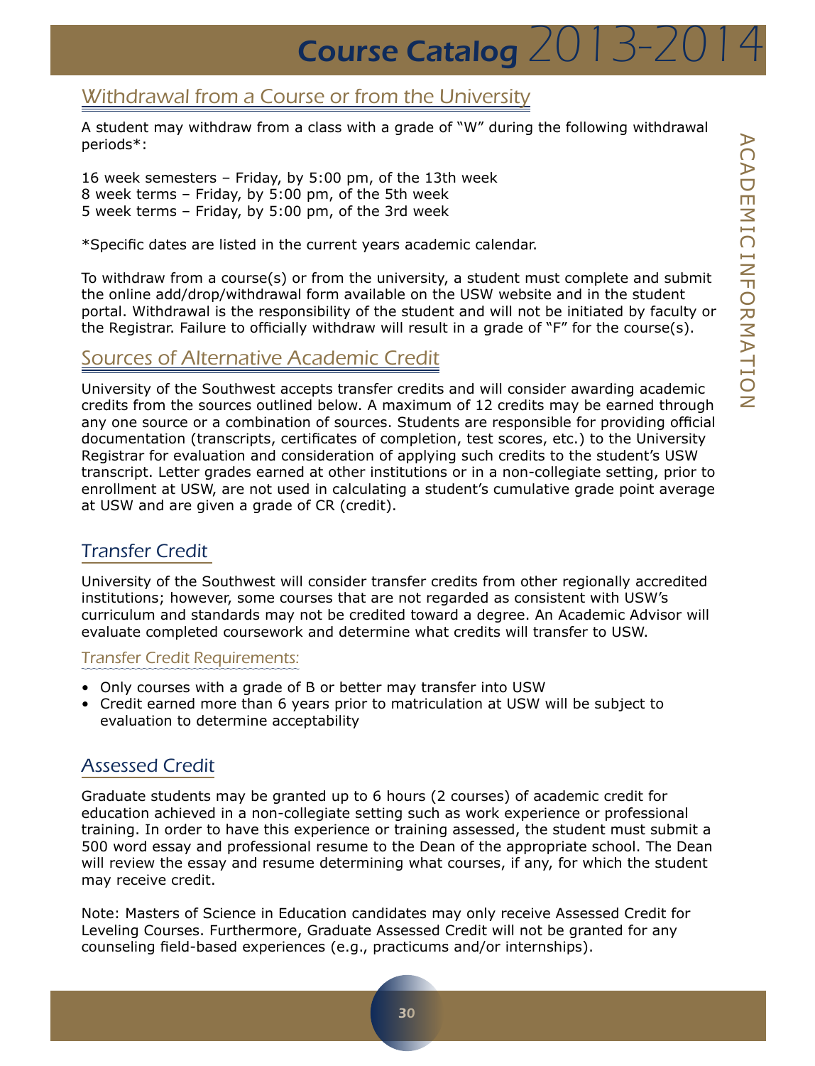## Withdrawal from a Course or from the University

A student may withdraw from a class with a grade of "W" during the following withdrawal periods*:

16 week semesters – Friday, by 5:00 pm, of the 13th week
8 week terms – Friday, by 5:00 pm, of the 5th week
5 week terms – Friday, by 5:00 pm, of the 3rd week

*Specific dates are listed in the current years academic calendar.

To withdraw from a course(s) or from the university, a student must complete and submit the online add/drop/withdrawal form available on the USW website and in the student portal. Withdrawal is the responsibility of the student and will not be initiated by faculty or the Registrar. Failure to officially withdraw will result in a grade of "F" for the course(s).

## Sources of Alternative Academic Credit

University of the Southwest accepts transfer credits and will consider awarding academic credits from the sources outlined below. A maximum of 12 credits may be earned through any one source or a combination of sources. Students are responsible for providing official documentation (transcripts, certificates of completion, test scores, etc.) to the University Registrar for evaluation and consideration of applying such credits to the student's USW transcript. Letter grades earned at other institutions or in a non-collegiate setting, prior to enrollment at USW, are not used in calculating a student's cumulative grade point average at USW and are given a grade of CR (credit).

### Transfer Credit

University of the Southwest will consider transfer credits from other regionally accredited institutions; however, some courses that are not regarded as consistent with USW's curriculum and standards may not be credited toward a degree. An Academic Advisor will evaluate completed coursework and determine what credits will transfer to USW.

#### Transfer Credit Requirements:

- Only courses with a grade of B or better may transfer into USW
- Credit earned more than 6 years prior to matriculation at USW will be subject to evaluation to determine acceptability

### Assessed Credit

Graduate students may be granted up to 6 hours (2 courses) of academic credit for education achieved in a non-collegiate setting such as work experience or professional training. In order to have this experience or training assessed, the student must submit a 500 word essay and professional resume to the Dean of the appropriate school. The Dean will review the essay and resume determining what courses, if any, for which the student may receive credit.

Note: Masters of Science in Education candidates may only receive Assessed Credit for Leveling Courses. Furthermore, Graduate Assessed Credit will not be granted for any counseling field-based experiences (e.g., practicums and/or internships).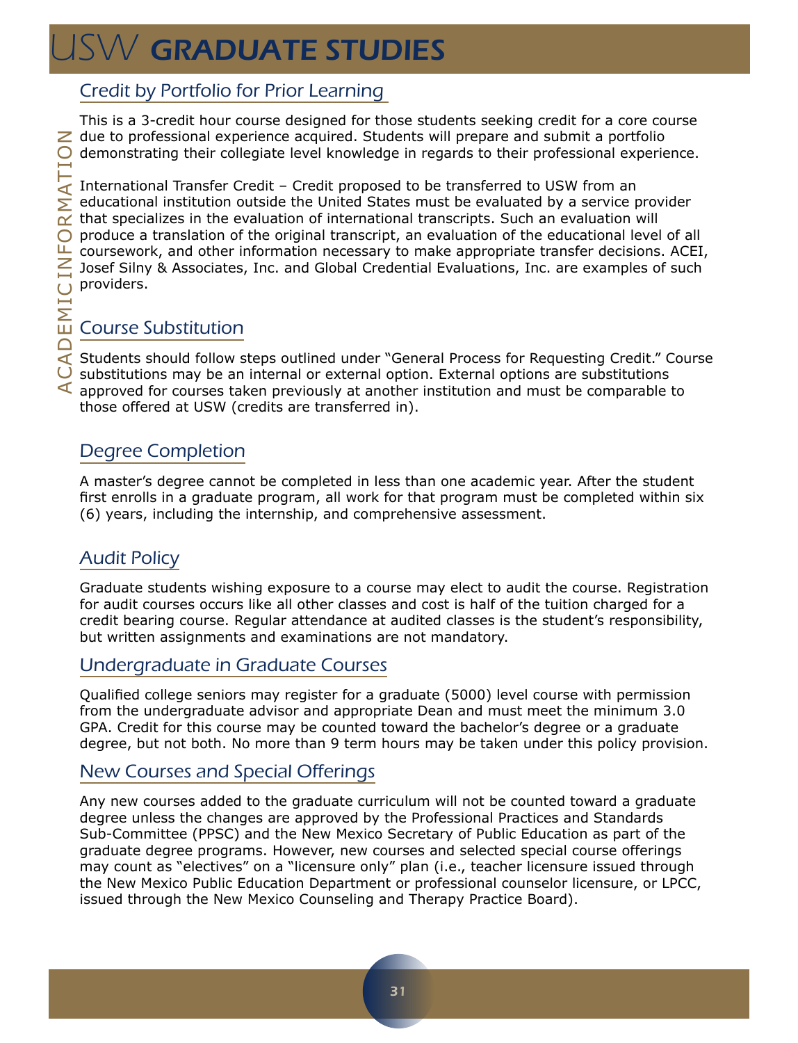## Credit by Portfolio for Prior Learning

This is a 3-credit hour course designed for those students seeking credit for a core course due to professional experience acquired. Students will prepare and submit a portfolio demonstrating their collegiate level knowledge in regards to their professional experience.

International Transfer Credit – Credit proposed to be transferred to USW from an educational institution outside the United States must be evaluated by a service provider that specializes in the evaluation of international transcripts. Such an evaluation will produce a translation of the original transcript, an evaluation of the educational level of all coursework, and other information necessary to make appropriate transfer decisions. ACEI, Josef Silny & Associates, Inc. and Global Credential Evaluations, Inc. are examples of such providers.

## Course Substitution

Students should follow steps outlined under "General Process for Requesting Credit." Course substitutions may be an internal or external option. External options are substitutions approved for courses taken previously at another institution and must be comparable to those offered at USW (credits are transferred in).

## Degree Completion

A master's degree cannot be completed in less than one academic year. After the student first enrolls in a graduate program, all work for that program must be completed within six (6) years, including the internship, and comprehensive assessment.

## Audit Policy

Graduate students wishing exposure to a course may elect to audit the course. Registration for audit courses occurs like all other classes and cost is half of the tuition charged for a credit bearing course. Regular attendance at audited classes is the student's responsibility, but written assignments and examinations are not mandatory.

## Undergraduate in Graduate Courses

Qualified college seniors may register for a graduate (5000) level course with permission from the undergraduate advisor and appropriate Dean and must meet the minimum 3.0 GPA. Credit for this course may be counted toward the bachelor's degree or a graduate degree, but not both. No more than 9 term hours may be taken under this policy provision.

## New Courses and Special Offerings

Any new courses added to the graduate curriculum will not be counted toward a graduate degree unless the changes are approved by the Professional Practices and Standards Sub-Committee (PPSC) and the New Mexico Secretary of Public Education as part of the graduate degree programs. However, new courses and selected special course offerings may count as "electives" on a "licensure only" plan (i.e., teacher licensure issued through the New Mexico Public Education Department or professional counselor licensure, or LPCC, issued through the New Mexico Counseling and Therapy Practice Board).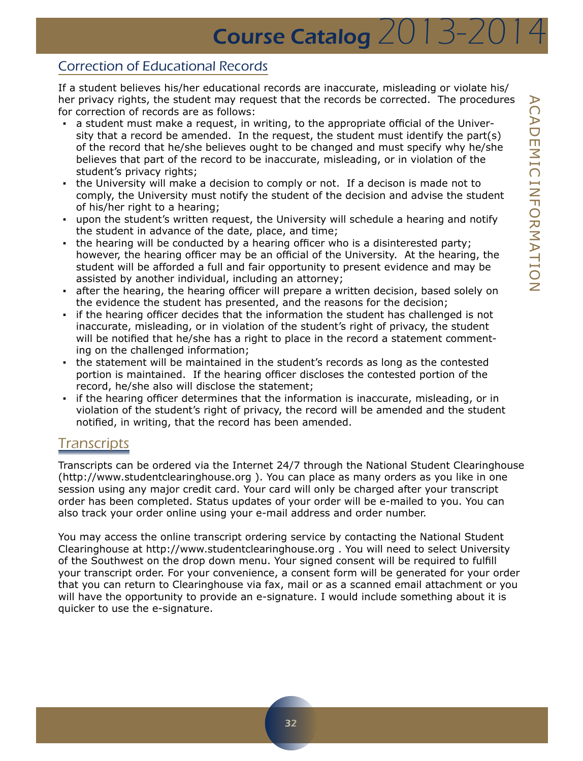## Correction of Educational Records

If a student believes his/her educational records are inaccurate, misleading or violate his/her privacy rights, the student may request that the records be corrected. The procedures for correction of records are as follows:

- a student must make a request, in writing, to the appropriate official of the University that a record be amended. In the request, the student must identify the part(s) of the record that he/she believes ought to be changed and must specify why he/she believes that part of the record to be inaccurate, misleading, or in violation of the student's privacy rights;
- the University will make a decision to comply or not. If a decison is made not to comply, the University must notify the student of the decision and advise the student of his/her right to a hearing;
- upon the student's written request, the University will schedule a hearing and notify the student in advance of the date, place, and time;
- the hearing will be conducted by a hearing officer who is a disinterested party; however, the hearing officer may be an official of the University. At the hearing, the student will be afforded a full and fair opportunity to present evidence and may be assisted by another individual, including an attorney;
- after the hearing, the hearing officer will prepare a written decision, based solely on the evidence the student has presented, and the reasons for the decision;
- if the hearing officer decides that the information the student has challenged is not inaccurate, misleading, or in violation of the student's right of privacy, the student will be notified that he/she has a right to place in the record a statement commenting on the challenged information;
- the statement will be maintained in the student's records as long as the contested portion is maintained. If the hearing officer discloses the contested portion of the record, he/she also will disclose the statement;
- if the hearing officer determines that the information is inaccurate, misleading, or in violation of the student's right of privacy, the record will be amended and the student notified, in writing, that the record has been amended.

## Transcripts

Transcripts can be ordered via the Internet 24/7 through the National Student Clearinghouse (http://www.studentclearinghouse.org ). You can place as many orders as you like in one session using any major credit card. Your card will only be charged after your transcript order has been completed. Status updates of your order will be e-mailed to you. You can also track your order online using your e-mail address and order number.

You may access the online transcript ordering service by contacting the National Student Clearinghouse at http://www.studentclearinghouse.org . You will need to select University of the Southwest on the drop down menu. Your signed consent will be required to fulfill your transcript order. For your convenience, a consent form will be generated for your order that you can return to Clearinghouse via fax, mail or as a scanned email attachment or you will have the opportunity to provide an e-signature. I would include something about it is quicker to use the e-signature.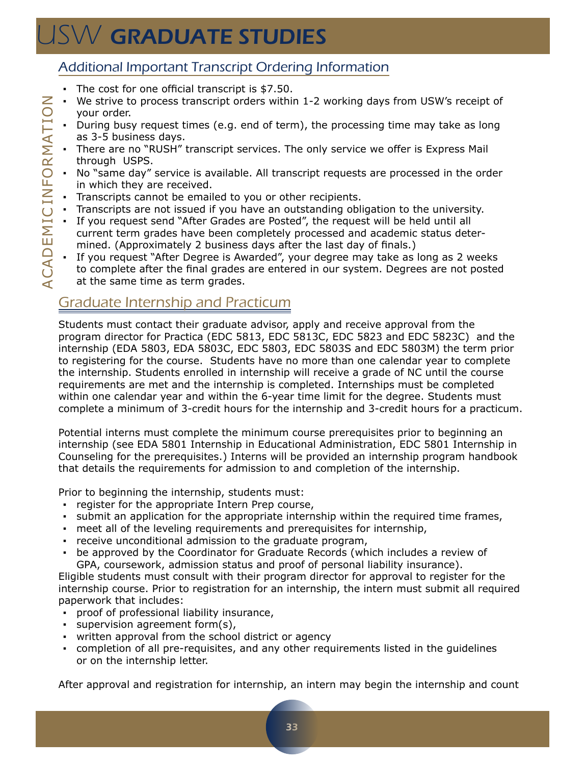## Additional Important Transcript Ordering Information

- The cost for one official transcript is $7.50.
- We strive to process transcript orders within 1-2 working days from USW's receipt of your order.
- During busy request times (e.g. end of term), the processing time may take as long as 3-5 business days.
- There are no "RUSH" transcript services. The only service we offer is Express Mail through USPS.
- No "same day" service is available. All transcript requests are processed in the order in which they are received.
- Transcripts cannot be emailed to you or other recipients.
- Transcripts are not issued if you have an outstanding obligation to the university.
- If you request send "After Grades are Posted", the request will be held until all current term grades have been completely processed and academic status determined. (Approximately 2 business days after the last day of finals.)
- If you request "After Degree is Awarded", your degree may take as long as 2 weeks to complete after the final grades are entered in our system. Degrees are not posted at the same time as term grades.

## Graduate Internship and Practicum

Students must contact their graduate advisor, apply and receive approval from the program director for Practica (EDC 5813, EDC 5813C, EDC 5823 and EDC 5823C) and the internship (EDA 5803, EDA 5803C, EDC 5803, EDC 5803S and EDC 5803M) the term prior to registering for the course. Students have no more than one calendar year to complete the internship. Students enrolled in internship will receive a grade of NC until the course requirements are met and the internship is completed. Internships must be completed within one calendar year and within the 6-year time limit for the degree. Students must complete a minimum of 3-credit hours for the internship and 3-credit hours for a practicum.

Potential interns must complete the minimum course prerequisites prior to beginning an internship (see EDA 5801 Internship in Educational Administration, EDC 5801 Internship in Counseling for the prerequisites.) Interns will be provided an internship program handbook that details the requirements for admission to and completion of the internship.

Prior to beginning the internship, students must:

- register for the appropriate Intern Prep course,
- submit an application for the appropriate internship within the required time frames,
- meet all of the leveling requirements and prerequisites for internship,
- receive unconditional admission to the graduate program,
- be approved by the Coordinator for Graduate Records (which includes a review of GPA, coursework, admission status and proof of personal liability insurance).

Eligible students must consult with their program director for approval to register for the internship course. Prior to registration for an internship, the intern must submit all required paperwork that includes:

- proof of professional liability insurance,
- supervision agreement form(s),
- written approval from the school district or agency
- completion of all pre-requisites, and any other requirements listed in the guidelines or on the internship letter.

After approval and registration for internship, an intern may begin the internship and count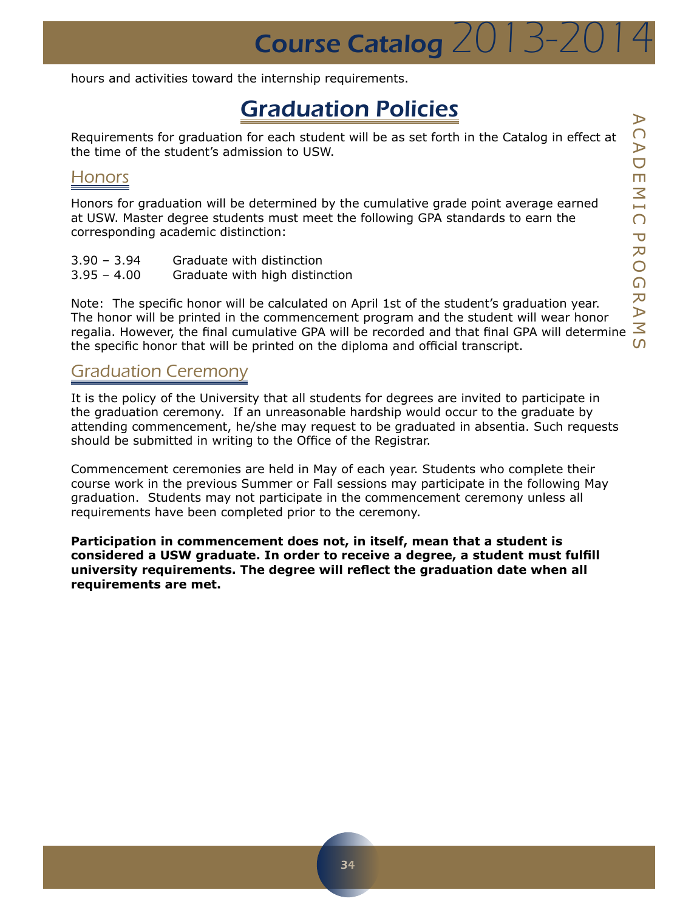hours and activities toward the internship requirements.

# Graduation Policies

Requirements for graduation for each student will be as set forth in the Catalog in effect at the time of the student's admission to USW.

## Honors

Honors for graduation will be determined by the cumulative grade point average earned at USW. Master degree students must meet the following GPA standards to earn the corresponding academic distinction:

| | |
|---|---|
| 3.90 – 3.94 | Graduate with distinction |
| 3.95 – 4.00 | Graduate with high distinction |

Note: The specific honor will be calculated on April 1st of the student's graduation year. The honor will be printed in the commencement program and the student will wear honor regalia. However, the final cumulative GPA will be recorded and that final GPA will determine the specific honor that will be printed on the diploma and official transcript.

## Graduation Ceremony

It is the policy of the University that all students for degrees are invited to participate in the graduation ceremony. If an unreasonable hardship would occur to the graduate by attending commencement, he/she may request to be graduated in absentia. Such requests should be submitted in writing to the Office of the Registrar.

Commencement ceremonies are held in May of each year. Students who complete their course work in the previous Summer or Fall sessions may participate in the following May graduation. Students may not participate in the commencement ceremony unless all requirements have been completed prior to the ceremony.

**Participation in commencement does not, in itself, mean that a student is considered a USW graduate. In order to receive a degree, a student must fulfill university requirements. The degree will reflect the graduation date when all requirements are met.**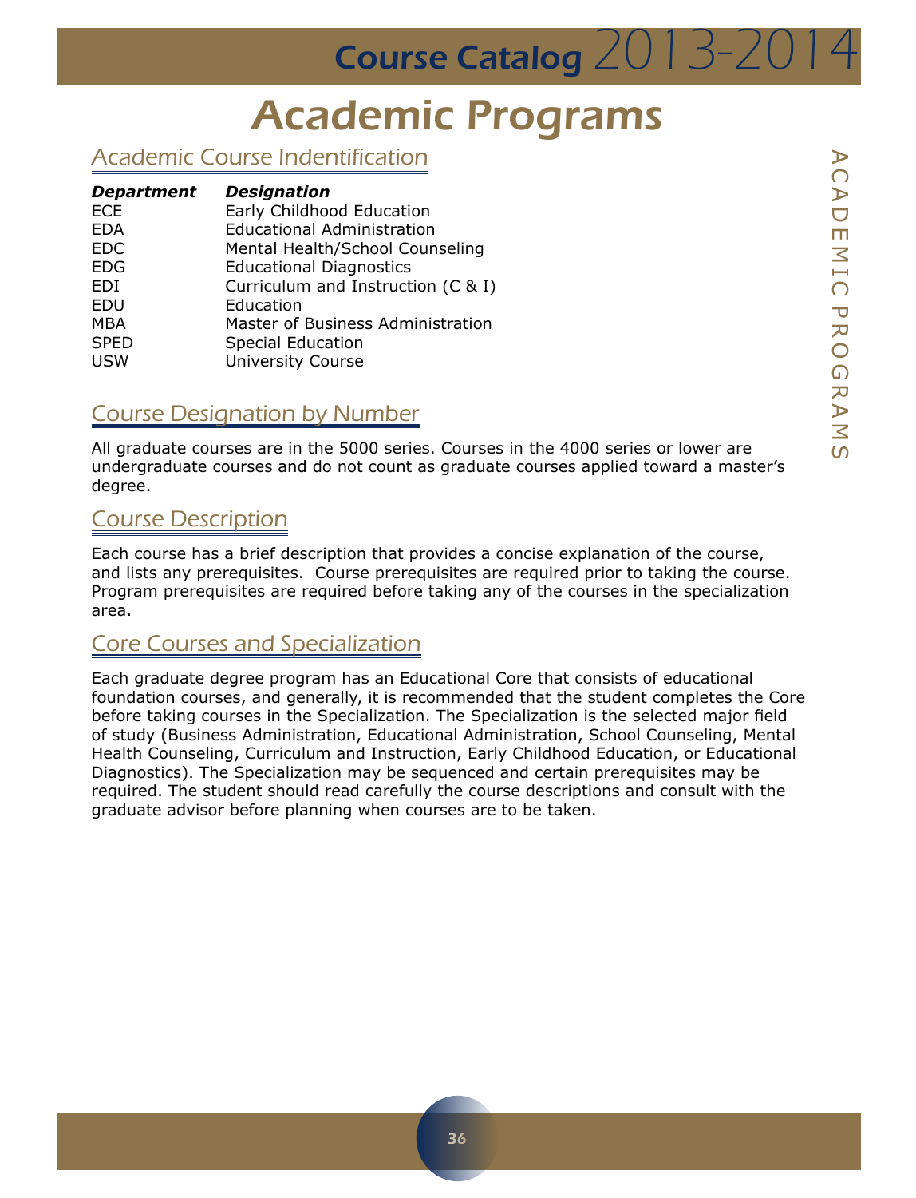# Academic Programs

## Academic Course Indentification

| *Department* | *Designation* |
|---|---|
| ECE | Early Childhood Education |
| EDA | Educational Administration |
| EDC | Mental Health/School Counseling |
| EDG | Educational Diagnostics |
| EDI | Curriculum and Instruction (C & I) |
| EDU | Education |
| MBA | Master of Business Administration |
| SPED | Special Education |
| USW | University Course |

## Course Designation by Number

All graduate courses are in the 5000 series. Courses in the 4000 series or lower are undergraduate courses and do not count as graduate courses applied toward a master's degree.

## Course Description

Each course has a brief description that provides a concise explanation of the course, and lists any prerequisites. Course prerequisites are required prior to taking the course. Program prerequisites are required before taking any of the courses in the specialization area.

## Core Courses and Specialization

Each graduate degree program has an Educational Core that consists of educational foundation courses, and generally, it is recommended that the student completes the Core before taking courses in the Specialization. The Specialization is the selected major field of study (Business Administration, Educational Administration, School Counseling, Mental Health Counseling, Curriculum and Instruction, Early Childhood Education, or Educational Diagnostics). The Specialization may be sequenced and certain prerequisites may be required. The student should read carefully the course descriptions and consult with the graduate advisor before planning when courses are to be taken.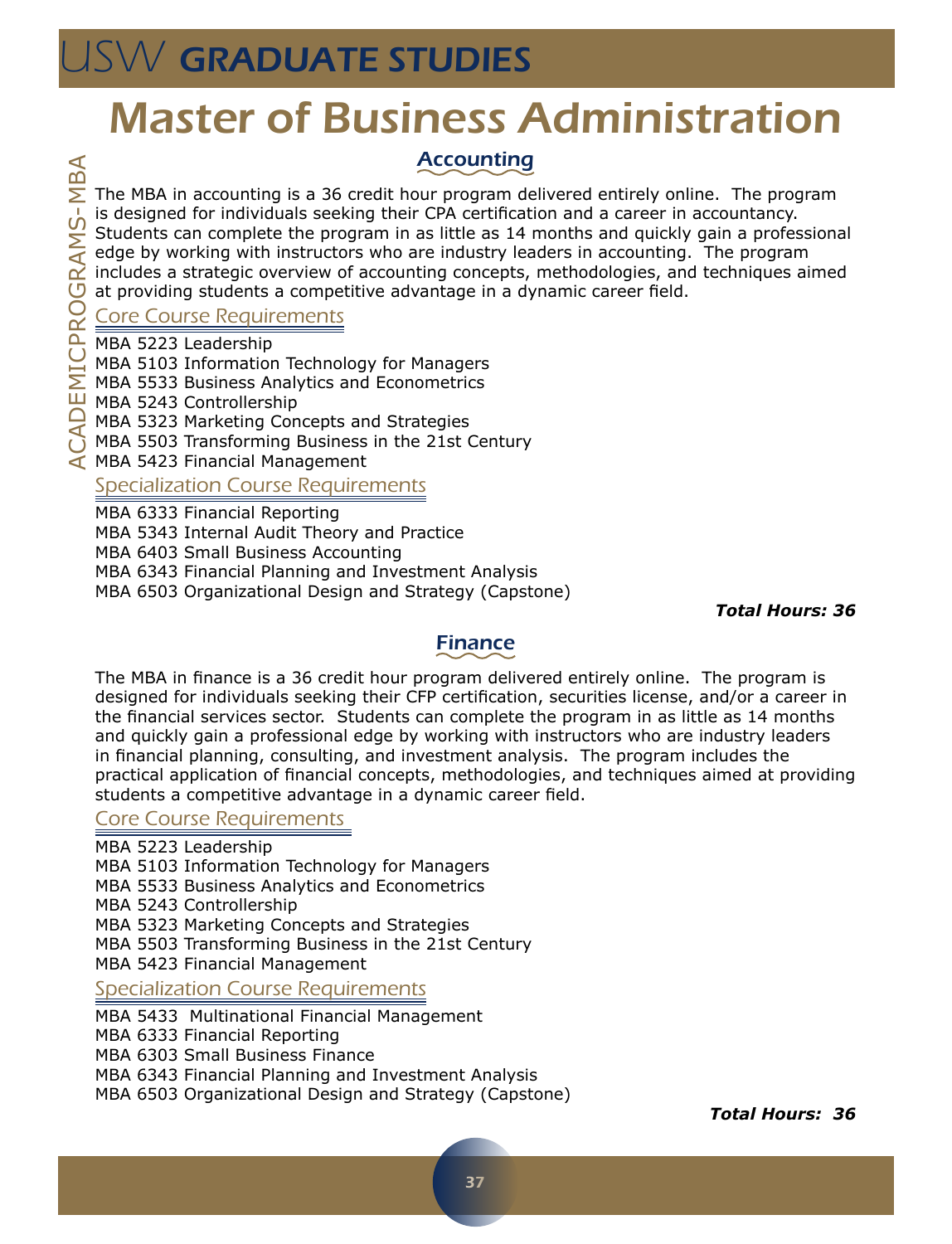# Master of Business Administration

## Accounting

The MBA in accounting is a 36 credit hour program delivered entirely online. The program is designed for individuals seeking their CPA certification and a career in accountancy. Students can complete the program in as little as 14 months and quickly gain a professional edge by working with instructors who are industry leaders in accounting. The program includes a strategic overview of accounting concepts, methodologies, and techniques aimed at providing students a competitive advantage in a dynamic career field.

### Core Course Requirements

MBA 5223 Leadership
MBA 5103 Information Technology for Managers
MBA 5533 Business Analytics and Econometrics
MBA 5243 Controllership
MBA 5323 Marketing Concepts and Strategies
MBA 5503 Transforming Business in the 21st Century
MBA 5423 Financial Management

### Specialization Course Requirements

MBA 6333 Financial Reporting
MBA 5343 Internal Audit Theory and Practice
MBA 6403 Small Business Accounting
MBA 6343 Financial Planning and Investment Analysis
MBA 6503 Organizational Design and Strategy (Capstone)

***Total Hours: 36***

## Finance

The MBA in finance is a 36 credit hour program delivered entirely online. The program is designed for individuals seeking their CFP certification, securities license, and/or a career in the financial services sector. Students can complete the program in as little as 14 months and quickly gain a professional edge by working with instructors who are industry leaders in financial planning, consulting, and investment analysis. The program includes the practical application of financial concepts, methodologies, and techniques aimed at providing students a competitive advantage in a dynamic career field.

### Core Course Requirements

MBA 5223 Leadership
MBA 5103 Information Technology for Managers
MBA 5533 Business Analytics and Econometrics
MBA 5243 Controllership
MBA 5323 Marketing Concepts and Strategies
MBA 5503 Transforming Business in the 21st Century
MBA 5423 Financial Management

### Specialization Course Requirements

MBA 5433 Multinational Financial Management
MBA 6333 Financial Reporting
MBA 6303 Small Business Finance
MBA 6343 Financial Planning and Investment Analysis
MBA 6503 Organizational Design and Strategy (Capstone)

***Total Hours: 36***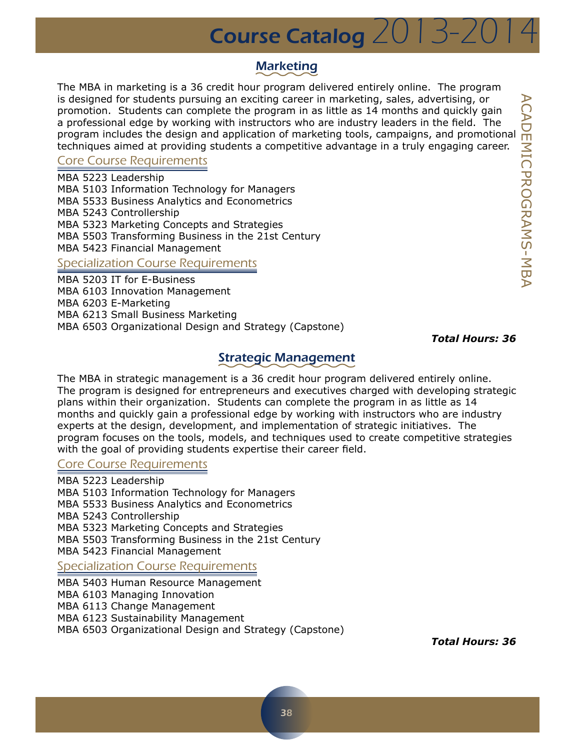## Marketing

The MBA in marketing is a 36 credit hour program delivered entirely online. The program is designed for students pursuing an exciting career in marketing, sales, advertising, or promotion. Students can complete the program in as little as 14 months and quickly gain a professional edge by working with instructors who are industry leaders in the field. The program includes the design and application of marketing tools, campaigns, and promotional techniques aimed at providing students a competitive advantage in a truly engaging career.

### Core Course Requirements

MBA 5223 Leadership
MBA 5103 Information Technology for Managers
MBA 5533 Business Analytics and Econometrics
MBA 5243 Controllership
MBA 5323 Marketing Concepts and Strategies
MBA 5503 Transforming Business in the 21st Century
MBA 5423 Financial Management

### Specialization Course Requirements

MBA 5203 IT for E-Business
MBA 6103 Innovation Management
MBA 6203 E-Marketing
MBA 6213 Small Business Marketing
MBA 6503 Organizational Design and Strategy (Capstone)

***Total Hours: 36***

## Strategic Management

The MBA in strategic management is a 36 credit hour program delivered entirely online. The program is designed for entrepreneurs and executives charged with developing strategic plans within their organization. Students can complete the program in as little as 14 months and quickly gain a professional edge by working with instructors who are industry experts at the design, development, and implementation of strategic initiatives. The program focuses on the tools, models, and techniques used to create competitive strategies with the goal of providing students expertise their career field.

### Core Course Requirements

MBA 5223 Leadership
MBA 5103 Information Technology for Managers
MBA 5533 Business Analytics and Econometrics
MBA 5243 Controllership
MBA 5323 Marketing Concepts and Strategies
MBA 5503 Transforming Business in the 21st Century
MBA 5423 Financial Management

### Specialization Course Requirements

MBA 5403 Human Resource Management
MBA 6103 Managing Innovation
MBA 6113 Change Management
MBA 6123 Sustainability Management
MBA 6503 Organizational Design and Strategy (Capstone)

***Total Hours: 36***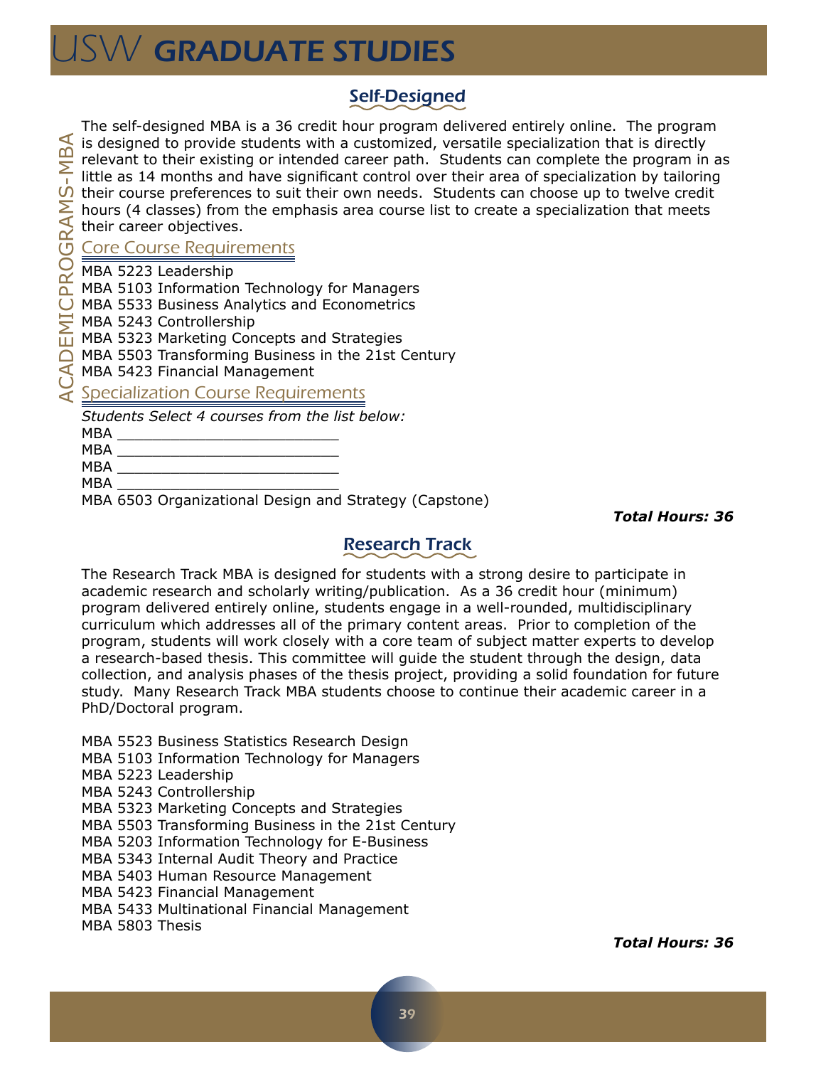## Self-Designed

The self-designed MBA is a 36 credit hour program delivered entirely online. The program is designed to provide students with a customized, versatile specialization that is directly relevant to their existing or intended career path. Students can complete the program in as little as 14 months and have significant control over their area of specialization by tailoring their course preferences to suit their own needs. Students can choose up to twelve credit hours (4 classes) from the emphasis area course list to create a specialization that meets their career objectives.

### Core Course Requirements

MBA 5223 Leadership
MBA 5103 Information Technology for Managers
MBA 5533 Business Analytics and Econometrics
MBA 5243 Controllership
MBA 5323 Marketing Concepts and Strategies
MBA 5503 Transforming Business in the 21st Century
MBA 5423 Financial Management

### Specialization Course Requirements

*Students Select 4 courses from the list below:*

MBA _________________________
MBA _________________________
MBA _________________________
MBA _________________________
MBA 6503 Organizational Design and Strategy (Capstone)

***Total Hours: 36***

## Research Track

The Research Track MBA is designed for students with a strong desire to participate in academic research and scholarly writing/publication. As a 36 credit hour (minimum) program delivered entirely online, students engage in a well-rounded, multidisciplinary curriculum which addresses all of the primary content areas. Prior to completion of the program, students will work closely with a core team of subject matter experts to develop a research-based thesis. This committee will guide the student through the design, data collection, and analysis phases of the thesis project, providing a solid foundation for future study. Many Research Track MBA students choose to continue their academic career in a PhD/Doctoral program.

MBA 5523 Business Statistics Research Design
MBA 5103 Information Technology for Managers
MBA 5223 Leadership
MBA 5243 Controllership
MBA 5323 Marketing Concepts and Strategies
MBA 5503 Transforming Business in the 21st Century
MBA 5203 Information Technology for E-Business
MBA 5343 Internal Audit Theory and Practice
MBA 5403 Human Resource Management
MBA 5423 Financial Management
MBA 5433 Multinational Financial Management
MBA 5803 Thesis

***Total Hours: 36***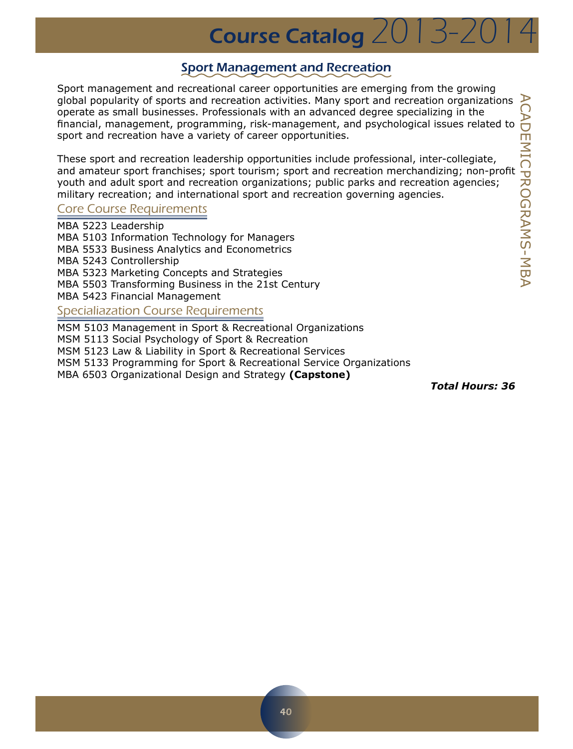## Sport Management and Recreation

Sport management and recreational career opportunities are emerging from the growing global popularity of sports and recreation activities. Many sport and recreation organizations operate as small businesses. Professionals with an advanced degree specializing in the financial, management, programming, risk-management, and psychological issues related to sport and recreation have a variety of career opportunities.

These sport and recreation leadership opportunities include professional, inter-collegiate, and amateur sport franchises; sport tourism; sport and recreation merchandizing; non-profit youth and adult sport and recreation organizations; public parks and recreation agencies; military recreation; and international sport and recreation governing agencies.

### Core Course Requirements

MBA 5223 Leadership
MBA 5103 Information Technology for Managers
MBA 5533 Business Analytics and Econometrics
MBA 5243 Controllership
MBA 5323 Marketing Concepts and Strategies
MBA 5503 Transforming Business in the 21st Century
MBA 5423 Financial Management

### Specialiazation Course Requirements

MSM 5103 Management in Sport & Recreational Organizations
MSM 5113 Social Psychology of Sport & Recreation
MSM 5123 Law & Liability in Sport & Recreational Services
MSM 5133 Programming for Sport & Recreational Service Organizations
MBA 6503 Organizational Design and Strategy **(Capstone)**

***Total Hours: 36***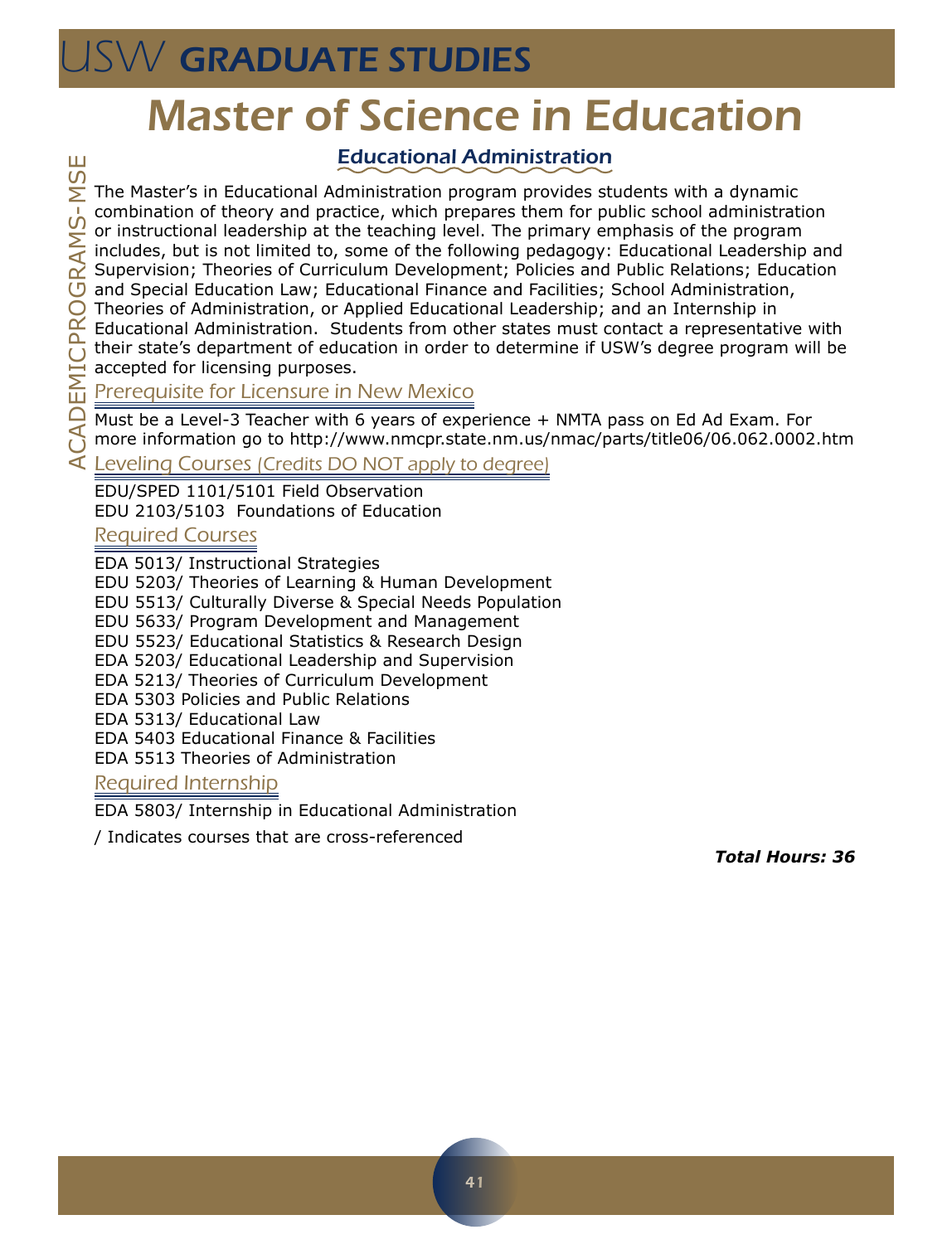# Master of Science in Education

## Educational Administration

The Master's in Educational Administration program provides students with a dynamic combination of theory and practice, which prepares them for public school administration or instructional leadership at the teaching level. The primary emphasis of the program includes, but is not limited to, some of the following pedagogy: Educational Leadership and Supervision; Theories of Curriculum Development; Policies and Public Relations; Education and Special Education Law; Educational Finance and Facilities; School Administration, Theories of Administration, or Applied Educational Leadership; and an Internship in Educational Administration. Students from other states must contact a representative with their state's department of education in order to determine if USW's degree program will be accepted for licensing purposes.

### Prerequisite for Licensure in New Mexico

Must be a Level-3 Teacher with 6 years of experience + NMTA pass on Ed Ad Exam. For more information go to http://www.nmcpr.state.nm.us/nmac/parts/title06/06.062.0002.htm

### Leveling Courses (Credits DO NOT apply to degree)

EDU/SPED 1101/5101 Field Observation
EDU 2103/5103 Foundations of Education

### Required Courses

EDA 5013/ Instructional Strategies
EDU 5203/ Theories of Learning & Human Development
EDU 5513/ Culturally Diverse & Special Needs Population
EDU 5633/ Program Development and Management
EDU 5523/ Educational Statistics & Research Design
EDA 5203/ Educational Leadership and Supervision
EDA 5213/ Theories of Curriculum Development
EDA 5303 Policies and Public Relations
EDA 5313/ Educational Law
EDA 5403 Educational Finance & Facilities
EDA 5513 Theories of Administration

### Required Internship

EDA 5803/ Internship in Educational Administration

/ Indicates courses that are cross-referenced

***Total Hours: 36***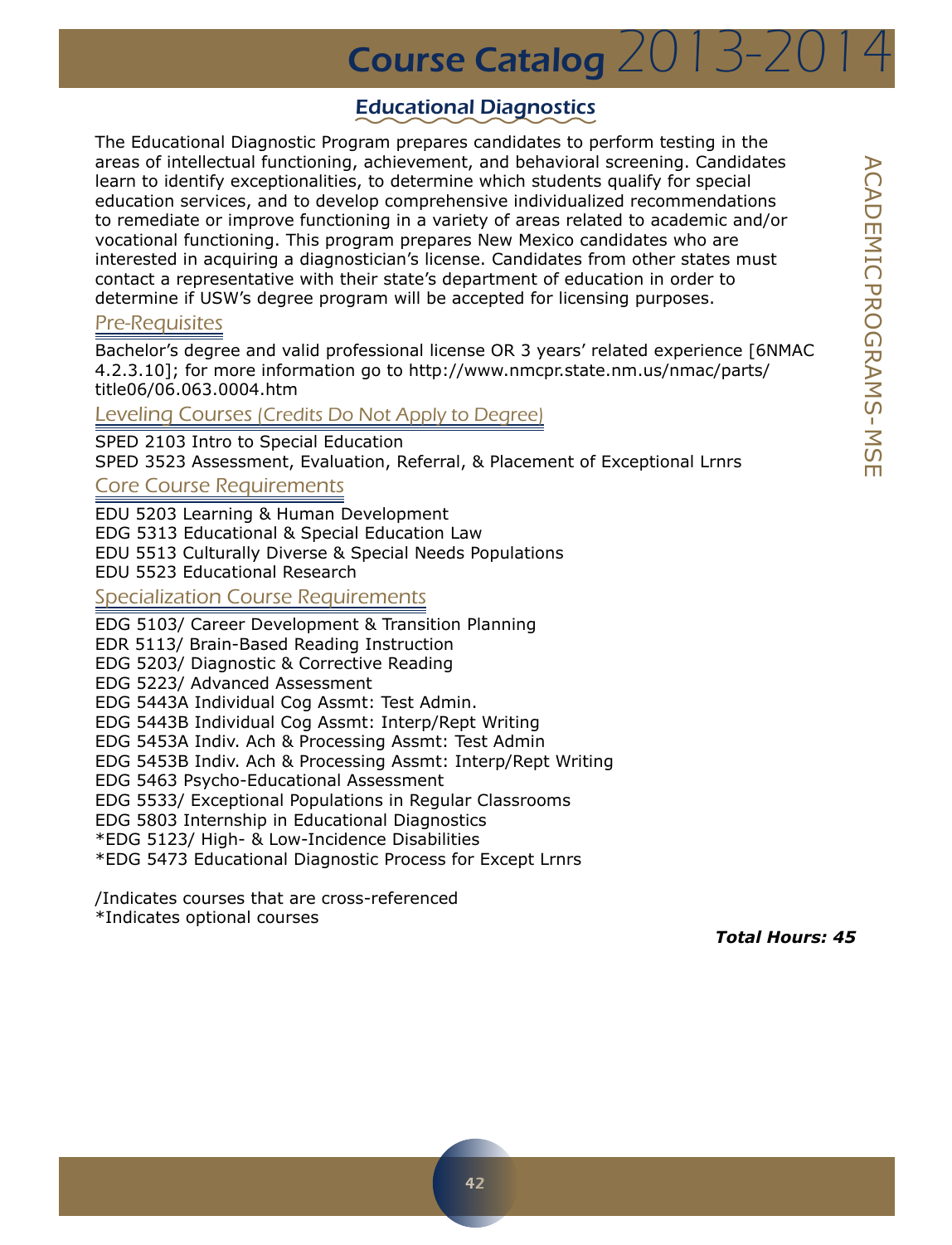## Educational Diagnostics

The Educational Diagnostic Program prepares candidates to perform testing in the areas of intellectual functioning, achievement, and behavioral screening. Candidates learn to identify exceptionalities, to determine which students qualify for special education services, and to develop comprehensive individualized recommendations to remediate or improve functioning in a variety of areas related to academic and/or vocational functioning. This program prepares New Mexico candidates who are interested in acquiring a diagnostician's license. Candidates from other states must contact a representative with their state's department of education in order to determine if USW's degree program will be accepted for licensing purposes.

### Pre-Requisites

Bachelor's degree and valid professional license OR 3 years' related experience [6NMAC 4.2.3.10]; for more information go to http://www.nmcpr.state.nm.us/nmac/parts/title06/06.063.0004.htm

### Leveling Courses (Credits Do Not Apply to Degree)

SPED 2103 Intro to Special Education
SPED 3523 Assessment, Evaluation, Referral, & Placement of Exceptional Lrnrs

### Core Course Requirements

EDU 5203 Learning & Human Development
EDG 5313 Educational & Special Education Law
EDU 5513 Culturally Diverse & Special Needs Populations
EDU 5523 Educational Research

### Specialization Course Requirements

EDG 5103/ Career Development & Transition Planning
EDR 5113/ Brain-Based Reading Instruction
EDG 5203/ Diagnostic & Corrective Reading
EDG 5223/ Advanced Assessment
EDG 5443A Individual Cog Assmt: Test Admin.
EDG 5443B Individual Cog Assmt: Interp/Rept Writing
EDG 5453A Indiv. Ach & Processing Assmt: Test Admin
EDG 5453B Indiv. Ach & Processing Assmt: Interp/Rept Writing
EDG 5463 Psycho-Educational Assessment
EDG 5533/ Exceptional Populations in Regular Classrooms
EDG 5803 Internship in Educational Diagnostics
*EDG 5123/ High- & Low-Incidence Disabilities
*EDG 5473 Educational Diagnostic Process for Except Lrnrs

/Indicates courses that are cross-referenced
*Indicates optional courses

***Total Hours: 45***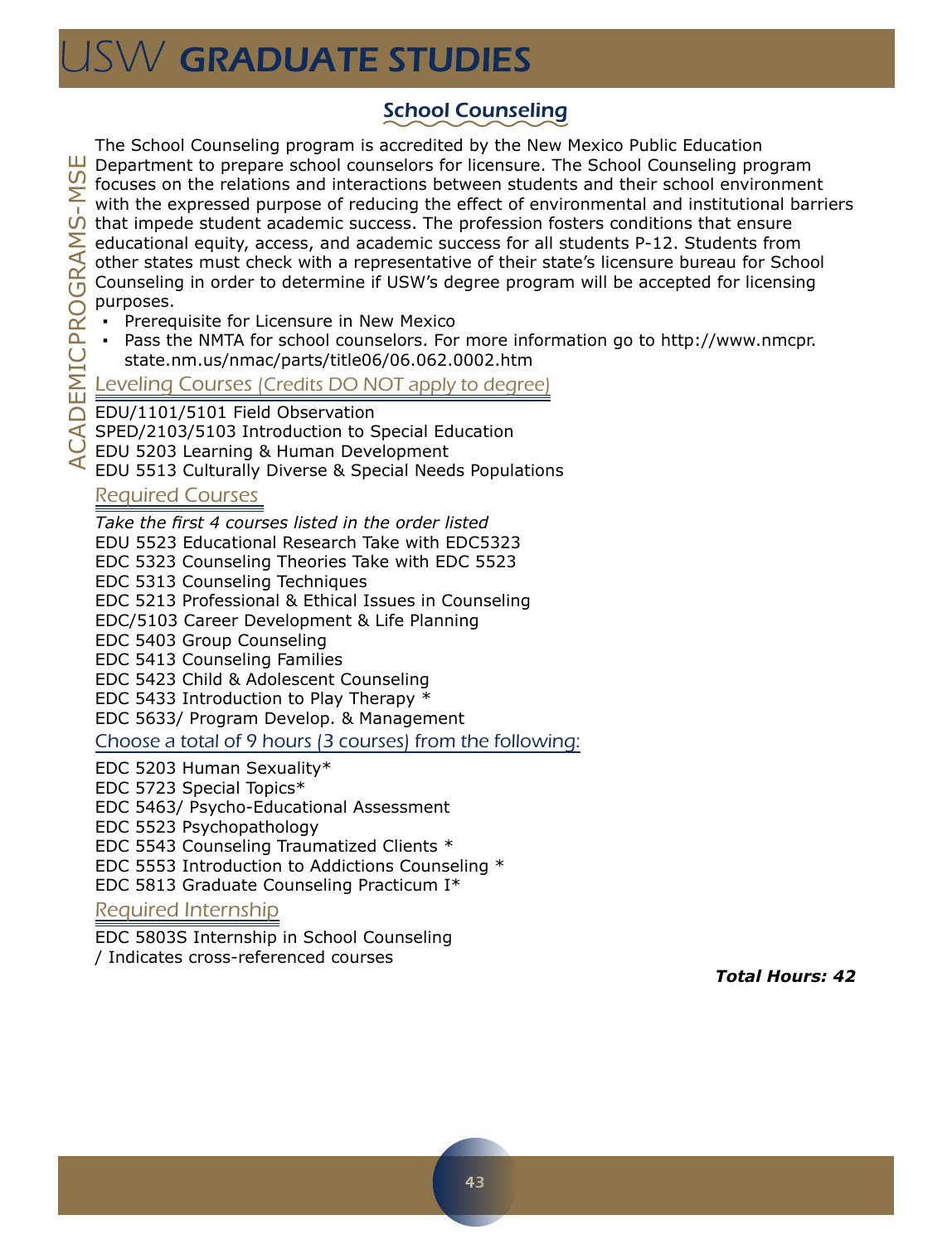## School Counseling

The School Counseling program is accredited by the New Mexico Public Education Department to prepare school counselors for licensure. The School Counseling program focuses on the relations and interactions between students and their school environment with the expressed purpose of reducing the effect of environmental and institutional barriers that impede student academic success. The profession fosters conditions that ensure educational equity, access, and academic success for all students P-12. Students from other states must check with a representative of their state's licensure bureau for School Counseling in order to determine if USW's degree program will be accepted for licensing purposes.

- Prerequisite for Licensure in New Mexico
- Pass the NMTA for school counselors. For more information go to http://www.nmcpr.state.nm.us/nmac/parts/title06/06.062.0002.htm

### Leveling Courses (Credits DO NOT apply to degree)

EDU/1101/5101 Field Observation
SPED/2103/5103 Introduction to Special Education
EDU 5203 Learning & Human Development
EDU 5513 Culturally Diverse & Special Needs Populations

### Required Courses

*Take the first 4 courses listed in the order listed*
EDU 5523 Educational Research Take with EDC5323
EDC 5323 Counseling Theories Take with EDC 5523
EDC 5313 Counseling Techniques
EDC 5213 Professional & Ethical Issues in Counseling
EDC/5103 Career Development & Life Planning
EDC 5403 Group Counseling
EDC 5413 Counseling Families
EDC 5423 Child & Adolescent Counseling
EDC 5433 Introduction to Play Therapy *
EDC 5633/ Program Develop. & Management

### Choose a total of 9 hours (3 courses) from the following:

EDC 5203 Human Sexuality*
EDC 5723 Special Topics*
EDC 5463/ Psycho-Educational Assessment
EDC 5523 Psychopathology
EDC 5543 Counseling Traumatized Clients *
EDC 5553 Introduction to Addictions Counseling *
EDC 5813 Graduate Counseling Practicum I*

### Required Internship

EDC 5803S Internship in School Counseling
/ Indicates cross-referenced courses

***Total Hours: 42***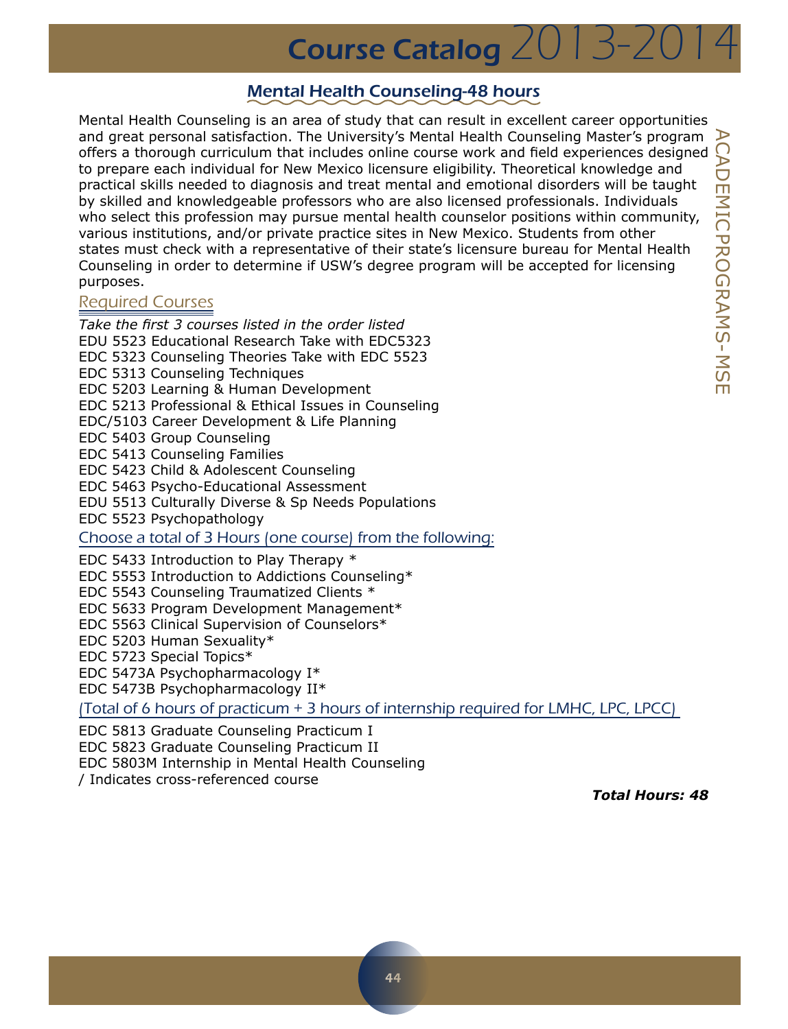## Mental Health Counseling-48 hours

Mental Health Counseling is an area of study that can result in excellent career opportunities and great personal satisfaction. The University's Mental Health Counseling Master's program offers a thorough curriculum that includes online course work and field experiences designed to prepare each individual for New Mexico licensure eligibility. Theoretical knowledge and practical skills needed to diagnosis and treat mental and emotional disorders will be taught by skilled and knowledgeable professors who are also licensed professionals. Individuals who select this profession may pursue mental health counselor positions within community, various institutions, and/or private practice sites in New Mexico. Students from other states must check with a representative of their state's licensure bureau for Mental Health Counseling in order to determine if USW's degree program will be accepted for licensing purposes.

### Required Courses

*Take the first 3 courses listed in the order listed*

EDU 5523 Educational Research Take with EDC5323
EDC 5323 Counseling Theories Take with EDC 5523
EDC 5313 Counseling Techniques
EDC 5203 Learning & Human Development
EDC 5213 Professional & Ethical Issues in Counseling
EDC/5103 Career Development & Life Planning
EDC 5403 Group Counseling
EDC 5413 Counseling Families
EDC 5423 Child & Adolescent Counseling
EDC 5463 Psycho-Educational Assessment
EDU 5513 Culturally Diverse & Sp Needs Populations
EDC 5523 Psychopathology

### Choose a total of 3 Hours (one course) from the following:

EDC 5433 Introduction to Play Therapy *
EDC 5553 Introduction to Addictions Counseling*
EDC 5543 Counseling Traumatized Clients *
EDC 5633 Program Development Management*
EDC 5563 Clinical Supervision of Counselors*
EDC 5203 Human Sexuality*
EDC 5723 Special Topics*
EDC 5473A Psychopharmacology I*
EDC 5473B Psychopharmacology II*

### (Total of 6 hours of practicum + 3 hours of internship required for LMHC, LPC, LPCC)

EDC 5813 Graduate Counseling Practicum I
EDC 5823 Graduate Counseling Practicum II
EDC 5803M Internship in Mental Health Counseling
/ Indicates cross-referenced course

***Total Hours: 48***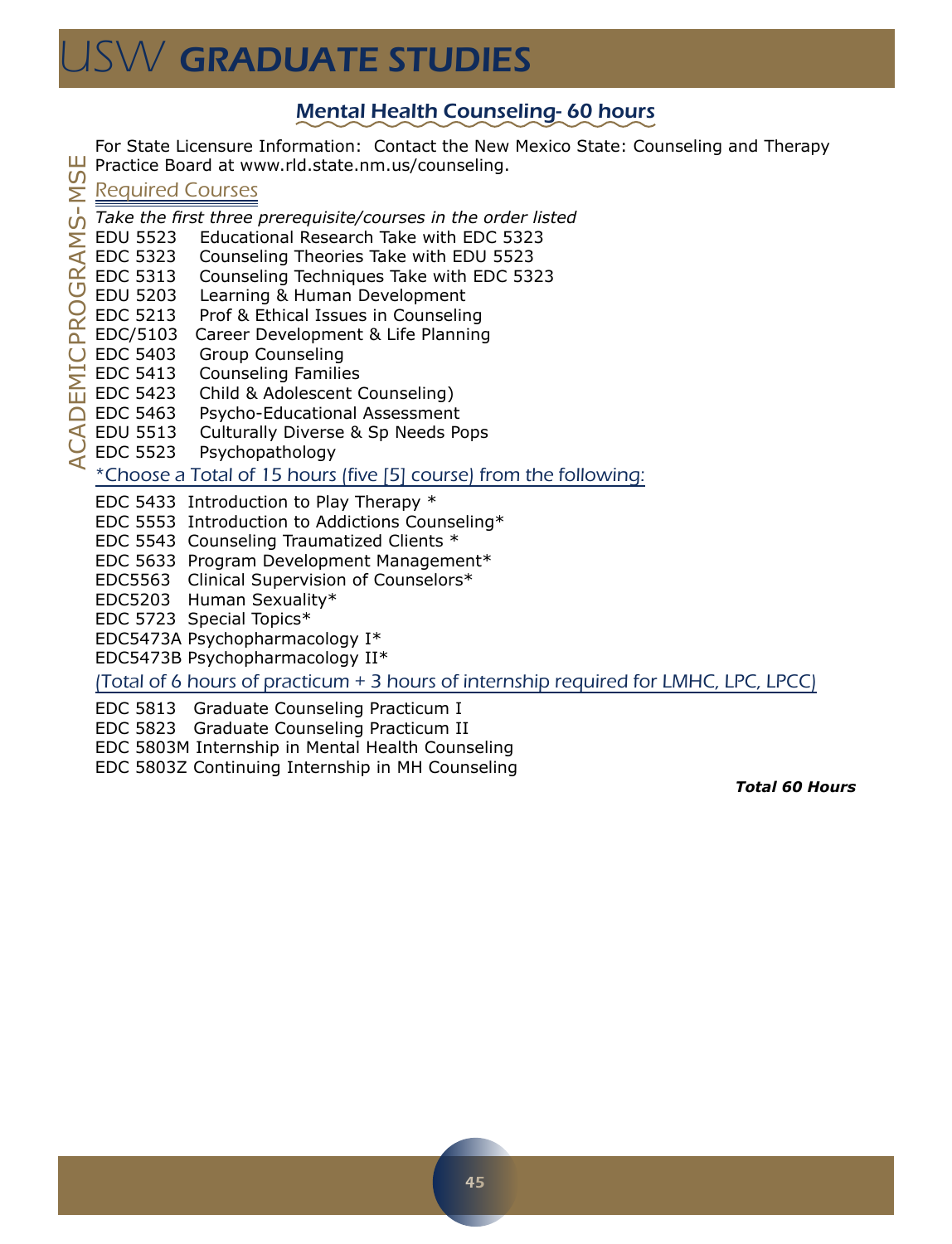## Mental Health Counseling- 60 hours

For State Licensure Information: Contact the New Mexico State: Counseling and Therapy Practice Board at www.rld.state.nm.us/counseling.

### Required Courses

*Take the first three prerequisite/courses in the order listed*

EDU 5523 Educational Research Take with EDC 5323
EDC 5323 Counseling Theories Take with EDU 5523
EDC 5313 Counseling Techniques Take with EDC 5323
EDU 5203 Learning & Human Development
EDC 5213 Prof & Ethical Issues in Counseling
EDC/5103 Career Development & Life Planning
EDC 5403 Group Counseling
EDC 5413 Counseling Families
EDC 5423 Child & Adolescent Counseling)
EDC 5463 Psycho-Educational Assessment
EDU 5513 Culturally Diverse & Sp Needs Pops
EDC 5523 Psychopathology

*Choose a Total of 15 hours (five [5] course) from the following:

EDC 5433 Introduction to Play Therapy *
EDC 5553 Introduction to Addictions Counseling*
EDC 5543 Counseling Traumatized Clients *
EDC 5633 Program Development Management*
EDC5563 Clinical Supervision of Counselors*
EDC5203 Human Sexuality*
EDC 5723 Special Topics*
EDC5473A Psychopharmacology I*
EDC5473B Psychopharmacology II*

(Total of 6 hours of practicum + 3 hours of internship required for LMHC, LPC, LPCC)

EDC 5813 Graduate Counseling Practicum I
EDC 5823 Graduate Counseling Practicum II
EDC 5803M Internship in Mental Health Counseling
EDC 5803Z Continuing Internship in MH Counseling

***Total 60 Hours***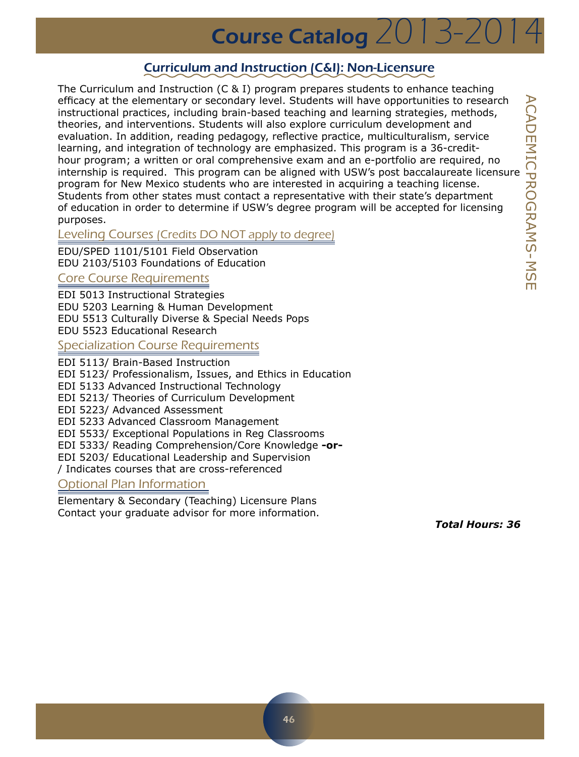## Curriculum and Instruction (C&I): Non-Licensure

The Curriculum and Instruction (C & I) program prepares students to enhance teaching efficacy at the elementary or secondary level. Students will have opportunities to research instructional practices, including brain-based teaching and learning strategies, methods, theories, and interventions. Students will also explore curriculum development and evaluation. In addition, reading pedagogy, reflective practice, multiculturalism, service learning, and integration of technology are emphasized. This program is a 36-credit-hour program; a written or oral comprehensive exam and an e-portfolio are required, no internship is required. This program can be aligned with USW's post baccalaureate licensure program for New Mexico students who are interested in acquiring a teaching license. Students from other states must contact a representative with their state's department of education in order to determine if USW's degree program will be accepted for licensing purposes.

### Leveling Courses (Credits DO NOT apply to degree)

EDU/SPED 1101/5101 Field Observation
EDU 2103/5103 Foundations of Education

### Core Course Requirements

EDI 5013 Instructional Strategies
EDU 5203 Learning & Human Development
EDU 5513 Culturally Diverse & Special Needs Pops
EDU 5523 Educational Research

### Specialization Course Requirements

EDI 5113/ Brain-Based Instruction
EDI 5123/ Professionalism, Issues, and Ethics in Education
EDI 5133 Advanced Instructional Technology
EDI 5213/ Theories of Curriculum Development
EDI 5223/ Advanced Assessment
EDI 5233 Advanced Classroom Management
EDI 5533/ Exceptional Populations in Reg Classrooms
EDI 5333/ Reading Comprehension/Core Knowledge **-or-**
EDI 5203/ Educational Leadership and Supervision
/ Indicates courses that are cross-referenced

### Optional Plan Information

Elementary & Secondary (Teaching) Licensure Plans
Contact your graduate advisor for more information.

***Total Hours: 36***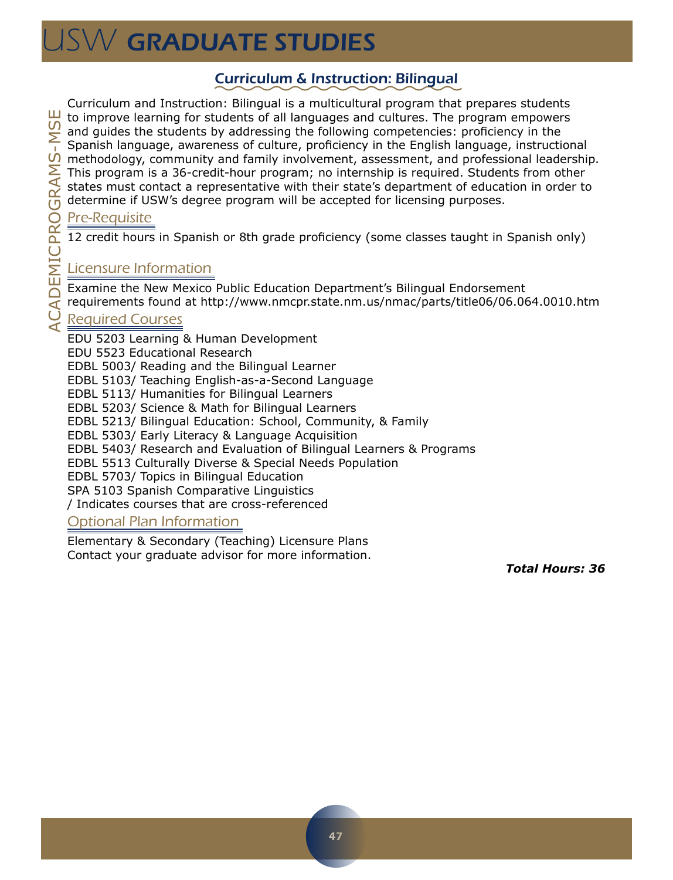## Curriculum & Instruction: Bilingual

Curriculum and Instruction: Bilingual is a multicultural program that prepares students to improve learning for students of all languages and cultures. The program empowers and guides the students by addressing the following competencies: proficiency in the Spanish language, awareness of culture, proficiency in the English language, instructional methodology, community and family involvement, assessment, and professional leadership. This program is a 36-credit-hour program; no internship is required. Students from other states must contact a representative with their state's department of education in order to determine if USW's degree program will be accepted for licensing purposes.

### Pre-Requisite

12 credit hours in Spanish or 8th grade proficiency (some classes taught in Spanish only)

### Licensure Information

Examine the New Mexico Public Education Department's Bilingual Endorsement requirements found at http://www.nmcpr.state.nm.us/nmac/parts/title06/06.064.0010.htm

### Required Courses

EDU 5203 Learning & Human Development
EDU 5523 Educational Research
EDBL 5003/ Reading and the Bilingual Learner
EDBL 5103/ Teaching English-as-a-Second Language
EDBL 5113/ Humanities for Bilingual Learners
EDBL 5203/ Science & Math for Bilingual Learners
EDBL 5213/ Bilingual Education: School, Community, & Family
EDBL 5303/ Early Literacy & Language Acquisition
EDBL 5403/ Research and Evaluation of Bilingual Learners & Programs
EDBL 5513 Culturally Diverse & Special Needs Population
EDBL 5703/ Topics in Bilingual Education
SPA 5103 Spanish Comparative Linguistics
/ Indicates courses that are cross-referenced

### Optional Plan Information

Elementary & Secondary (Teaching) Licensure Plans
Contact your graduate advisor for more information.

***Total Hours: 36***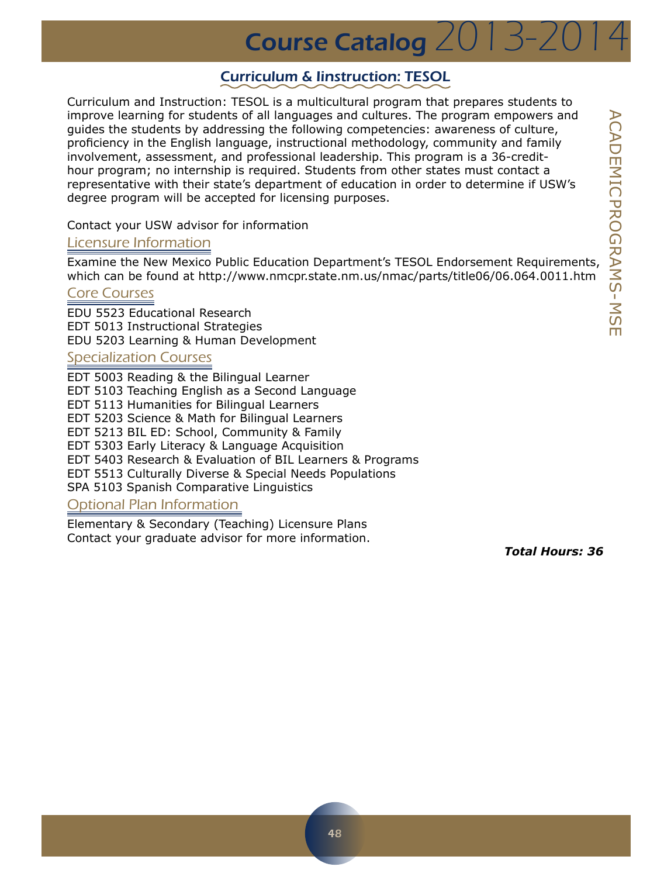## Curriculum & Iinstruction: TESOL

Curriculum and Instruction: TESOL is a multicultural program that prepares students to improve learning for students of all languages and cultures. The program empowers and guides the students by addressing the following competencies: awareness of culture, proficiency in the English language, instructional methodology, community and family involvement, assessment, and professional leadership. This program is a 36-credit-hour program; no internship is required. Students from other states must contact a representative with their state's department of education in order to determine if USW's degree program will be accepted for licensing purposes.

Contact your USW advisor for information

### Licensure Information

Examine the New Mexico Public Education Department's TESOL Endorsement Requirements, which can be found at http://www.nmcpr.state.nm.us/nmac/parts/title06/06.064.0011.htm

### Core Courses

EDU 5523 Educational Research
EDT 5013 Instructional Strategies
EDU 5203 Learning & Human Development

### Specialization Courses

EDT 5003 Reading & the Bilingual Learner
EDT 5103 Teaching English as a Second Language
EDT 5113 Humanities for Bilingual Learners
EDT 5203 Science & Math for Bilingual Learners
EDT 5213 BIL ED: School, Community & Family
EDT 5303 Early Literacy & Language Acquisition
EDT 5403 Research & Evaluation of BIL Learners & Programs
EDT 5513 Culturally Diverse & Special Needs Populations
SPA 5103 Spanish Comparative Linguistics

### Optional Plan Information

Elementary & Secondary (Teaching) Licensure Plans
Contact your graduate advisor for more information.

***Total Hours: 36***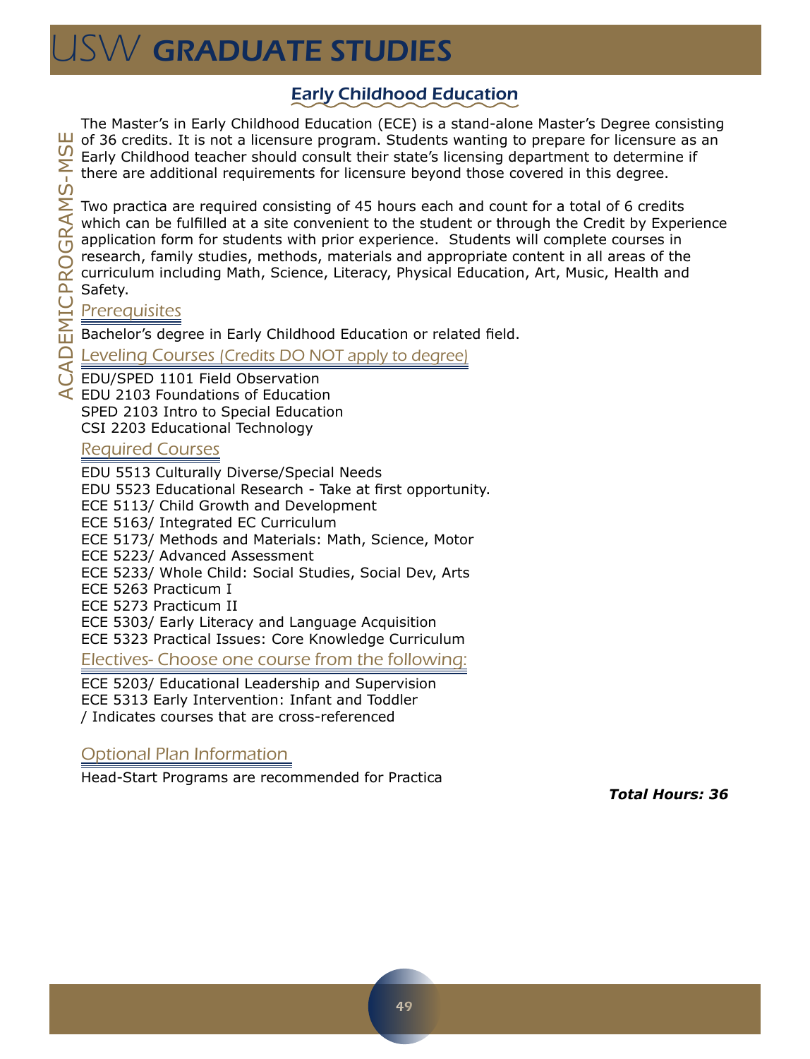## Early Childhood Education

The Master's in Early Childhood Education (ECE) is a stand-alone Master's Degree consisting of 36 credits. It is not a licensure program. Students wanting to prepare for licensure as an Early Childhood teacher should consult their state's licensing department to determine if there are additional requirements for licensure beyond those covered in this degree.

Two practica are required consisting of 45 hours each and count for a total of 6 credits which can be fulfilled at a site convenient to the student or through the Credit by Experience application form for students with prior experience. Students will complete courses in research, family studies, methods, materials and appropriate content in all areas of the curriculum including Math, Science, Literacy, Physical Education, Art, Music, Health and Safety.

### Prerequisites

Bachelor's degree in Early Childhood Education or related field.

### Leveling Courses (Credits DO NOT apply to degree)

EDU/SPED 1101 Field Observation
EDU 2103 Foundations of Education
SPED 2103 Intro to Special Education
CSI 2203 Educational Technology

### Required Courses

EDU 5513 Culturally Diverse/Special Needs
EDU 5523 Educational Research - Take at first opportunity.
ECE 5113/ Child Growth and Development
ECE 5163/ Integrated EC Curriculum
ECE 5173/ Methods and Materials: Math, Science, Motor
ECE 5223/ Advanced Assessment
ECE 5233/ Whole Child: Social Studies, Social Dev, Arts
ECE 5263 Practicum I
ECE 5273 Practicum II
ECE 5303/ Early Literacy and Language Acquisition
ECE 5323 Practical Issues: Core Knowledge Curriculum

### Electives- Choose one course from the following:

ECE 5203/ Educational Leadership and Supervision
ECE 5313 Early Intervention: Infant and Toddler
/ Indicates courses that are cross-referenced

### Optional Plan Information

Head-Start Programs are recommended for Practica

***Total Hours: 36***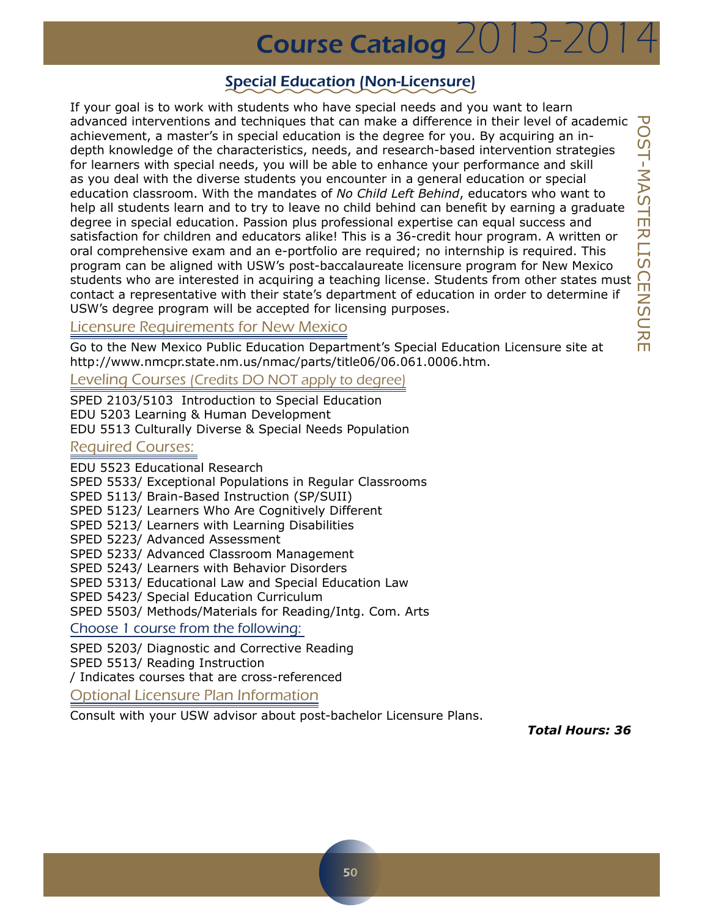## Special Education (Non-Licensure)

If your goal is to work with students who have special needs and you want to learn advanced interventions and techniques that can make a difference in their level of academic achievement, a master's in special education is the degree for you. By acquiring an in-depth knowledge of the characteristics, needs, and research-based intervention strategies for learners with special needs, you will be able to enhance your performance and skill as you deal with the diverse students you encounter in a general education or special education classroom. With the mandates of *No Child Left Behind*, educators who want to help all students learn and to try to leave no child behind can benefit by earning a graduate degree in special education. Passion plus professional expertise can equal success and satisfaction for children and educators alike! This is a 36-credit hour program. A written or oral comprehensive exam and an e-portfolio are required; no internship is required. This program can be aligned with USW's post-baccalaureate licensure program for New Mexico students who are interested in acquiring a teaching license. Students from other states must contact a representative with their state's department of education in order to determine if USW's degree program will be accepted for licensing purposes.

### Licensure Requirements for New Mexico

Go to the New Mexico Public Education Department's Special Education Licensure site at http://www.nmcpr.state.nm.us/nmac/parts/title06/06.061.0006.htm.

### Leveling Courses (Credits DO NOT apply to degree)

SPED 2103/5103 Introduction to Special Education
EDU 5203 Learning & Human Development
EDU 5513 Culturally Diverse & Special Needs Population

### Required Courses:

EDU 5523 Educational Research
SPED 5533/ Exceptional Populations in Regular Classrooms
SPED 5113/ Brain-Based Instruction (SP/SUII)
SPED 5123/ Learners Who Are Cognitively Different
SPED 5213/ Learners with Learning Disabilities
SPED 5223/ Advanced Assessment
SPED 5233/ Advanced Classroom Management
SPED 5243/ Learners with Behavior Disorders
SPED 5313/ Educational Law and Special Education Law
SPED 5423/ Special Education Curriculum
SPED 5503/ Methods/Materials for Reading/Intg. Com. Arts

### Choose 1 course from the following:

SPED 5203/ Diagnostic and Corrective Reading
SPED 5513/ Reading Instruction
/ Indicates courses that are cross-referenced

### Optional Licensure Plan Information

Consult with your USW advisor about post-bachelor Licensure Plans.

***Total Hours: 36***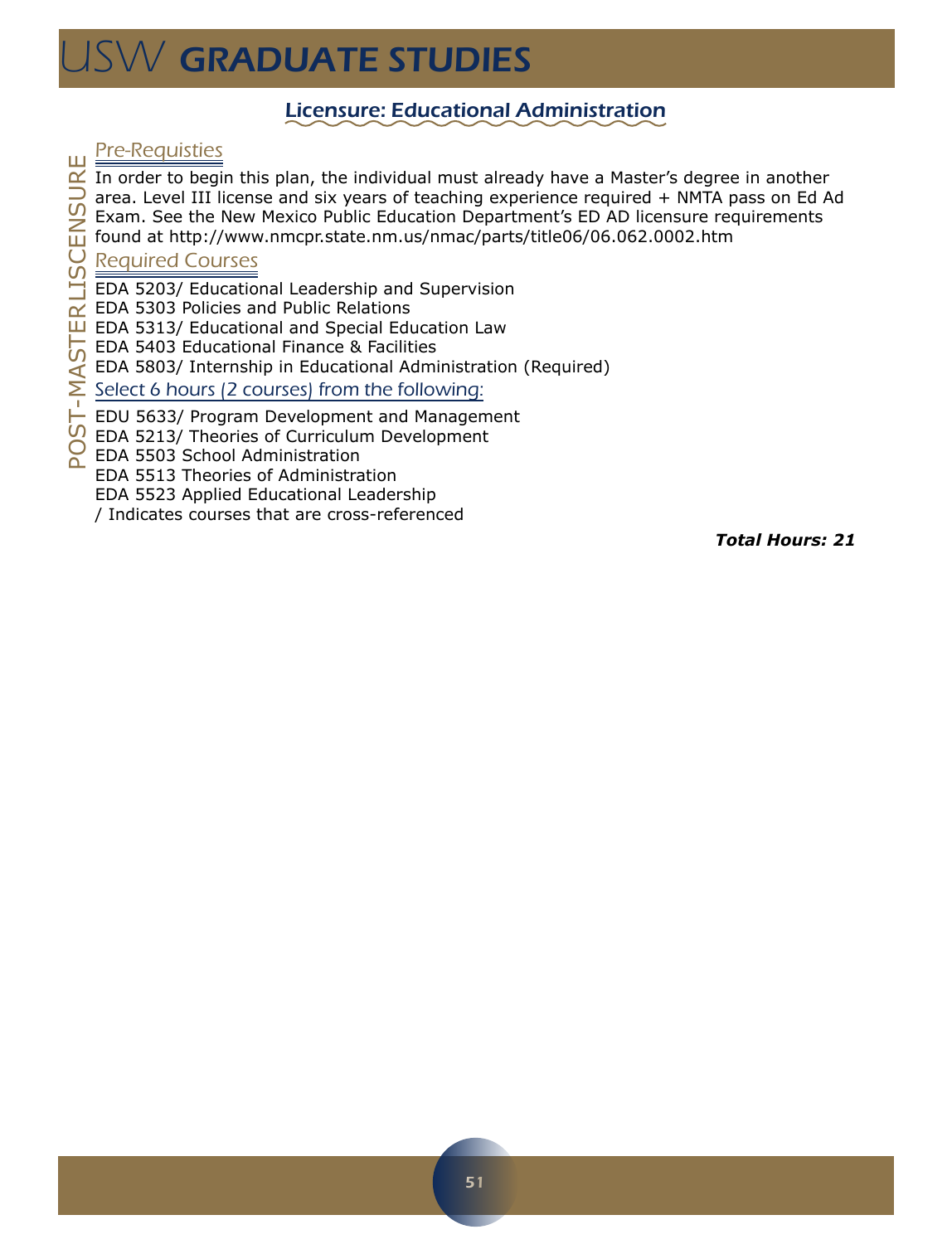## Licensure: Educational Administration

POST-MASTER LISCENSURE

### Pre-Requisties

In order to begin this plan, the individual must already have a Master's degree in another area. Level III license and six years of teaching experience required + NMTA pass on Ed Ad Exam. See the New Mexico Public Education Department's ED AD licensure requirements found at http://www.nmcpr.state.nm.us/nmac/parts/title06/06.062.0002.htm

### Required Courses

EDA 5203/ Educational Leadership and Supervision
EDA 5303 Policies and Public Relations
EDA 5313/ Educational and Special Education Law
EDA 5403 Educational Finance & Facilities
EDA 5803/ Internship in Educational Administration (Required)

### Select 6 hours (2 courses) from the following:

EDU 5633/ Program Development and Management
EDA 5213/ Theories of Curriculum Development
EDA 5503 School Administration
EDA 5513 Theories of Administration
EDA 5523 Applied Educational Leadership
/ Indicates courses that are cross-referenced

***Total Hours: 21***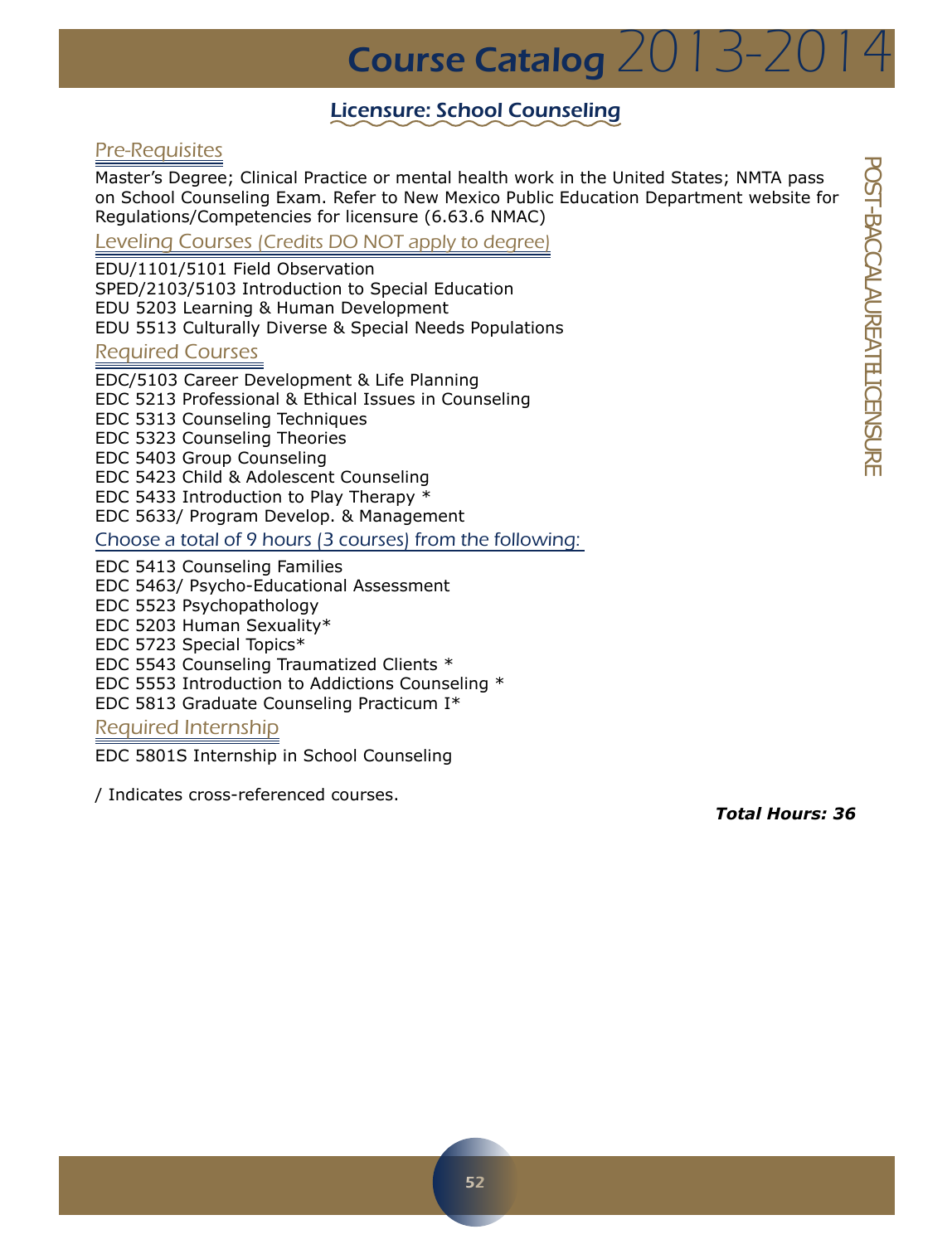## Licensure: School Counseling

### Pre-Requisites

Master's Degree; Clinical Practice or mental health work in the United States; NMTA pass on School Counseling Exam. Refer to New Mexico Public Education Department website for Regulations/Competencies for licensure (6.63.6 NMAC)

### Leveling Courses (Credits DO NOT apply to degree)

EDU/1101/5101 Field Observation
SPED/2103/5103 Introduction to Special Education
EDU 5203 Learning & Human Development
EDU 5513 Culturally Diverse & Special Needs Populations

### Required Courses

EDC/5103 Career Development & Life Planning
EDC 5213 Professional & Ethical Issues in Counseling
EDC 5313 Counseling Techniques
EDC 5323 Counseling Theories
EDC 5403 Group Counseling
EDC 5423 Child & Adolescent Counseling
EDC 5433 Introduction to Play Therapy *
EDC 5633/ Program Develop. & Management

### Choose a total of 9 hours (3 courses) from the following:

EDC 5413 Counseling Families
EDC 5463/ Psycho-Educational Assessment
EDC 5523 Psychopathology
EDC 5203 Human Sexuality*
EDC 5723 Special Topics*
EDC 5543 Counseling Traumatized Clients *
EDC 5553 Introduction to Addictions Counseling *
EDC 5813 Graduate Counseling Practicum I*

### Required Internship

EDC 5801S Internship in School Counseling

/ Indicates cross-referenced courses.

***Total Hours: 36***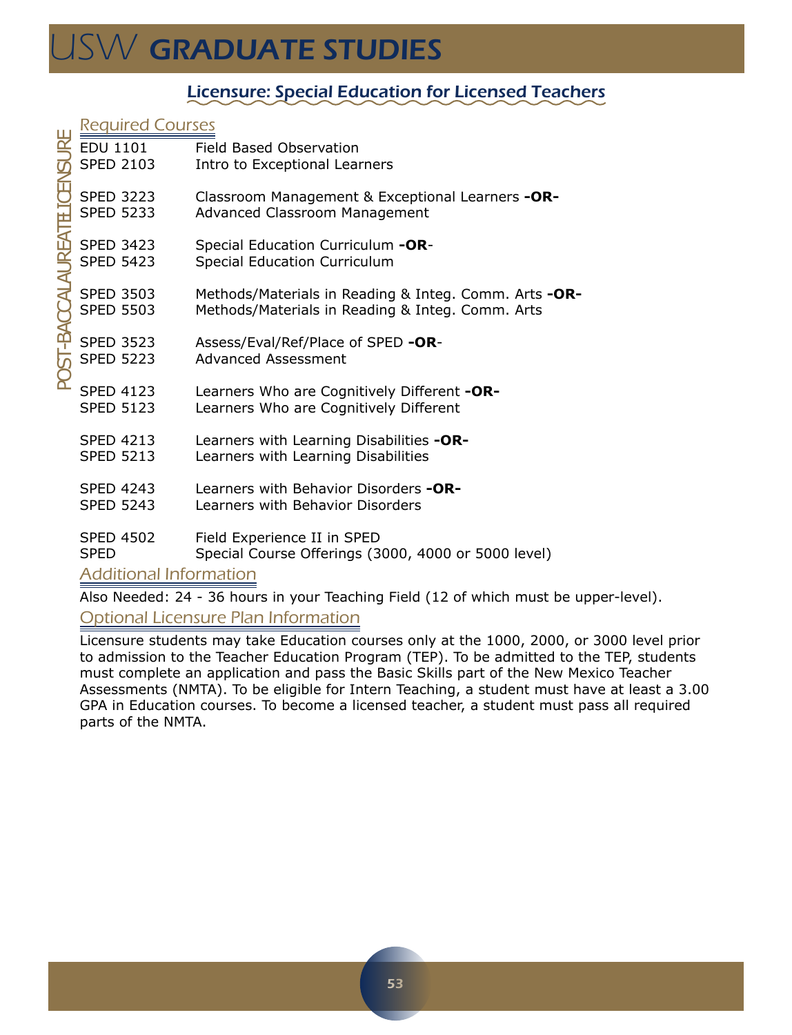## Licensure: Special Education for Licensed Teachers

POST-BACCALAUREATE LICENSURE

### Required Courses

| | |
|---|---|
| EDU 1101 | Field Based Observation |
| SPED 2103 | Intro to Exceptional Learners |
| SPED 3223 | Classroom Management & Exceptional Learners **-OR-** |
| SPED 5233 | Advanced Classroom Management |
| SPED 3423 | Special Education Curriculum **-OR-** |
| SPED 5423 | Special Education Curriculum |
| SPED 3503 | Methods/Materials in Reading & Integ. Comm. Arts **-OR-** |
| SPED 5503 | Methods/Materials in Reading & Integ. Comm. Arts |
| SPED 3523 | Assess/Eval/Ref/Place of SPED **-OR-** |
| SPED 5223 | Advanced Assessment |
| SPED 4123 | Learners Who are Cognitively Different **-OR-** |
| SPED 5123 | Learners Who are Cognitively Different |
| SPED 4213 | Learners with Learning Disabilities **-OR-** |
| SPED 5213 | Learners with Learning Disabilities |
| SPED 4243 | Learners with Behavior Disorders **-OR-** |
| SPED 5243 | Learners with Behavior Disorders |
| SPED 4502 | Field Experience II in SPED |
| SPED | Special Course Offerings (3000, 4000 or 5000 level) |

### Additional Information

Also Needed: 24 - 36 hours in your Teaching Field (12 of which must be upper-level).

### Optional Licensure Plan Information

Licensure students may take Education courses only at the 1000, 2000, or 3000 level prior to admission to the Teacher Education Program (TEP). To be admitted to the TEP, students must complete an application and pass the Basic Skills part of the New Mexico Teacher Assessments (NMTA). To be eligible for Intern Teaching, a student must have at least a 3.00 GPA in Education courses. To become a licensed teacher, a student must pass all required parts of the NMTA.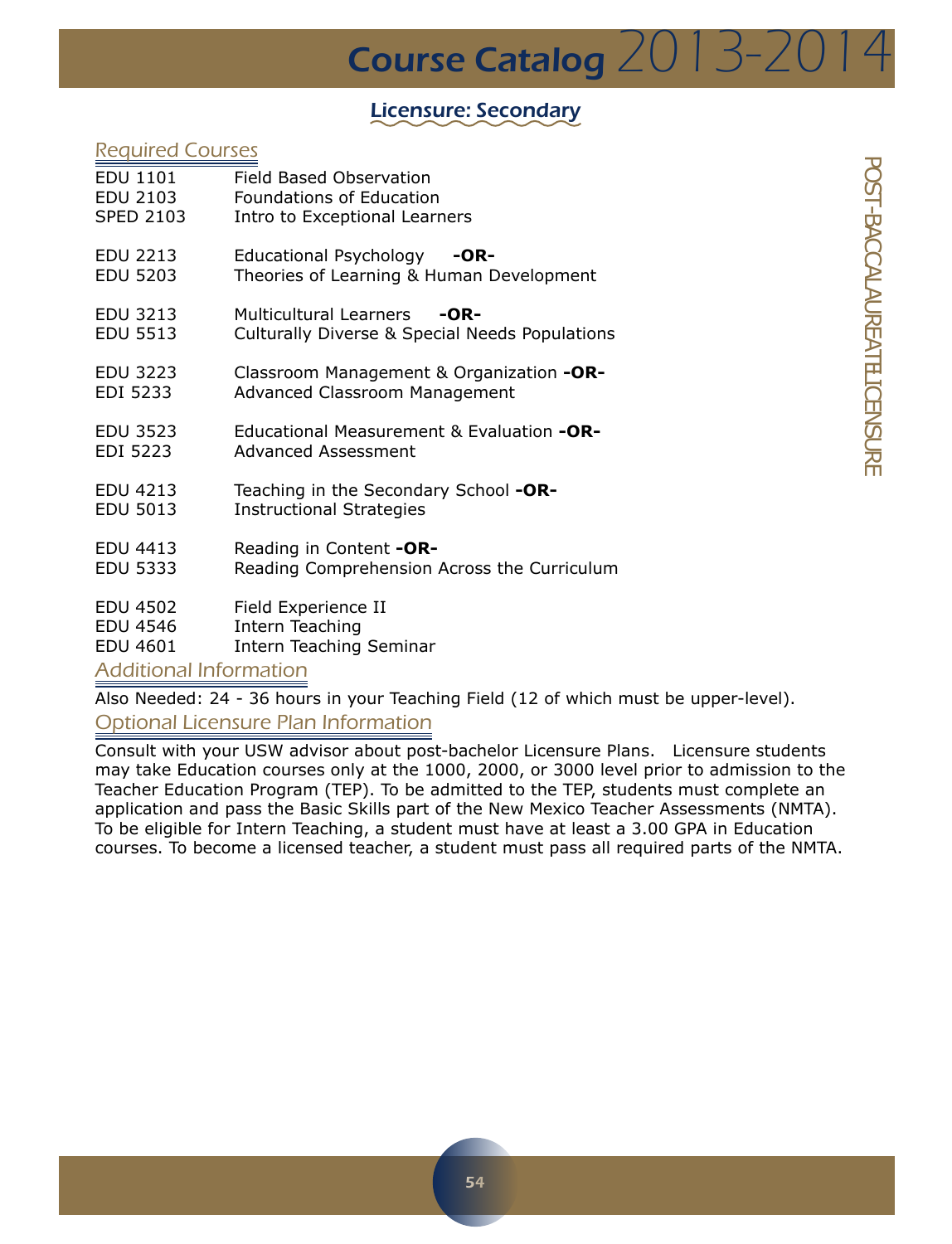## Licensure: Secondary

### Required Courses

EDU 1101 Field Based Observation
EDU 2103 Foundations of Education
SPED 2103 Intro to Exceptional Learners

EDU 2213 Educational Psychology **-OR-**
EDU 5203 Theories of Learning & Human Development

EDU 3213 Multicultural Learners **-OR-**
EDU 5513 Culturally Diverse & Special Needs Populations

EDU 3223 Classroom Management & Organization **-OR-**
EDI 5233 Advanced Classroom Management

EDU 3523 Educational Measurement & Evaluation **-OR-**
EDI 5223 Advanced Assessment

EDU 4213 Teaching in the Secondary School **-OR-**
EDU 5013 Instructional Strategies

EDU 4413 Reading in Content **-OR-**
EDU 5333 Reading Comprehension Across the Curriculum

EDU 4502 Field Experience II
EDU 4546 Intern Teaching
EDU 4601 Intern Teaching Seminar

### Additional Information

Also Needed: 24 - 36 hours in your Teaching Field (12 of which must be upper-level).

### Optional Licensure Plan Information

Consult with your USW advisor about post-bachelor Licensure Plans. Licensure students may take Education courses only at the 1000, 2000, or 3000 level prior to admission to the Teacher Education Program (TEP). To be admitted to the TEP, students must complete an application and pass the Basic Skills part of the New Mexico Teacher Assessments (NMTA). To be eligible for Intern Teaching, a student must have at least a 3.00 GPA in Education courses. To become a licensed teacher, a student must pass all required parts of the NMTA.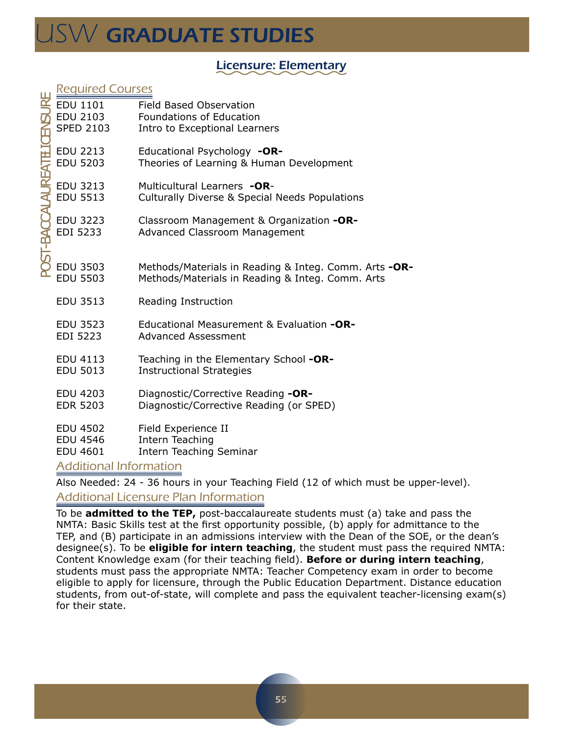# USW GRADUATE STUDIES

## Licensure: Elementary

POST-BACCALAUREATE LICENSURE

### Required Courses

| Course | Title |
|---|---|
| EDU 1101 | Field Based Observation |
| EDU 2103 | Foundations of Education |
| SPED 2103 | Intro to Exceptional Learners |
| EDU 2213 | Educational Psychology **-OR-** |
| EDU 5203 | Theories of Learning & Human Development |
| EDU 3213 | Multicultural Learners **-OR-** |
| EDU 5513 | Culturally Diverse & Special Needs Populations |
| EDU 3223 | Classroom Management & Organization **-OR-** |
| EDI 5233 | Advanced Classroom Management |
| EDU 3503 | Methods/Materials in Reading & Integ. Comm. Arts **-OR-** |
| EDU 5503 | Methods/Materials in Reading & Integ. Comm. Arts |
| EDU 3513 | Reading Instruction |
| EDU 3523 | Educational Measurement & Evaluation **-OR-** |
| EDI 5223 | Advanced Assessment |
| EDU 4113 | Teaching in the Elementary School **-OR-** |
| EDU 5013 | Instructional Strategies |
| EDU 4203 | Diagnostic/Corrective Reading **-OR-** |
| EDR 5203 | Diagnostic/Corrective Reading (or SPED) |
| EDU 4502 | Field Experience II |
| EDU 4546 | Intern Teaching |
| EDU 4601 | Intern Teaching Seminar |

### Additional Information

Also Needed: 24 - 36 hours in your Teaching Field (12 of which must be upper-level).

### Additional Licensure Plan Information

To be **admitted to the TEP,** post-baccalaureate students must (a) take and pass the NMTA: Basic Skills test at the first opportunity possible, (b) apply for admittance to the TEP, and (B) participate in an admissions interview with the Dean of the SOE, or the dean's designee(s). To be **eligible for intern teaching**, the student must pass the required NMTA: Content Knowledge exam (for their teaching field). **Before or during intern teaching**, students must pass the appropriate NMTA: Teacher Competency exam in order to become eligible to apply for licensure, through the Public Education Department. Distance education students, from out-of-state, will complete and pass the equivalent teacher-licensing exam(s) for their state.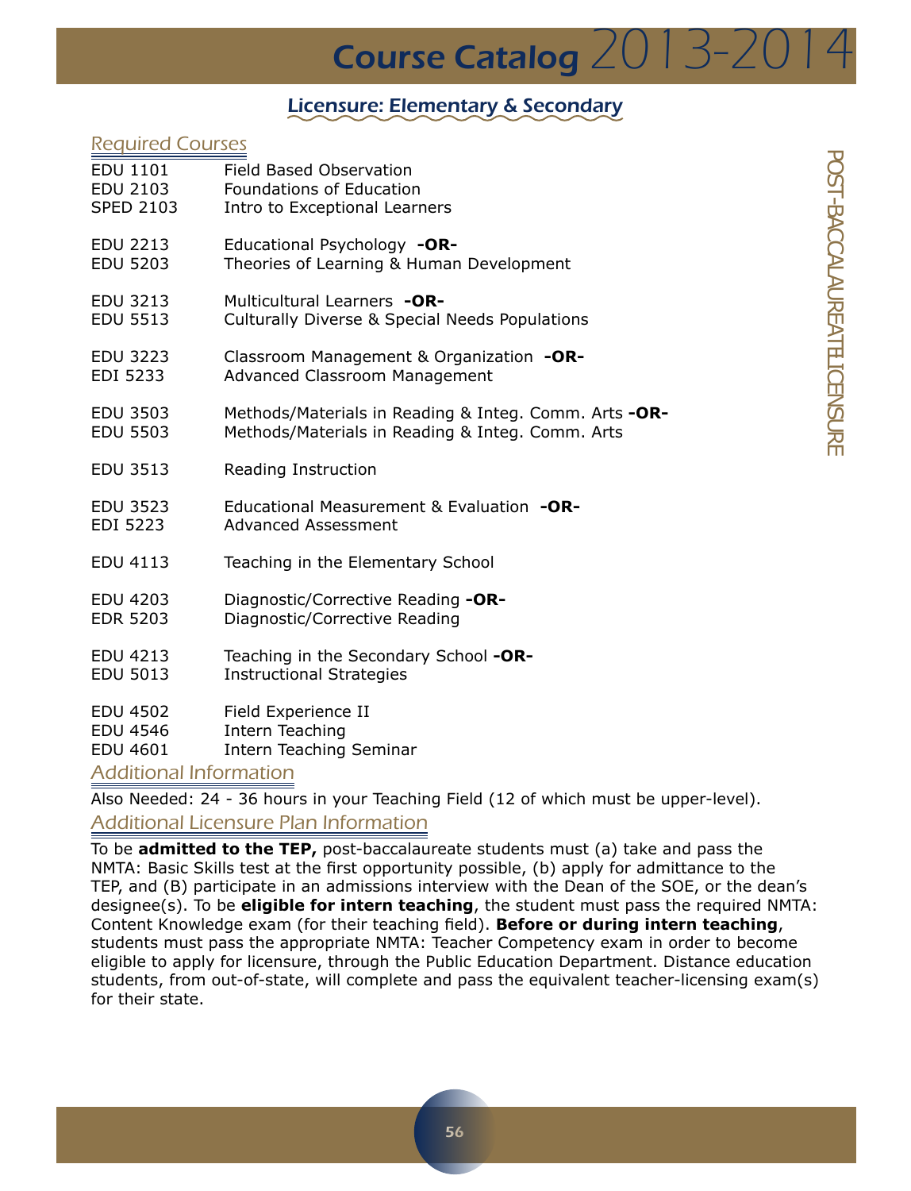## Licensure: Elementary & Secondary

### Required Courses

| | |
|---|---|
| EDU 1101 | Field Based Observation |
| EDU 2103 | Foundations of Education |
| SPED 2103 | Intro to Exceptional Learners |
| | |
| EDU 2213 | Educational Psychology **-OR-** |
| EDU 5203 | Theories of Learning & Human Development |
| | |
| EDU 3213 | Multicultural Learners **-OR-** |
| EDU 5513 | Culturally Diverse & Special Needs Populations |
| | |
| EDU 3223 | Classroom Management & Organization **-OR-** |
| EDI 5233 | Advanced Classroom Management |
| | |
| EDU 3503 | Methods/Materials in Reading & Integ. Comm. Arts **-OR-** |
| EDU 5503 | Methods/Materials in Reading & Integ. Comm. Arts |
| | |
| EDU 3513 | Reading Instruction |
| | |
| EDU 3523 | Educational Measurement & Evaluation **-OR-** |
| EDI 5223 | Advanced Assessment |
| | |
| EDU 4113 | Teaching in the Elementary School |
| | |
| EDU 4203 | Diagnostic/Corrective Reading **-OR-** |
| EDR 5203 | Diagnostic/Corrective Reading |
| | |
| EDU 4213 | Teaching in the Secondary School **-OR-** |
| EDU 5013 | Instructional Strategies |
| | |
| EDU 4502 | Field Experience II |
| EDU 4546 | Intern Teaching |
| EDU 4601 | Intern Teaching Seminar |

### Additional Information

Also Needed: 24 - 36 hours in your Teaching Field (12 of which must be upper-level).

### Additional Licensure Plan Information

To be **admitted to the TEP,** post-baccalaureate students must (a) take and pass the NMTA: Basic Skills test at the first opportunity possible, (b) apply for admittance to the TEP, and (B) participate in an admissions interview with the Dean of the SOE, or the dean's designee(s). To be **eligible for intern teaching**, the student must pass the required NMTA: Content Knowledge exam (for their teaching field). **Before or during intern teaching**, students must pass the appropriate NMTA: Teacher Competency exam in order to become eligible to apply for licensure, through the Public Education Department. Distance education students, from out-of-state, will complete and pass the equivalent teacher-licensing exam(s) for their state.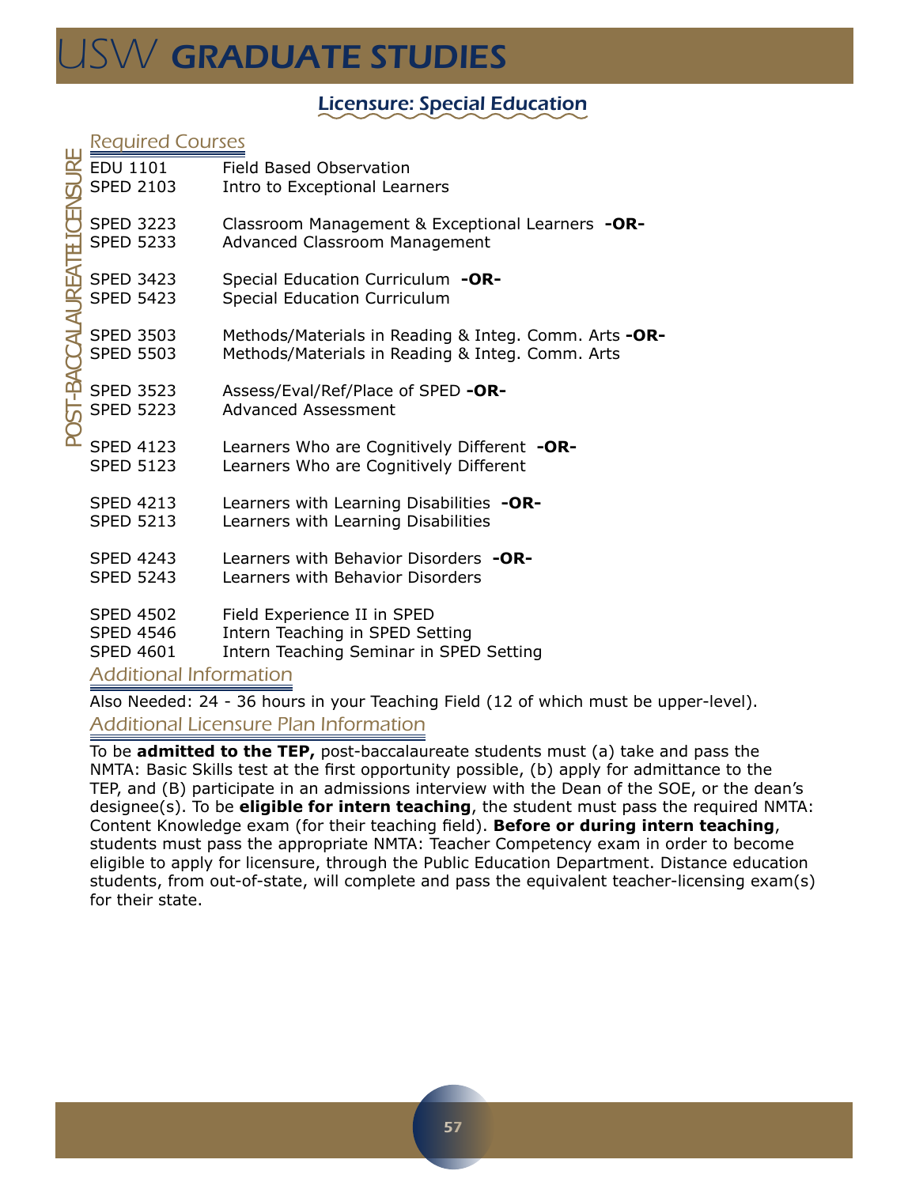## Licensure: Special Education

### POST-BACCALAUREATE LICENSURE

### Required Courses

| | |
|---|---|
| EDU 1101 | Field Based Observation |
| SPED 2103 | Intro to Exceptional Learners |
| SPED 3223 | Classroom Management & Exceptional Learners **-OR-** |
| SPED 5233 | Advanced Classroom Management |
| SPED 3423 | Special Education Curriculum **-OR-** |
| SPED 5423 | Special Education Curriculum |
| SPED 3503 | Methods/Materials in Reading & Integ. Comm. Arts **-OR-** |
| SPED 5503 | Methods/Materials in Reading & Integ. Comm. Arts |
| SPED 3523 | Assess/Eval/Ref/Place of SPED **-OR-** |
| SPED 5223 | Advanced Assessment |
| SPED 4123 | Learners Who are Cognitively Different **-OR-** |
| SPED 5123 | Learners Who are Cognitively Different |
| SPED 4213 | Learners with Learning Disabilities **-OR-** |
| SPED 5213 | Learners with Learning Disabilities |
| SPED 4243 | Learners with Behavior Disorders **-OR-** |
| SPED 5243 | Learners with Behavior Disorders |
| SPED 4502 | Field Experience II in SPED |
| SPED 4546 | Intern Teaching in SPED Setting |
| SPED 4601 | Intern Teaching Seminar in SPED Setting |

### Additional Information

Also Needed: 24 - 36 hours in your Teaching Field (12 of which must be upper-level).

### Additional Licensure Plan Information

To be **admitted to the TEP,** post-baccalaureate students must (a) take and pass the NMTA: Basic Skills test at the first opportunity possible, (b) apply for admittance to the TEP, and (B) participate in an admissions interview with the Dean of the SOE, or the dean's designee(s). To be **eligible for intern teaching**, the student must pass the required NMTA: Content Knowledge exam (for their teaching field). **Before or during intern teaching**, students must pass the appropriate NMTA: Teacher Competency exam in order to become eligible to apply for licensure, through the Public Education Department. Distance education students, from out-of-state, will complete and pass the equivalent teacher-licensing exam(s) for their state.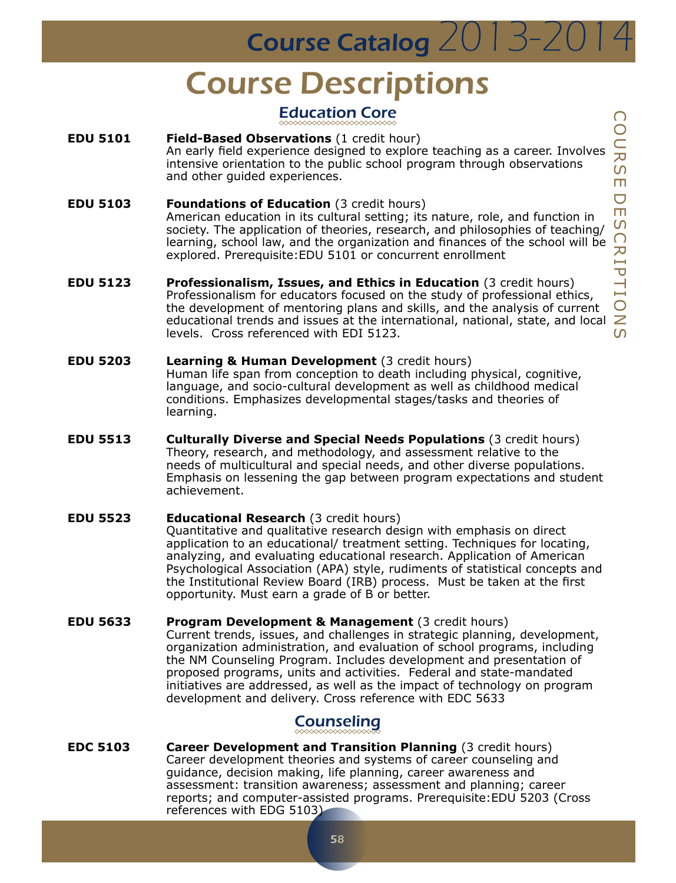# Course Descriptions

## Education Core

**EDU 5101** **Field-Based Observations** (1 credit hour)
An early field experience designed to explore teaching as a career. Involves intensive orientation to the public school program through observations and other guided experiences.

**EDU 5103** **Foundations of Education** (3 credit hours)
American education in its cultural setting; its nature, role, and function in society. The application of theories, research, and philosophies of teaching/learning, school law, and the organization and finances of the school will be explored. Prerequisite: EDU 5101 or concurrent enrollment

**EDU 5123** **Professionalism, Issues, and Ethics in Education** (3 credit hours)
Professionalism for educators focused on the study of professional ethics, the development of mentoring plans and skills, and the analysis of current educational trends and issues at the international, national, state, and local levels. Cross referenced with EDI 5123.

**EDU 5203** **Learning & Human Development** (3 credit hours)
Human life span from conception to death including physical, cognitive, language, and socio-cultural development as well as childhood medical conditions. Emphasizes developmental stages/tasks and theories of learning.

**EDU 5513** **Culturally Diverse and Special Needs Populations** (3 credit hours)
Theory, research, and methodology, and assessment relative to the needs of multicultural and special needs, and other diverse populations. Emphasis on lessening the gap between program expectations and student achievement.

**EDU 5523** **Educational Research** (3 credit hours)
Quantitative and qualitative research design with emphasis on direct application to an educational/ treatment setting. Techniques for locating, analyzing, and evaluating educational research. Application of American Psychological Association (APA) style, rudiments of statistical concepts and the Institutional Review Board (IRB) process. Must be taken at the first opportunity. Must earn a grade of B or better.

**EDU 5633** **Program Development & Management** (3 credit hours)
Current trends, issues, and challenges in strategic planning, development, organization administration, and evaluation of school programs, including the NM Counseling Program. Includes development and presentation of proposed programs, units and activities. Federal and state-mandated initiatives are addressed, as well as the impact of technology on program development and delivery. Cross reference with EDC 5633

## Counseling

**EDC 5103** **Career Development and Transition Planning** (3 credit hours)
Career development theories and systems of career counseling and guidance, decision making, life planning, career awareness and assessment: transition awareness; assessment and planning; career reports; and computer-assisted programs. Prerequisite: EDU 5203 (Cross references with EDG 5103)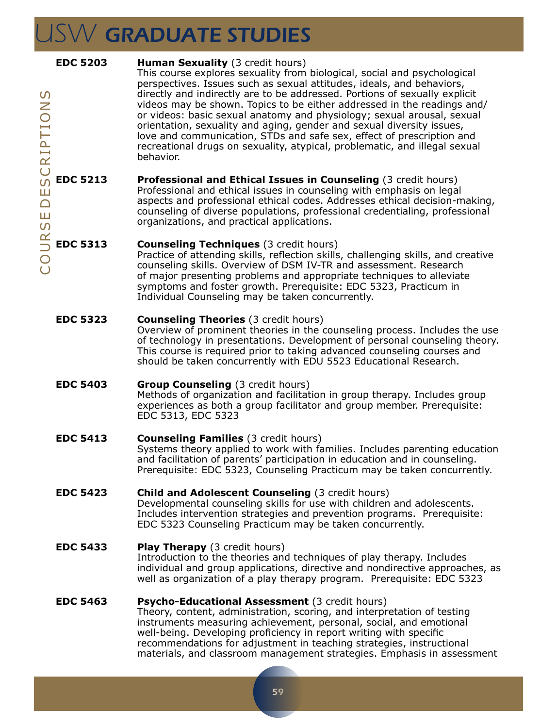**EDC 5203** **Human Sexuality** (3 credit hours)
This course explores sexuality from biological, social and psychological perspectives. Issues such as sexual attitudes, ideals, and behaviors, directly and indirectly are to be addressed. Portions of sexually explicit videos may be shown. Topics to be either addressed in the readings and/or videos: basic sexual anatomy and physiology; sexual arousal, sexual orientation, sexuality and aging, gender and sexual diversity issues, love and communication, STDs and safe sex, effect of prescription and recreational drugs on sexuality, atypical, problematic, and illegal sexual behavior.

**EDC 5213** **Professional and Ethical Issues in Counseling** (3 credit hours)
Professional and ethical issues in counseling with emphasis on legal aspects and professional ethical codes. Addresses ethical decision-making, counseling of diverse populations, professional credentialing, professional organizations, and practical applications.

**EDC 5313** **Counseling Techniques** (3 credit hours)
Practice of attending skills, reflection skills, challenging skills, and creative counseling skills. Overview of DSM IV-TR and assessment. Research of major presenting problems and appropriate techniques to alleviate symptoms and foster growth. Prerequisite: EDC 5323, Practicum in Individual Counseling may be taken concurrently.

**EDC 5323** **Counseling Theories** (3 credit hours)
Overview of prominent theories in the counseling process. Includes the use of technology in presentations. Development of personal counseling theory. This course is required prior to taking advanced counseling courses and should be taken concurrently with EDU 5523 Educational Research.

**EDC 5403** **Group Counseling** (3 credit hours)
Methods of organization and facilitation in group therapy. Includes group experiences as both a group facilitator and group member. Prerequisite: EDC 5313, EDC 5323

**EDC 5413** **Counseling Families** (3 credit hours)
Systems theory applied to work with families. Includes parenting education and facilitation of parents' participation in education and in counseling. Prerequisite: EDC 5323, Counseling Practicum may be taken concurrently.

**EDC 5423** **Child and Adolescent Counseling** (3 credit hours)
Developmental counseling skills for use with children and adolescents. Includes intervention strategies and prevention programs. Prerequisite: EDC 5323 Counseling Practicum may be taken concurrently.

**EDC 5433** **Play Therapy** (3 credit hours)
Introduction to the theories and techniques of play therapy. Includes individual and group applications, directive and nondirective approaches, as well as organization of a play therapy program. Prerequisite: EDC 5323

**EDC 5463** **Psycho-Educational Assessment** (3 credit hours)
Theory, content, administration, scoring, and interpretation of testing instruments measuring achievement, personal, social, and emotional well-being. Developing proficiency in report writing with specific recommendations for adjustment in teaching strategies, instructional materials, and classroom management strategies. Emphasis in assessment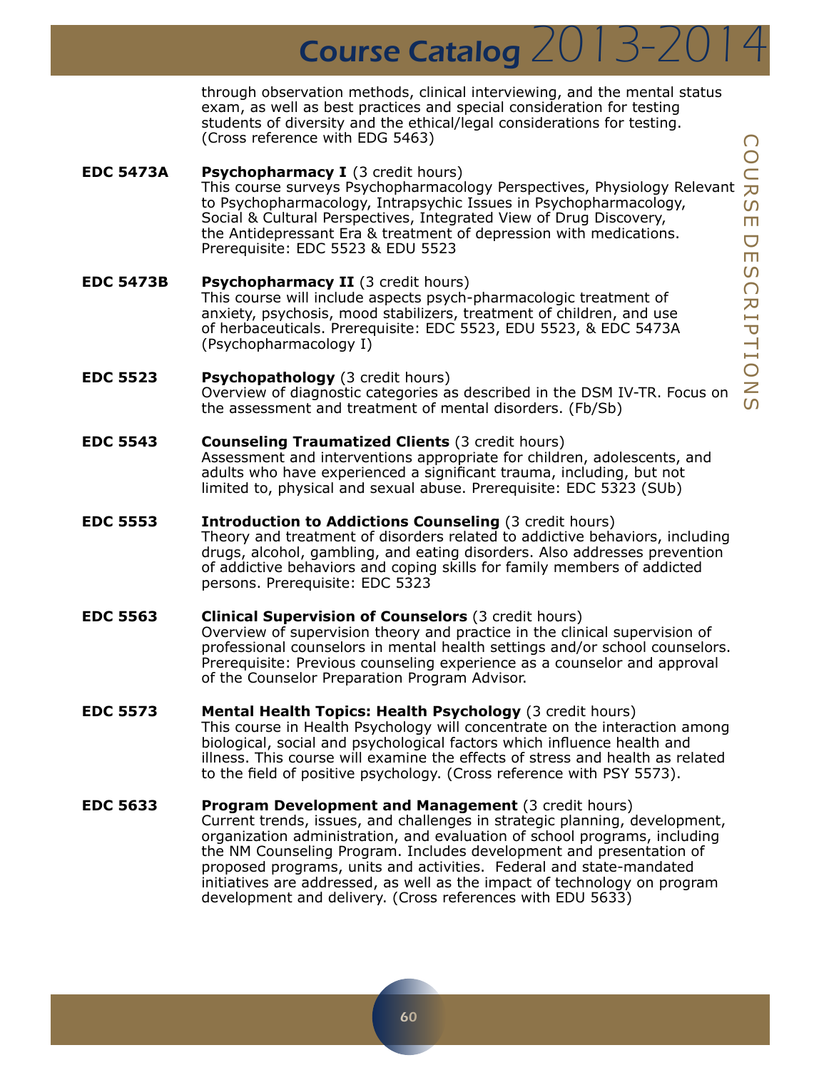through observation methods, clinical interviewing, and the mental status exam, as well as best practices and special consideration for testing students of diversity and the ethical/legal considerations for testing. (Cross reference with EDG 5463)

**EDC 5473A** **Psychopharmacy I** (3 credit hours)
This course surveys Psychopharmacology Perspectives, Physiology Relevant to Psychopharmacology, Intrapsychic Issues in Psychopharmacology, Social & Cultural Perspectives, Integrated View of Drug Discovery, the Antidepressant Era & treatment of depression with medications. Prerequisite: EDC 5523 & EDU 5523

**EDC 5473B** **Psychopharmacy II** (3 credit hours)
This course will include aspects psych-pharmacologic treatment of anxiety, psychosis, mood stabilizers, treatment of children, and use of herbaceuticals. Prerequisite: EDC 5523, EDU 5523, & EDC 5473A (Psychopharmacology I)

**EDC 5523** **Psychopathology** (3 credit hours)
Overview of diagnostic categories as described in the DSM IV-TR. Focus on the assessment and treatment of mental disorders. (Fb/Sb)

**EDC 5543** **Counseling Traumatized Clients** (3 credit hours)
Assessment and interventions appropriate for children, adolescents, and adults who have experienced a significant trauma, including, but not limited to, physical and sexual abuse. Prerequisite: EDC 5323 (SUb)

**EDC 5553** **Introduction to Addictions Counseling** (3 credit hours)
Theory and treatment of disorders related to addictive behaviors, including drugs, alcohol, gambling, and eating disorders. Also addresses prevention of addictive behaviors and coping skills for family members of addicted persons. Prerequisite: EDC 5323

**EDC 5563** **Clinical Supervision of Counselors** (3 credit hours)
Overview of supervision theory and practice in the clinical supervision of professional counselors in mental health settings and/or school counselors. Prerequisite: Previous counseling experience as a counselor and approval of the Counselor Preparation Program Advisor.

**EDC 5573** **Mental Health Topics: Health Psychology** (3 credit hours)
This course in Health Psychology will concentrate on the interaction among biological, social and psychological factors which influence health and illness. This course will examine the effects of stress and health as related to the field of positive psychology. (Cross reference with PSY 5573).

**EDC 5633** **Program Development and Management** (3 credit hours)
Current trends, issues, and challenges in strategic planning, development, organization administration, and evaluation of school programs, including the NM Counseling Program. Includes development and presentation of proposed programs, units and activities. Federal and state-mandated initiatives are addressed, as well as the impact of technology on program development and delivery. (Cross references with EDU 5633)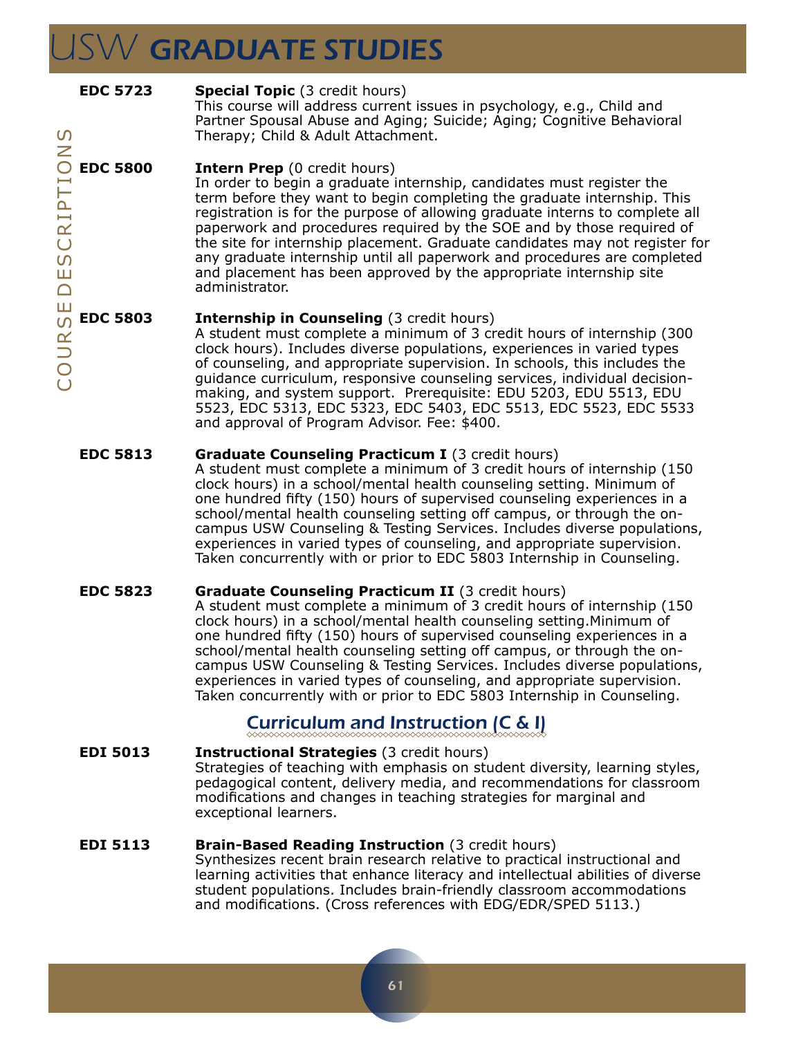**EDC 5723** **Special Topic** (3 credit hours)
This course will address current issues in psychology, e.g., Child and Partner Spousal Abuse and Aging; Suicide; Aging; Cognitive Behavioral Therapy; Child & Adult Attachment.

**EDC 5800** **Intern Prep** (0 credit hours)
In order to begin a graduate internship, candidates must register the term before they want to begin completing the graduate internship. This registration is for the purpose of allowing graduate interns to complete all paperwork and procedures required by the SOE and by those required of the site for internship placement. Graduate candidates may not register for any graduate internship until all paperwork and procedures are completed and placement has been approved by the appropriate internship site administrator.

**EDC 5803** **Internship in Counseling** (3 credit hours)
A student must complete a minimum of 3 credit hours of internship (300 clock hours). Includes diverse populations, experiences in varied types of counseling, and appropriate supervision. In schools, this includes the guidance curriculum, responsive counseling services, individual decision-making, and system support. Prerequisite: EDU 5203, EDU 5513, EDU 5523, EDC 5313, EDC 5323, EDC 5403, EDC 5513, EDC 5523, EDC 5533 and approval of Program Advisor. Fee: $400.

**EDC 5813** **Graduate Counseling Practicum I** (3 credit hours)
A student must complete a minimum of 3 credit hours of internship (150 clock hours) in a school/mental health counseling setting. Minimum of one hundred fifty (150) hours of supervised counseling experiences in a school/mental health counseling setting off campus, or through the on-campus USW Counseling & Testing Services. Includes diverse populations, experiences in varied types of counseling, and appropriate supervision. Taken concurrently with or prior to EDC 5803 Internship in Counseling.

**EDC 5823** **Graduate Counseling Practicum II** (3 credit hours)
A student must complete a minimum of 3 credit hours of internship (150 clock hours) in a school/mental health counseling setting.Minimum of one hundred fifty (150) hours of supervised counseling experiences in a school/mental health counseling setting off campus, or through the on-campus USW Counseling & Testing Services. Includes diverse populations, experiences in varied types of counseling, and appropriate supervision. Taken concurrently with or prior to EDC 5803 Internship in Counseling.

## Curriculum and Instruction (C & I)

**EDI 5013** **Instructional Strategies** (3 credit hours)
Strategies of teaching with emphasis on student diversity, learning styles, pedagogical content, delivery media, and recommendations for classroom modifications and changes in teaching strategies for marginal and exceptional learners.

**EDI 5113** **Brain-Based Reading Instruction** (3 credit hours)
Synthesizes recent brain research relative to practical instructional and learning activities that enhance literacy and intellectual abilities of diverse student populations. Includes brain-friendly classroom accommodations and modifications. (Cross references with EDG/EDR/SPED 5113.)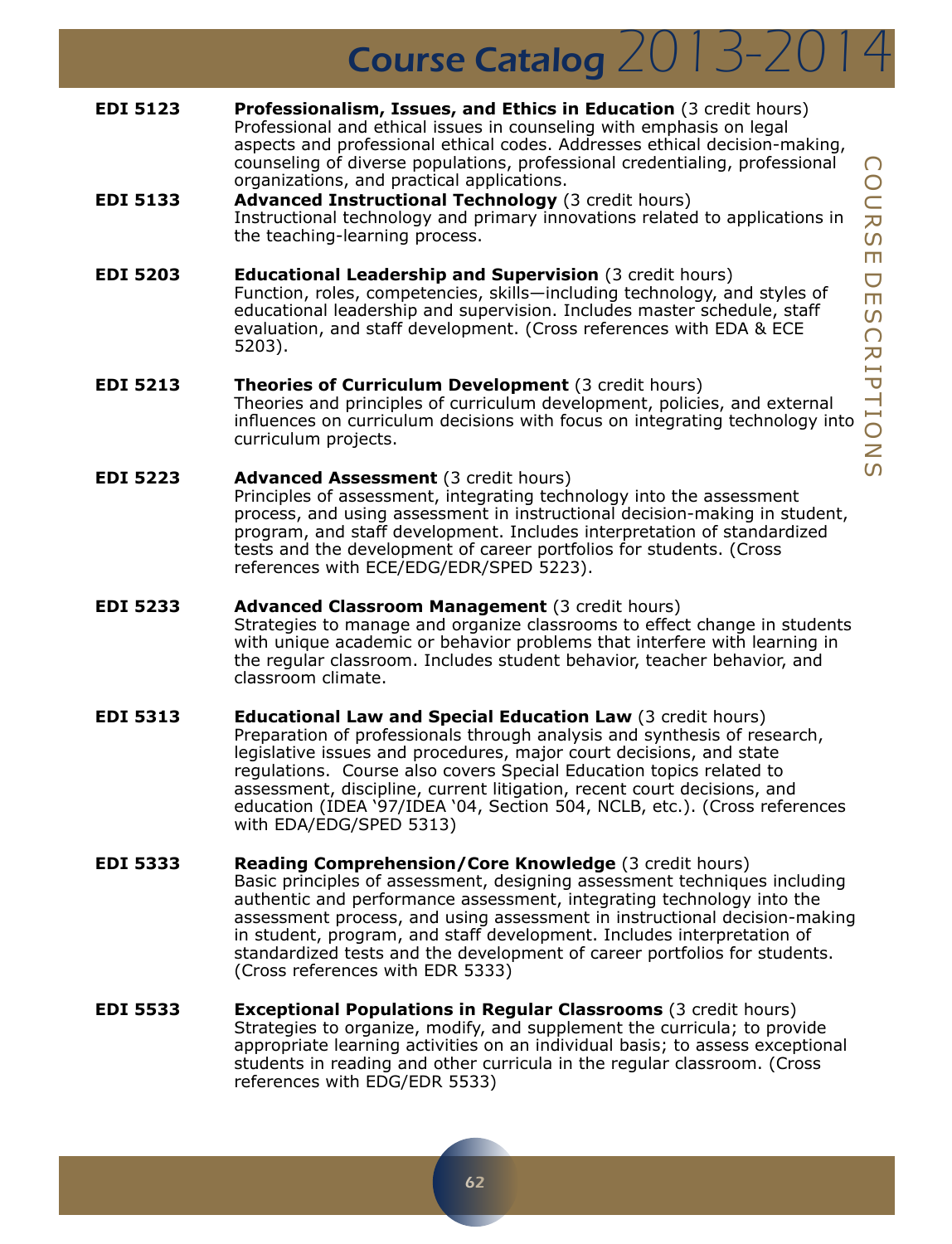**EDI 5123** **Professionalism, Issues, and Ethics in Education** (3 credit hours)
Professional and ethical issues in counseling with emphasis on legal aspects and professional ethical codes. Addresses ethical decision-making, counseling of diverse populations, professional credentialing, professional organizations, and practical applications.

**EDI 5133** **Advanced Instructional Technology** (3 credit hours)
Instructional technology and primary innovations related to applications in the teaching-learning process.

**EDI 5203** **Educational Leadership and Supervision** (3 credit hours)
Function, roles, competencies, skills—including technology, and styles of educational leadership and supervision. Includes master schedule, staff evaluation, and staff development. (Cross references with EDA & ECE 5203).

**EDI 5213** **Theories of Curriculum Development** (3 credit hours)
Theories and principles of curriculum development, policies, and external influences on curriculum decisions with focus on integrating technology into curriculum projects.

**EDI 5223** **Advanced Assessment** (3 credit hours)
Principles of assessment, integrating technology into the assessment process, and using assessment in instructional decision-making in student, program, and staff development. Includes interpretation of standardized tests and the development of career portfolios for students. (Cross references with ECE/EDG/EDR/SPED 5223).

**EDI 5233** **Advanced Classroom Management** (3 credit hours)
Strategies to manage and organize classrooms to effect change in students with unique academic or behavior problems that interfere with learning in the regular classroom. Includes student behavior, teacher behavior, and classroom climate.

**EDI 5313** **Educational Law and Special Education Law** (3 credit hours)
Preparation of professionals through analysis and synthesis of research, legislative issues and procedures, major court decisions, and state regulations. Course also covers Special Education topics related to assessment, discipline, current litigation, recent court decisions, and education (IDEA '97/IDEA '04, Section 504, NCLB, etc.). (Cross references with EDA/EDG/SPED 5313)

**EDI 5333** **Reading Comprehension/Core Knowledge** (3 credit hours)
Basic principles of assessment, designing assessment techniques including authentic and performance assessment, integrating technology into the assessment process, and using assessment in instructional decision-making in student, program, and staff development. Includes interpretation of standardized tests and the development of career portfolios for students. (Cross references with EDR 5333)

**EDI 5533** **Exceptional Populations in Regular Classrooms** (3 credit hours)
Strategies to organize, modify, and supplement the curricula; to provide appropriate learning activities on an individual basis; to assess exceptional students in reading and other curricula in the regular classroom. (Cross references with EDG/EDR 5533)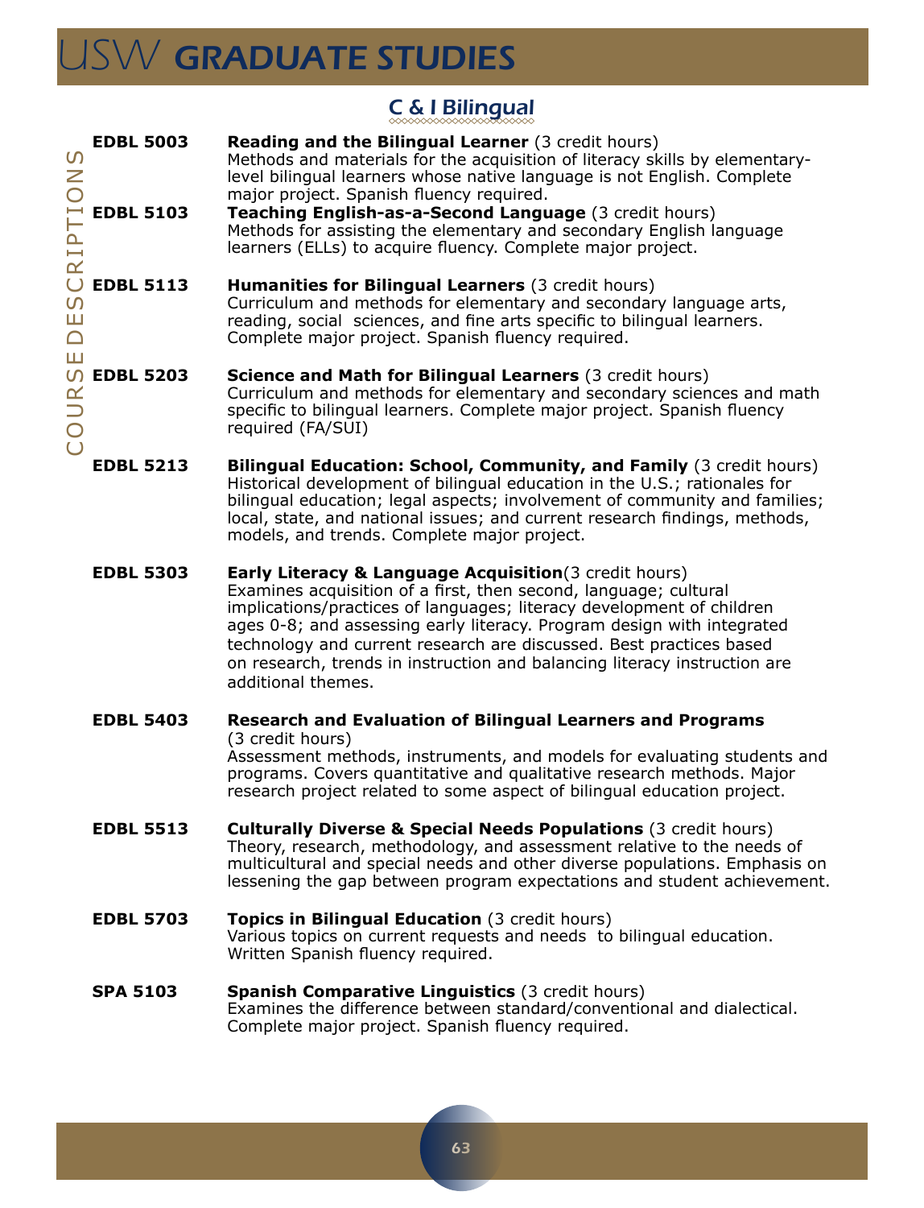## C & I Bilingual

**EDBL 5003** **Reading and the Bilingual Learner** (3 credit hours)
Methods and materials for the acquisition of literacy skills by elementary-level bilingual learners whose native language is not English. Complete major project. Spanish fluency required.

**EDBL 5103** **Teaching English-as-a-Second Language** (3 credit hours)
Methods for assisting the elementary and secondary English language learners (ELLs) to acquire fluency. Complete major project.

**EDBL 5113** **Humanities for Bilingual Learners** (3 credit hours)
Curriculum and methods for elementary and secondary language arts, reading, social sciences, and fine arts specific to bilingual learners. Complete major project. Spanish fluency required.

**EDBL 5203** **Science and Math for Bilingual Learners** (3 credit hours)
Curriculum and methods for elementary and secondary sciences and math specific to bilingual learners. Complete major project. Spanish fluency required (FA/SUI)

**EDBL 5213** **Bilingual Education: School, Community, and Family** (3 credit hours)
Historical development of bilingual education in the U.S.; rationales for bilingual education; legal aspects; involvement of community and families; local, state, and national issues; and current research findings, methods, models, and trends. Complete major project.

**EDBL 5303** **Early Literacy & Language Acquisition**(3 credit hours)
Examines acquisition of a first, then second, language; cultural implications/practices of languages; literacy development of children ages 0-8; and assessing early literacy. Program design with integrated technology and current research are discussed. Best practices based on research, trends in instruction and balancing literacy instruction are additional themes.

**EDBL 5403** **Research and Evaluation of Bilingual Learners and Programs** (3 credit hours)
Assessment methods, instruments, and models for evaluating students and programs. Covers quantitative and qualitative research methods. Major research project related to some aspect of bilingual education project.

**EDBL 5513** **Culturally Diverse & Special Needs Populations** (3 credit hours)
Theory, research, methodology, and assessment relative to the needs of multicultural and special needs and other diverse populations. Emphasis on lessening the gap between program expectations and student achievement.

**EDBL 5703** **Topics in Bilingual Education** (3 credit hours)
Various topics on current requests and needs to bilingual education. Written Spanish fluency required.

**SPA 5103** **Spanish Comparative Linguistics** (3 credit hours)
Examines the difference between standard/conventional and dialectical. Complete major project. Spanish fluency required.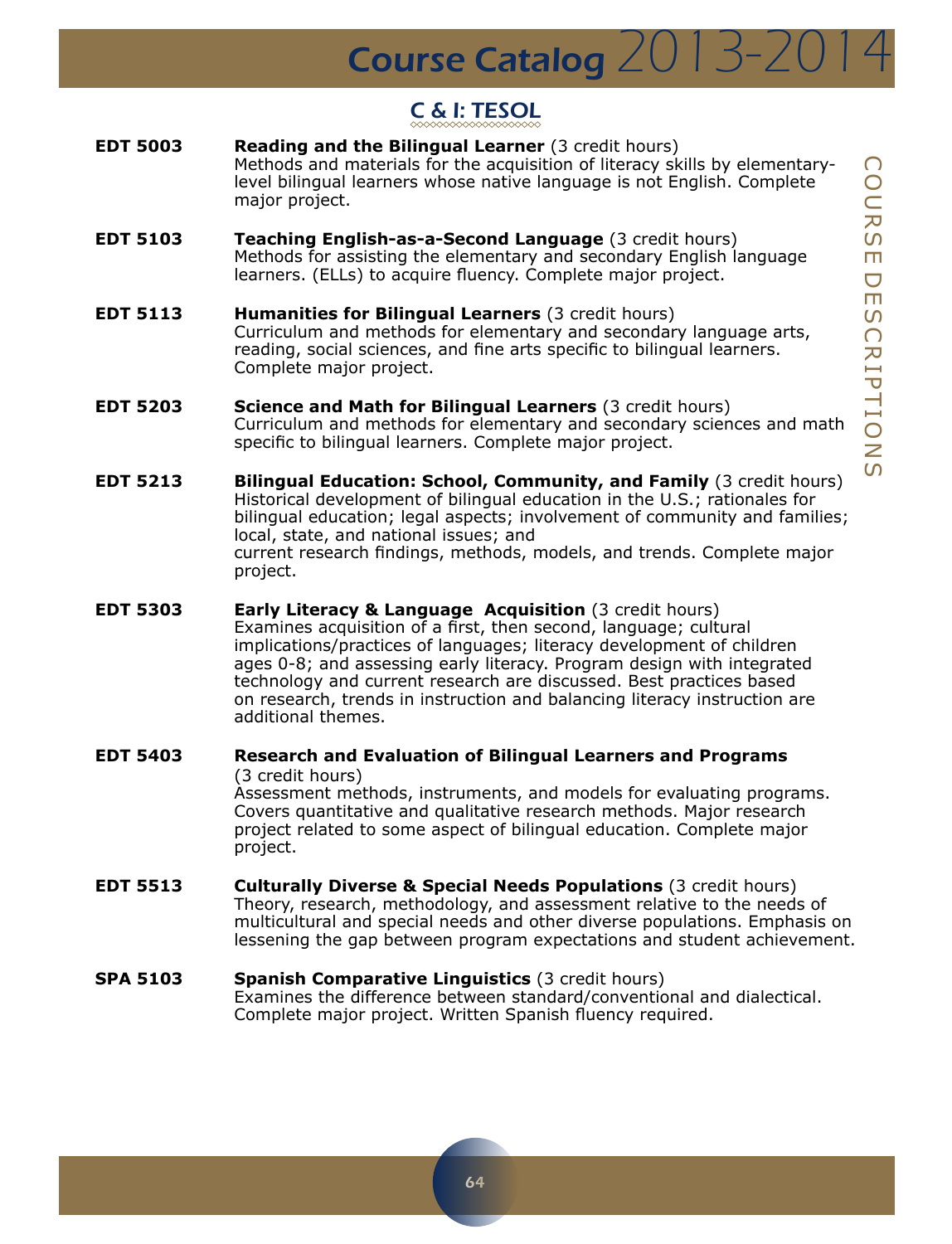## C & I: TESOL

**EDT 5003** **Reading and the Bilingual Learner** (3 credit hours)
Methods and materials for the acquisition of literacy skills by elementary-level bilingual learners whose native language is not English. Complete major project.

**EDT 5103** **Teaching English-as-a-Second Language** (3 credit hours)
Methods for assisting the elementary and secondary English language learners. (ELLs) to acquire fluency. Complete major project.

**EDT 5113** **Humanities for Bilingual Learners** (3 credit hours)
Curriculum and methods for elementary and secondary language arts, reading, social sciences, and fine arts specific to bilingual learners. Complete major project.

**EDT 5203** **Science and Math for Bilingual Learners** (3 credit hours)
Curriculum and methods for elementary and secondary sciences and math specific to bilingual learners. Complete major project.

**EDT 5213** **Bilingual Education: School, Community, and Family** (3 credit hours)
Historical development of bilingual education in the U.S.; rationales for bilingual education; legal aspects; involvement of community and families; local, state, and national issues; and current research findings, methods, models, and trends. Complete major project.

**EDT 5303** **Early Literacy & Language Acquisition** (3 credit hours)
Examines acquisition of a first, then second, language; cultural implications/practices of languages; literacy development of children ages 0-8; and assessing early literacy. Program design with integrated technology and current research are discussed. Best practices based on research, trends in instruction and balancing literacy instruction are additional themes.

**EDT 5403** **Research and Evaluation of Bilingual Learners and Programs** (3 credit hours)
Assessment methods, instruments, and models for evaluating programs. Covers quantitative and qualitative research methods. Major research project related to some aspect of bilingual education. Complete major project.

**EDT 5513** **Culturally Diverse & Special Needs Populations** (3 credit hours)
Theory, research, methodology, and assessment relative to the needs of multicultural and special needs and other diverse populations. Emphasis on lessening the gap between program expectations and student achievement.

**SPA 5103** **Spanish Comparative Linguistics** (3 credit hours)
Examines the difference between standard/conventional and dialectical. Complete major project. Written Spanish fluency required.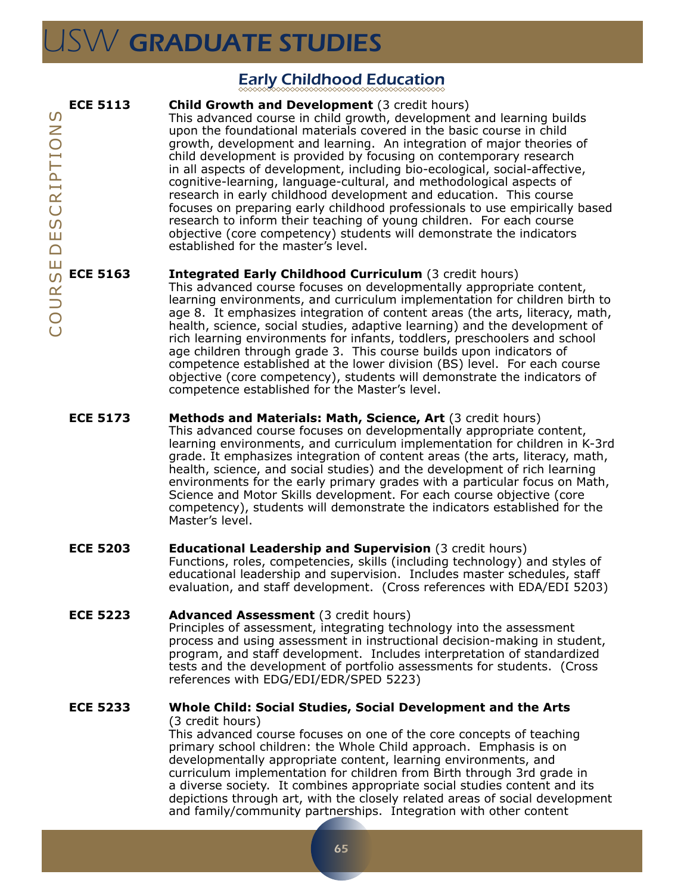## Early Childhood Education

**ECE 5113** **Child Growth and Development** (3 credit hours)
This advanced course in child growth, development and learning builds upon the foundational materials covered in the basic course in child growth, development and learning. An integration of major theories of child development is provided by focusing on contemporary research in all aspects of development, including bio-ecological, social-affective, cognitive-learning, language-cultural, and methodological aspects of research in early childhood development and education. This course focuses on preparing early childhood professionals to use empirically based research to inform their teaching of young children. For each course objective (core competency) students will demonstrate the indicators established for the master's level.

**ECE 5163** **Integrated Early Childhood Curriculum** (3 credit hours)
This advanced course focuses on developmentally appropriate content, learning environments, and curriculum implementation for children birth to age 8. It emphasizes integration of content areas (the arts, literacy, math, health, science, social studies, adaptive learning) and the development of rich learning environments for infants, toddlers, preschoolers and school age children through grade 3. This course builds upon indicators of competence established at the lower division (BS) level. For each course objective (core competency), students will demonstrate the indicators of competence established for the Master's level.

**ECE 5173** **Methods and Materials: Math, Science, Art** (3 credit hours)
This advanced course focuses on developmentally appropriate content, learning environments, and curriculum implementation for children in K-3rd grade. It emphasizes integration of content areas (the arts, literacy, math, health, science, and social studies) and the development of rich learning environments for the early primary grades with a particular focus on Math, Science and Motor Skills development. For each course objective (core competency), students will demonstrate the indicators established for the Master's level.

**ECE 5203** **Educational Leadership and Supervision** (3 credit hours)
Functions, roles, competencies, skills (including technology) and styles of educational leadership and supervision. Includes master schedules, staff evaluation, and staff development. (Cross references with EDA/EDI 5203)

**ECE 5223** **Advanced Assessment** (3 credit hours)
Principles of assessment, integrating technology into the assessment process and using assessment in instructional decision-making in student, program, and staff development. Includes interpretation of standardized tests and the development of portfolio assessments for students. (Cross references with EDG/EDI/EDR/SPED 5223)

**ECE 5233** **Whole Child: Social Studies, Social Development and the Arts** (3 credit hours)
This advanced course focuses on one of the core concepts of teaching primary school children: the Whole Child approach. Emphasis is on developmentally appropriate content, learning environments, and curriculum implementation for children from Birth through 3rd grade in a diverse society. It combines appropriate social studies content and its depictions through art, with the closely related areas of social development and family/community partnerships. Integration with other content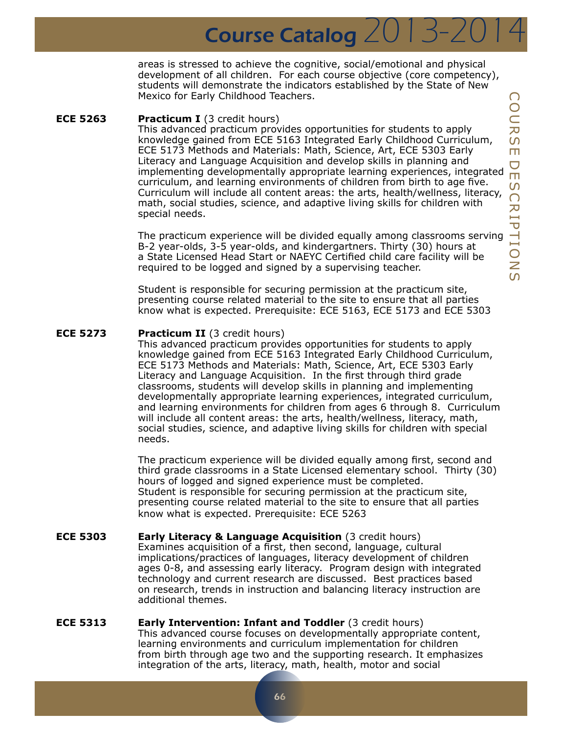areas is stressed to achieve the cognitive, social/emotional and physical development of all children. For each course objective (core competency), students will demonstrate the indicators established by the State of New Mexico for Early Childhood Teachers.

**ECE 5263** **Practicum I** (3 credit hours)
This advanced practicum provides opportunities for students to apply knowledge gained from ECE 5163 Integrated Early Childhood Curriculum, ECE 5173 Methods and Materials: Math, Science, Art, ECE 5303 Early Literacy and Language Acquisition and develop skills in planning and implementing developmentally appropriate learning experiences, integrated curriculum, and learning environments of children from birth to age five. Curriculum will include all content areas: the arts, health/wellness, literacy, math, social studies, science, and adaptive living skills for children with special needs.

The practicum experience will be divided equally among classrooms serving B-2 year-olds, 3-5 year-olds, and kindergartners. Thirty (30) hours at a State Licensed Head Start or NAEYC Certified child care facility will be required to be logged and signed by a supervising teacher.

Student is responsible for securing permission at the practicum site, presenting course related material to the site to ensure that all parties know what is expected. Prerequisite: ECE 5163, ECE 5173 and ECE 5303

**ECE 5273** **Practicum II** (3 credit hours)
This advanced practicum provides opportunities for students to apply knowledge gained from ECE 5163 Integrated Early Childhood Curriculum, ECE 5173 Methods and Materials: Math, Science, Art, ECE 5303 Early Literacy and Language Acquisition. In the first through third grade classrooms, students will develop skills in planning and implementing developmentally appropriate learning experiences, integrated curriculum, and learning environments for children from ages 6 through 8. Curriculum will include all content areas: the arts, health/wellness, literacy, math, social studies, science, and adaptive living skills for children with special needs.

The practicum experience will be divided equally among first, second and third grade classrooms in a State Licensed elementary school. Thirty (30) hours of logged and signed experience must be completed.
Student is responsible for securing permission at the practicum site, presenting course related material to the site to ensure that all parties know what is expected. Prerequisite: ECE 5263

**ECE 5303** **Early Literacy & Language Acquisition** (3 credit hours)
Examines acquisition of a first, then second, language, cultural implications/practices of languages, literacy development of children ages 0-8, and assessing early literacy. Program design with integrated technology and current research are discussed. Best practices based on research, trends in instruction and balancing literacy instruction are additional themes.

**ECE 5313** **Early Intervention: Infant and Toddler** (3 credit hours)
This advanced course focuses on developmentally appropriate content, learning environments and curriculum implementation for children from birth through age two and the supporting research. It emphasizes integration of the arts, literacy, math, health, motor and social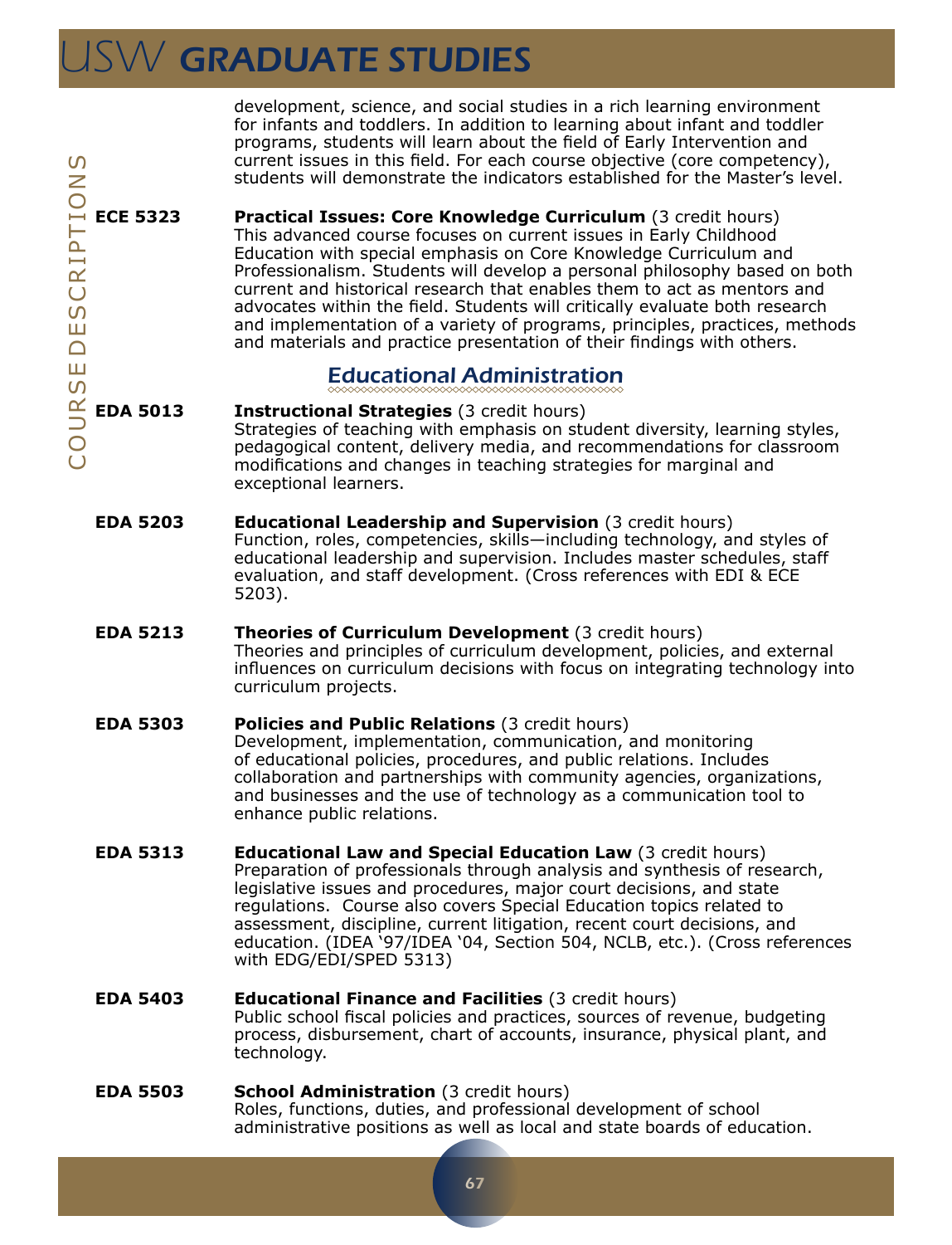development, science, and social studies in a rich learning environment for infants and toddlers. In addition to learning about infant and toddler programs, students will learn about the field of Early Intervention and current issues in this field. For each course objective (core competency), students will demonstrate the indicators established for the Master's level.

**ECE 5323** **Practical Issues: Core Knowledge Curriculum** (3 credit hours)
This advanced course focuses on current issues in Early Childhood Education with special emphasis on Core Knowledge Curriculum and Professionalism. Students will develop a personal philosophy based on both current and historical research that enables them to act as mentors and advocates within the field. Students will critically evaluate both research and implementation of a variety of programs, principles, practices, methods and materials and practice presentation of their findings with others.

## Educational Administration

**EDA 5013** **Instructional Strategies** (3 credit hours)
Strategies of teaching with emphasis on student diversity, learning styles, pedagogical content, delivery media, and recommendations for classroom modifications and changes in teaching strategies for marginal and exceptional learners.

**EDA 5203** **Educational Leadership and Supervision** (3 credit hours)
Function, roles, competencies, skills—including technology, and styles of educational leadership and supervision. Includes master schedules, staff evaluation, and staff development. (Cross references with EDI & ECE 5203).

**EDA 5213** **Theories of Curriculum Development** (3 credit hours)
Theories and principles of curriculum development, policies, and external influences on curriculum decisions with focus on integrating technology into curriculum projects.

**EDA 5303** **Policies and Public Relations** (3 credit hours)
Development, implementation, communication, and monitoring of educational policies, procedures, and public relations. Includes collaboration and partnerships with community agencies, organizations, and businesses and the use of technology as a communication tool to enhance public relations.

**EDA 5313** **Educational Law and Special Education Law** (3 credit hours)
Preparation of professionals through analysis and synthesis of research, legislative issues and procedures, major court decisions, and state regulations. Course also covers Special Education topics related to assessment, discipline, current litigation, recent court decisions, and education. (IDEA '97/IDEA '04, Section 504, NCLB, etc.). (Cross references with EDG/EDI/SPED 5313)

**EDA 5403** **Educational Finance and Facilities** (3 credit hours)
Public school fiscal policies and practices, sources of revenue, budgeting process, disbursement, chart of accounts, insurance, physical plant, and technology.

**EDA 5503** **School Administration** (3 credit hours)
Roles, functions, duties, and professional development of school administrative positions as well as local and state boards of education.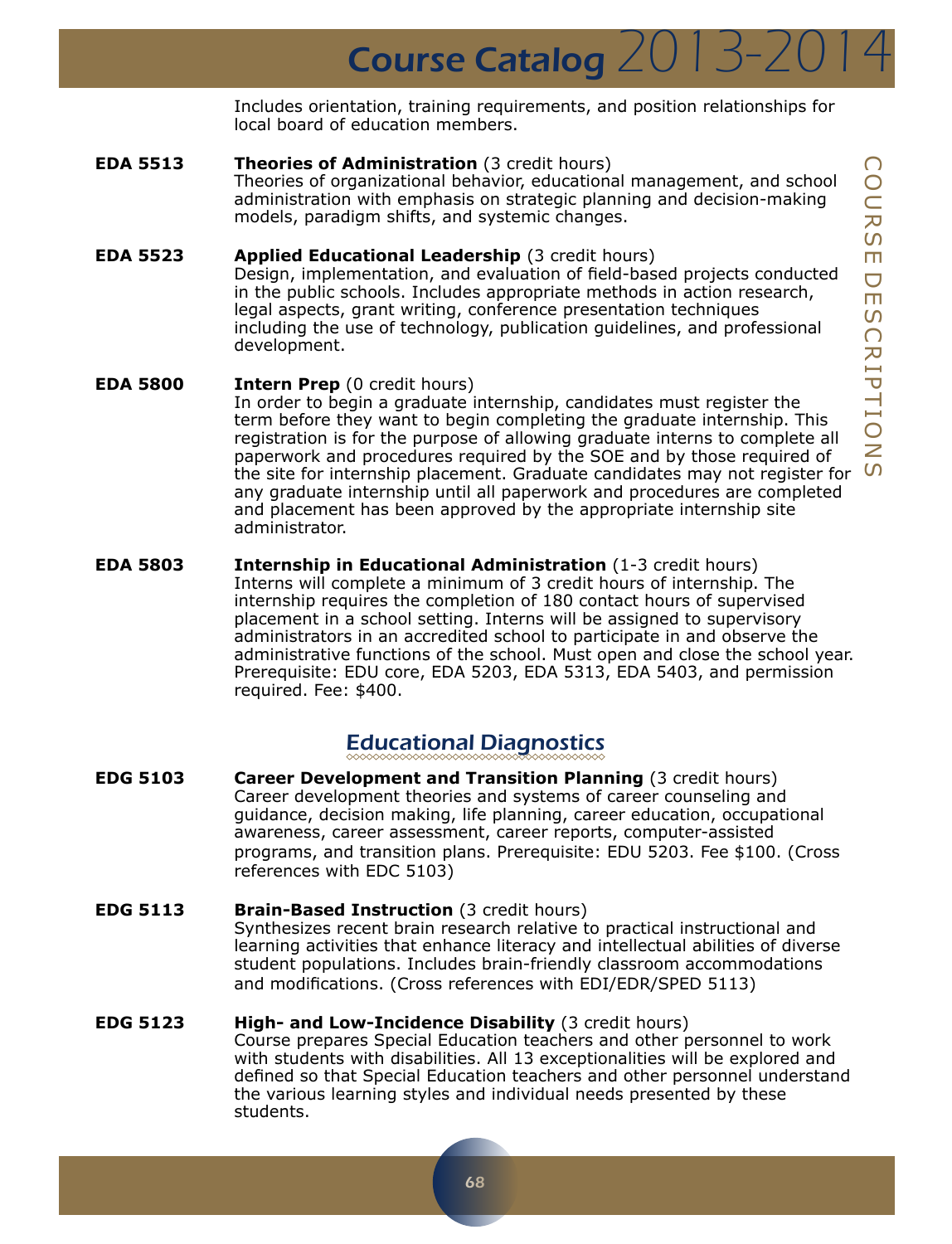Includes orientation, training requirements, and position relationships for local board of education members.

**EDA 5513** **Theories of Administration** (3 credit hours)
Theories of organizational behavior, educational management, and school administration with emphasis on strategic planning and decision-making models, paradigm shifts, and systemic changes.

**EDA 5523** **Applied Educational Leadership** (3 credit hours)
Design, implementation, and evaluation of field-based projects conducted in the public schools. Includes appropriate methods in action research, legal aspects, grant writing, conference presentation techniques including the use of technology, publication guidelines, and professional development.

**EDA 5800** **Intern Prep** (0 credit hours)
In order to begin a graduate internship, candidates must register the term before they want to begin completing the graduate internship. This registration is for the purpose of allowing graduate interns to complete all paperwork and procedures required by the SOE and by those required of the site for internship placement. Graduate candidates may not register for any graduate internship until all paperwork and procedures are completed and placement has been approved by the appropriate internship site administrator.

**EDA 5803** **Internship in Educational Administration** (1-3 credit hours)
Interns will complete a minimum of 3 credit hours of internship. The internship requires the completion of 180 contact hours of supervised placement in a school setting. Interns will be assigned to supervisory administrators in an accredited school to participate in and observe the administrative functions of the school. Must open and close the school year. Prerequisite: EDU core, EDA 5203, EDA 5313, EDA 5403, and permission required. Fee: $400.

## Educational Diagnostics

**EDG 5103** **Career Development and Transition Planning** (3 credit hours)
Career development theories and systems of career counseling and guidance, decision making, life planning, career education, occupational awareness, career assessment, career reports, computer-assisted programs, and transition plans. Prerequisite: EDU 5203. Fee $100. (Cross references with EDC 5103)

**EDG 5113** **Brain-Based Instruction** (3 credit hours)
Synthesizes recent brain research relative to practical instructional and learning activities that enhance literacy and intellectual abilities of diverse student populations. Includes brain-friendly classroom accommodations and modifications. (Cross references with EDI/EDR/SPED 5113)

**EDG 5123** **High- and Low-Incidence Disability** (3 credit hours)
Course prepares Special Education teachers and other personnel to work with students with disabilities. All 13 exceptionalities will be explored and defined so that Special Education teachers and other personnel understand the various learning styles and individual needs presented by these students.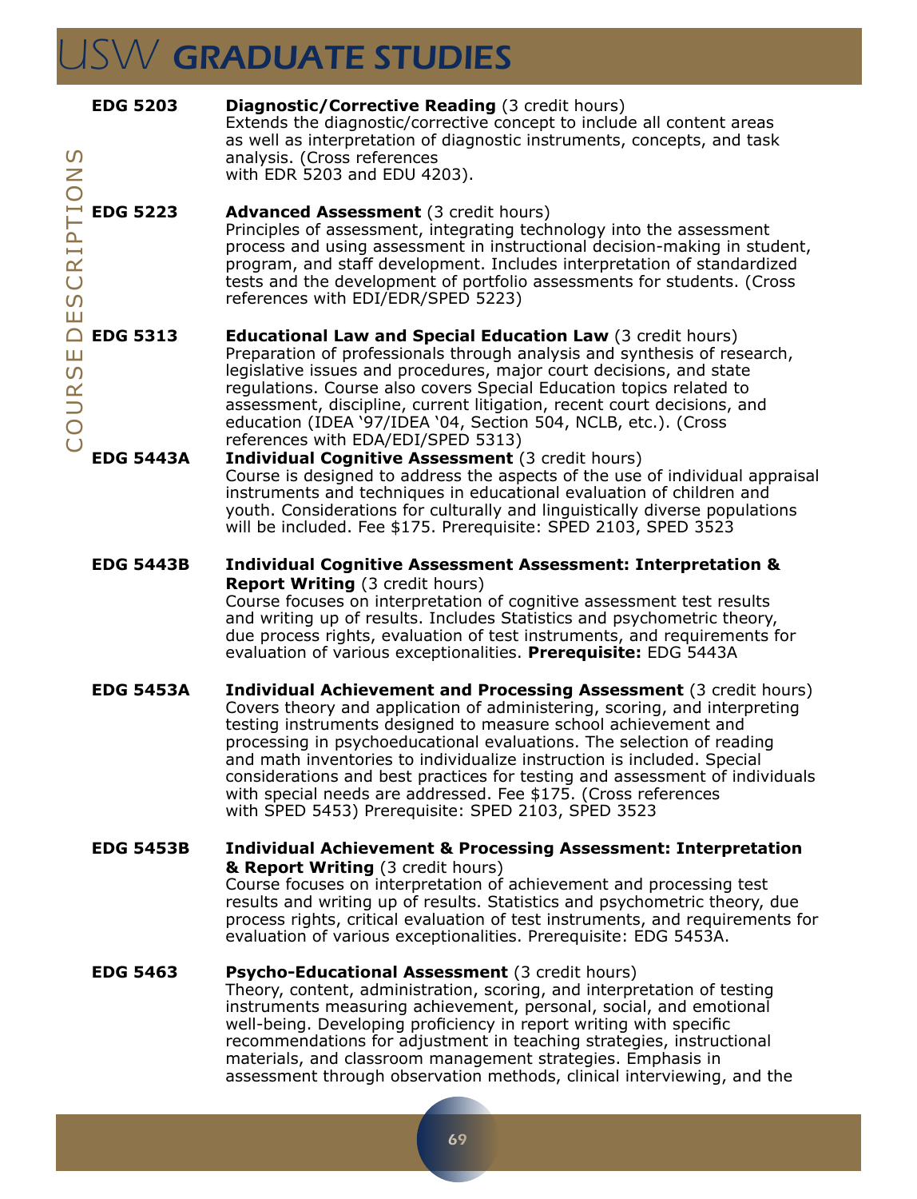**EDG 5203** **Diagnostic/Corrective Reading** (3 credit hours)
Extends the diagnostic/corrective concept to include all content areas as well as interpretation of diagnostic instruments, concepts, and task analysis. (Cross references with EDR 5203 and EDU 4203).

**EDG 5223** **Advanced Assessment** (3 credit hours)
Principles of assessment, integrating technology into the assessment process and using assessment in instructional decision-making in student, program, and staff development. Includes interpretation of standardized tests and the development of portfolio assessments for students. (Cross references with EDI/EDR/SPED 5223)

**EDG 5313** **Educational Law and Special Education Law** (3 credit hours)
Preparation of professionals through analysis and synthesis of research, legislative issues and procedures, major court decisions, and state regulations. Course also covers Special Education topics related to assessment, discipline, current litigation, recent court decisions, and education (IDEA '97/IDEA '04, Section 504, NCLB, etc.). (Cross references with EDA/EDI/SPED 5313)

**EDG 5443A** **Individual Cognitive Assessment** (3 credit hours)
Course is designed to address the aspects of the use of individual appraisal instruments and techniques in educational evaluation of children and youth. Considerations for culturally and linguistically diverse populations will be included. Fee $175. Prerequisite: SPED 2103, SPED 3523

**EDG 5443B** **Individual Cognitive Assessment Assessment: Interpretation & Report Writing** (3 credit hours)
Course focuses on interpretation of cognitive assessment test results and writing up of results. Includes Statistics and psychometric theory, due process rights, evaluation of test instruments, and requirements for evaluation of various exceptionalities. **Prerequisite:** EDG 5443A

**EDG 5453A** **Individual Achievement and Processing Assessment** (3 credit hours)
Covers theory and application of administering, scoring, and interpreting testing instruments designed to measure school achievement and processing in psychoeducational evaluations. The selection of reading and math inventories to individualize instruction is included. Special considerations and best practices for testing and assessment of individuals with special needs are addressed. Fee $175. (Cross references with SPED 5453) Prerequisite: SPED 2103, SPED 3523

**EDG 5453B** **Individual Achievement & Processing Assessment: Interpretation & Report Writing** (3 credit hours)
Course focuses on interpretation of achievement and processing test results and writing up of results. Statistics and psychometric theory, due process rights, critical evaluation of test instruments, and requirements for evaluation of various exceptionalities. Prerequisite: EDG 5453A.

**EDG 5463** **Psycho-Educational Assessment** (3 credit hours)
Theory, content, administration, scoring, and interpretation of testing instruments measuring achievement, personal, social, and emotional well-being. Developing proficiency in report writing with specific recommendations for adjustment in teaching strategies, instructional materials, and classroom management strategies. Emphasis in assessment through observation methods, clinical interviewing, and the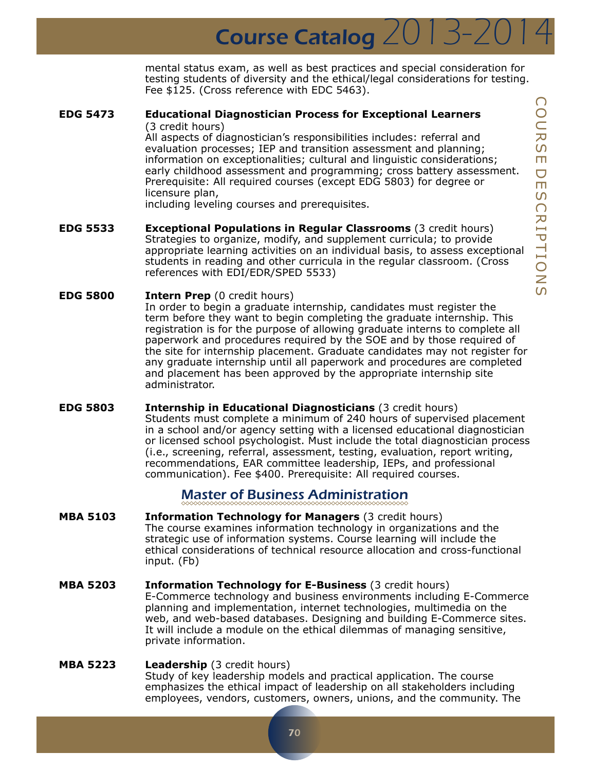mental status exam, as well as best practices and special consideration for testing students of diversity and the ethical/legal considerations for testing. Fee $125. (Cross reference with EDC 5463).

**EDG 5473** **Educational Diagnostician Process for Exceptional Learners** (3 credit hours)
All aspects of diagnostician's responsibilities includes: referral and evaluation processes; IEP and transition assessment and planning; information on exceptionalities; cultural and linguistic considerations; early childhood assessment and programming; cross battery assessment. Prerequisite: All required courses (except EDG 5803) for degree or licensure plan,
including leveling courses and prerequisites.

**EDG 5533** **Exceptional Populations in Regular Classrooms** (3 credit hours)
Strategies to organize, modify, and supplement curricula; to provide appropriate learning activities on an individual basis, to assess exceptional students in reading and other curricula in the regular classroom. (Cross references with EDI/EDR/SPED 5533)

**EDG 5800** **Intern Prep** (0 credit hours)
In order to begin a graduate internship, candidates must register the term before they want to begin completing the graduate internship. This registration is for the purpose of allowing graduate interns to complete all paperwork and procedures required by the SOE and by those required of the site for internship placement. Graduate candidates may not register for any graduate internship until all paperwork and procedures are completed and placement has been approved by the appropriate internship site administrator.

**EDG 5803** **Internship in Educational Diagnosticians** (3 credit hours)
Students must complete a minimum of 240 hours of supervised placement in a school and/or agency setting with a licensed educational diagnostician or licensed school psychologist. Must include the total diagnostician process (i.e., screening, referral, assessment, testing, evaluation, report writing, recommendations, EAR committee leadership, IEPs, and professional communication). Fee $400. Prerequisite: All required courses.

## Master of Business Administration

**MBA 5103** **Information Technology for Managers** (3 credit hours)
The course examines information technology in organizations and the strategic use of information systems. Course learning will include the ethical considerations of technical resource allocation and cross-functional input. (Fb)

**MBA 5203** **Information Technology for E-Business** (3 credit hours)
E-Commerce technology and business environments including E-Commerce planning and implementation, internet technologies, multimedia on the web, and web-based databases. Designing and building E-Commerce sites. It will include a module on the ethical dilemmas of managing sensitive, private information.

**MBA 5223** **Leadership** (3 credit hours)
Study of key leadership models and practical application. The course emphasizes the ethical impact of leadership on all stakeholders including employees, vendors, customers, owners, unions, and the community. The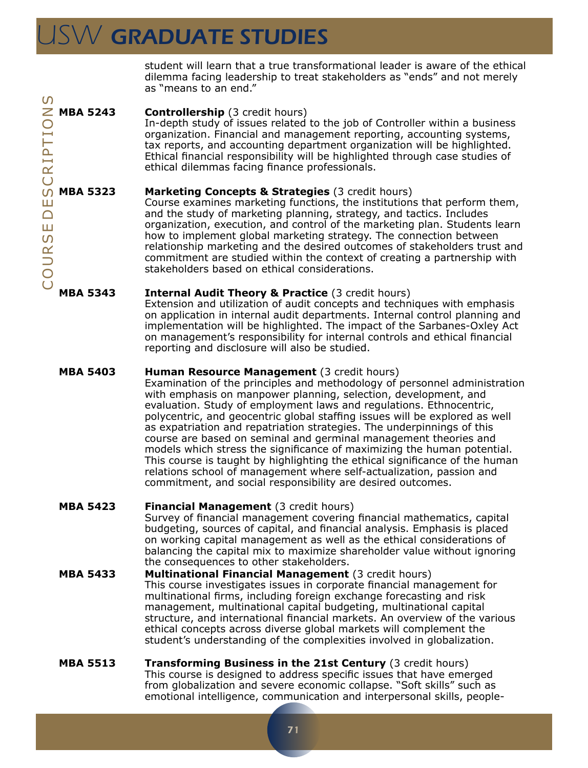student will learn that a true transformational leader is aware of the ethical dilemma facing leadership to treat stakeholders as "ends" and not merely as "means to an end."

**MBA 5243** **Controllership** (3 credit hours)
In-depth study of issues related to the job of Controller within a business organization. Financial and management reporting, accounting systems, tax reports, and accounting department organization will be highlighted. Ethical financial responsibility will be highlighted through case studies of ethical dilemmas facing finance professionals.

**MBA 5323** **Marketing Concepts & Strategies** (3 credit hours)
Course examines marketing functions, the institutions that perform them, and the study of marketing planning, strategy, and tactics. Includes organization, execution, and control of the marketing plan. Students learn how to implement global marketing strategy. The connection between relationship marketing and the desired outcomes of stakeholders trust and commitment are studied within the context of creating a partnership with stakeholders based on ethical considerations.

**MBA 5343** **Internal Audit Theory & Practice** (3 credit hours)
Extension and utilization of audit concepts and techniques with emphasis on application in internal audit departments. Internal control planning and implementation will be highlighted. The impact of the Sarbanes-Oxley Act on management's responsibility for internal controls and ethical financial reporting and disclosure will also be studied.

**MBA 5403** **Human Resource Management** (3 credit hours)
Examination of the principles and methodology of personnel administration with emphasis on manpower planning, selection, development, and evaluation. Study of employment laws and regulations. Ethnocentric, polycentric, and geocentric global staffing issues will be explored as well as expatriation and repatriation strategies. The underpinnings of this course are based on seminal and germinal management theories and models which stress the significance of maximizing the human potential. This course is taught by highlighting the ethical significance of the human relations school of management where self-actualization, passion and commitment, and social responsibility are desired outcomes.

**MBA 5423** **Financial Management** (3 credit hours)
Survey of financial management covering financial mathematics, capital budgeting, sources of capital, and financial analysis. Emphasis is placed on working capital management as well as the ethical considerations of balancing the capital mix to maximize shareholder value without ignoring the consequences to other stakeholders.

**MBA 5433** **Multinational Financial Management** (3 credit hours)
This course investigates issues in corporate financial management for multinational firms, including foreign exchange forecasting and risk management, multinational capital budgeting, multinational capital structure, and international financial markets. An overview of the various ethical concepts across diverse global markets will complement the student's understanding of the complexities involved in globalization.

**MBA 5513** **Transforming Business in the 21st Century** (3 credit hours)
This course is designed to address specific issues that have emerged from globalization and severe economic collapse. "Soft skills" such as emotional intelligence, communication and interpersonal skills, people-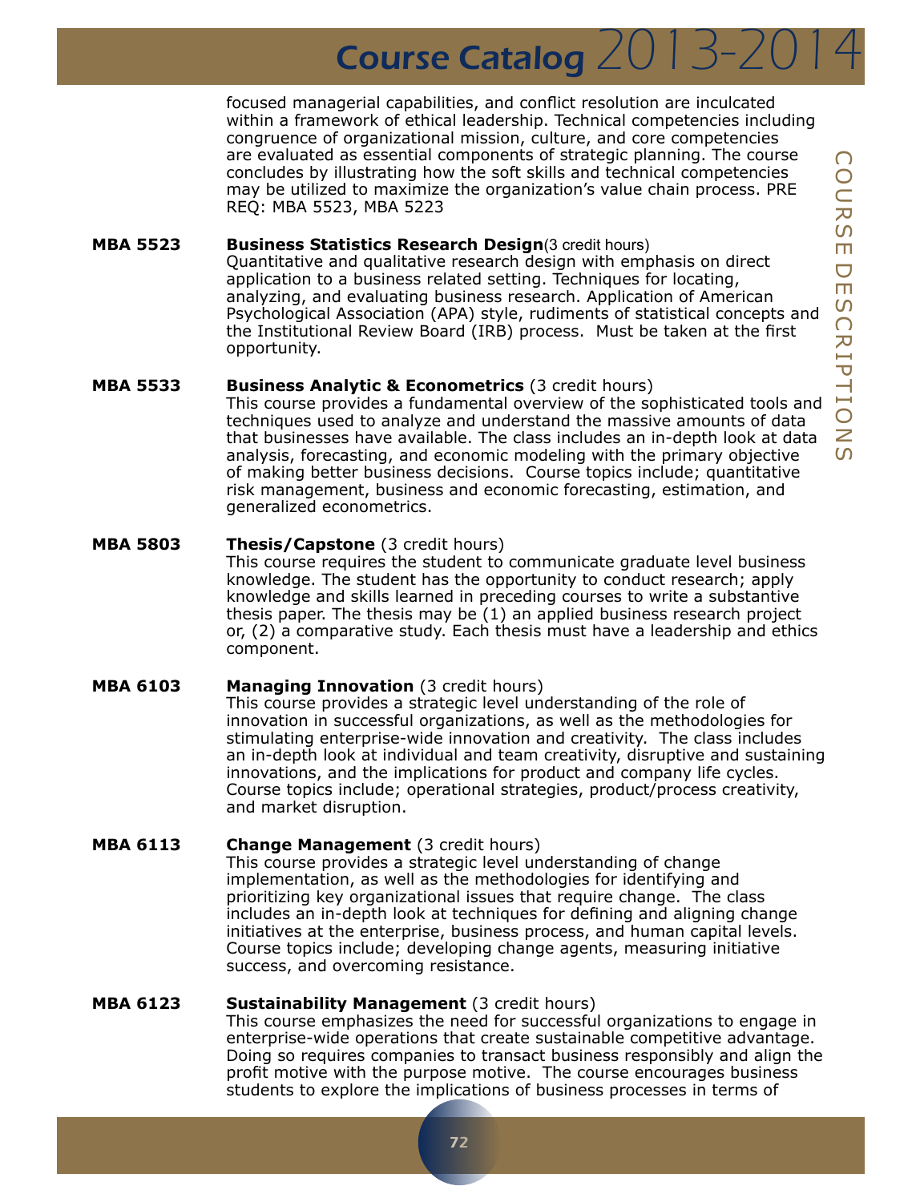focused managerial capabilities, and conflict resolution are inculcated within a framework of ethical leadership. Technical competencies including congruence of organizational mission, culture, and core competencies are evaluated as essential components of strategic planning. The course concludes by illustrating how the soft skills and technical competencies may be utilized to maximize the organization's value chain process. PRE REQ: MBA 5523, MBA 5223

**MBA 5523** **Business Statistics Research Design** (3 credit hours)
Quantitative and qualitative research design with emphasis on direct application to a business related setting. Techniques for locating, analyzing, and evaluating business research. Application of American Psychological Association (APA) style, rudiments of statistical concepts and the Institutional Review Board (IRB) process. Must be taken at the first opportunity.

**MBA 5533** **Business Analytic & Econometrics** (3 credit hours)
This course provides a fundamental overview of the sophisticated tools and techniques used to analyze and understand the massive amounts of data that businesses have available. The class includes an in-depth look at data analysis, forecasting, and economic modeling with the primary objective of making better business decisions. Course topics include; quantitative risk management, business and economic forecasting, estimation, and generalized econometrics.

**MBA 5803** **Thesis/Capstone** (3 credit hours)
This course requires the student to communicate graduate level business knowledge. The student has the opportunity to conduct research; apply knowledge and skills learned in preceding courses to write a substantive thesis paper. The thesis may be (1) an applied business research project or, (2) a comparative study. Each thesis must have a leadership and ethics component.

**MBA 6103** **Managing Innovation** (3 credit hours)
This course provides a strategic level understanding of the role of innovation in successful organizations, as well as the methodologies for stimulating enterprise-wide innovation and creativity. The class includes an in-depth look at individual and team creativity, disruptive and sustaining innovations, and the implications for product and company life cycles. Course topics include; operational strategies, product/process creativity, and market disruption.

**MBA 6113** **Change Management** (3 credit hours)
This course provides a strategic level understanding of change implementation, as well as the methodologies for identifying and prioritizing key organizational issues that require change. The class includes an in-depth look at techniques for defining and aligning change initiatives at the enterprise, business process, and human capital levels. Course topics include; developing change agents, measuring initiative success, and overcoming resistance.

**MBA 6123** **Sustainability Management** (3 credit hours)
This course emphasizes the need for successful organizations to engage in enterprise-wide operations that create sustainable competitive advantage. Doing so requires companies to transact business responsibly and align the profit motive with the purpose motive. The course encourages business students to explore the implications of business processes in terms of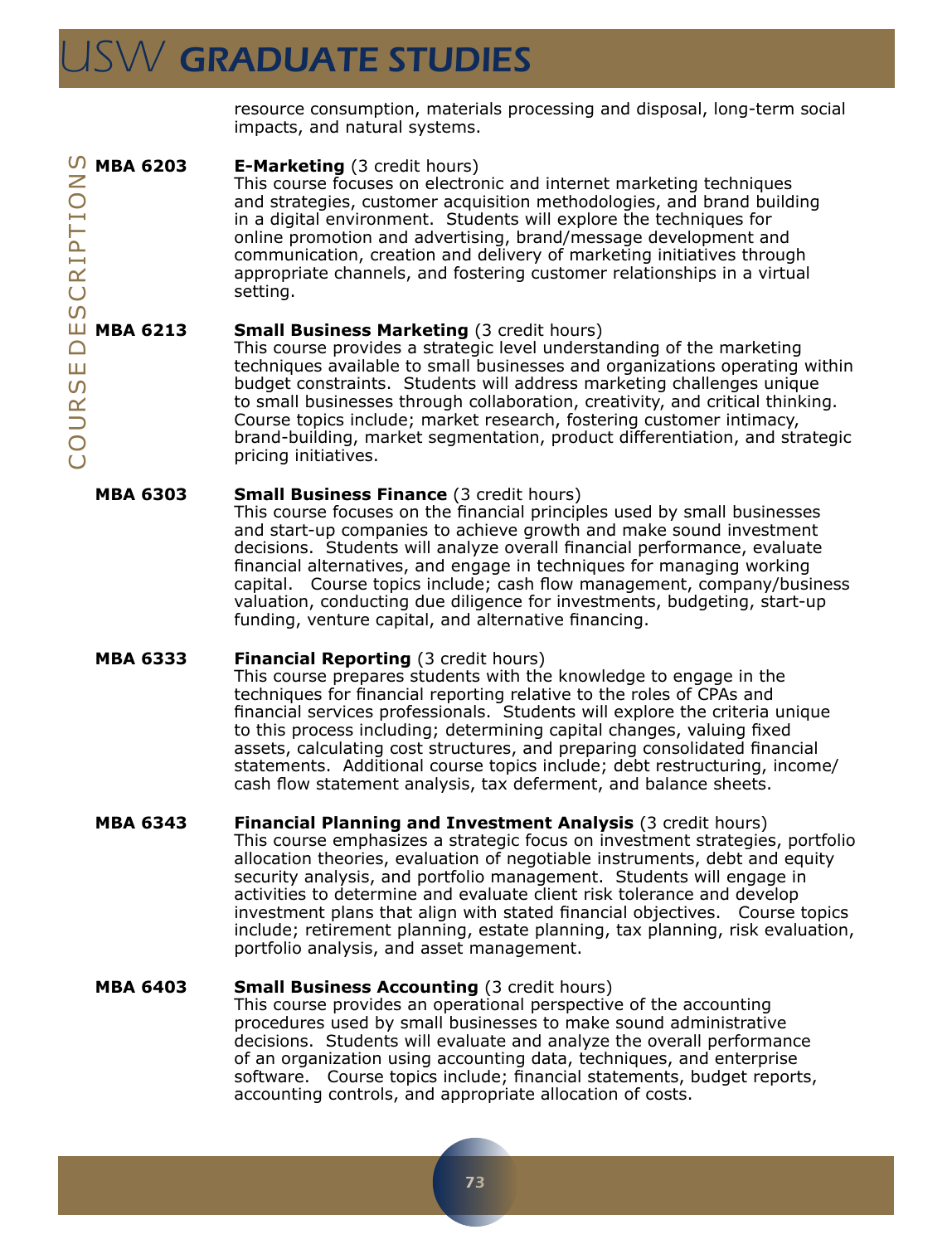resource consumption, materials processing and disposal, long-term social impacts, and natural systems.

**MBA 6203** **E-Marketing** (3 credit hours)
This course focuses on electronic and internet marketing techniques and strategies, customer acquisition methodologies, and brand building in a digital environment. Students will explore the techniques for online promotion and advertising, brand/message development and communication, creation and delivery of marketing initiatives through appropriate channels, and fostering customer relationships in a virtual setting.

**MBA 6213** **Small Business Marketing** (3 credit hours)
This course provides a strategic level understanding of the marketing techniques available to small businesses and organizations operating within budget constraints. Students will address marketing challenges unique to small businesses through collaboration, creativity, and critical thinking. Course topics include; market research, fostering customer intimacy, brand-building, market segmentation, product differentiation, and strategic pricing initiatives.

**MBA 6303** **Small Business Finance** (3 credit hours)
This course focuses on the financial principles used by small businesses and start-up companies to achieve growth and make sound investment decisions. Students will analyze overall financial performance, evaluate financial alternatives, and engage in techniques for managing working capital. Course topics include; cash flow management, company/business valuation, conducting due diligence for investments, budgeting, start-up funding, venture capital, and alternative financing.

**MBA 6333** **Financial Reporting** (3 credit hours)
This course prepares students with the knowledge to engage in the techniques for financial reporting relative to the roles of CPAs and financial services professionals. Students will explore the criteria unique to this process including; determining capital changes, valuing fixed assets, calculating cost structures, and preparing consolidated financial statements. Additional course topics include; debt restructuring, income/cash flow statement analysis, tax deferment, and balance sheets.

**MBA 6343** **Financial Planning and Investment Analysis** (3 credit hours)
This course emphasizes a strategic focus on investment strategies, portfolio allocation theories, evaluation of negotiable instruments, debt and equity security analysis, and portfolio management. Students will engage in activities to determine and evaluate client risk tolerance and develop investment plans that align with stated financial objectives. Course topics include; retirement planning, estate planning, tax planning, risk evaluation, portfolio analysis, and asset management.

**MBA 6403** **Small Business Accounting** (3 credit hours)
This course provides an operational perspective of the accounting procedures used by small businesses to make sound administrative decisions. Students will evaluate and analyze the overall performance of an organization using accounting data, techniques, and enterprise software. Course topics include; financial statements, budget reports, accounting controls, and appropriate allocation of costs.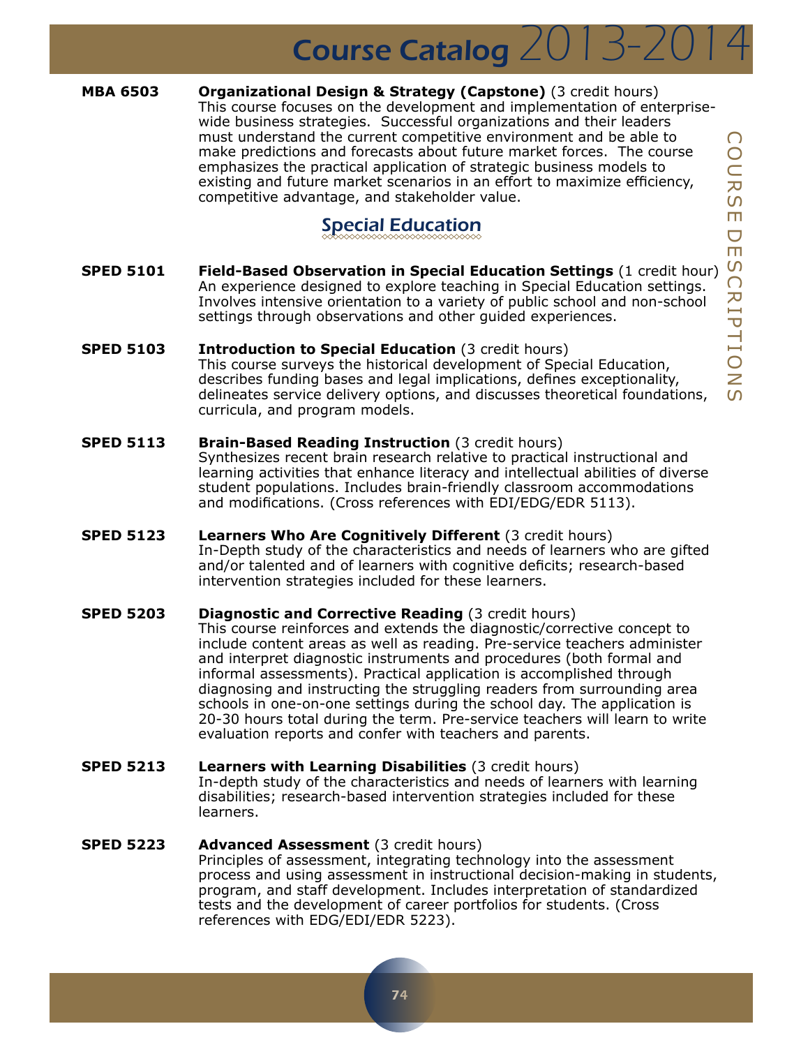**MBA 6503** **Organizational Design & Strategy (Capstone)** (3 credit hours)
This course focuses on the development and implementation of enterprise-wide business strategies. Successful organizations and their leaders must understand the current competitive environment and be able to make predictions and forecasts about future market forces. The course emphasizes the practical application of strategic business models to existing and future market scenarios in an effort to maximize efficiency, competitive advantage, and stakeholder value.

## Special Education

**SPED 5101** **Field-Based Observation in Special Education Settings** (1 credit hour)
An experience designed to explore teaching in Special Education settings. Involves intensive orientation to a variety of public school and non-school settings through observations and other guided experiences.

**SPED 5103** **Introduction to Special Education** (3 credit hours)
This course surveys the historical development of Special Education, describes funding bases and legal implications, defines exceptionality, delineates service delivery options, and discusses theoretical foundations, curricula, and program models.

**SPED 5113** **Brain-Based Reading Instruction** (3 credit hours)
Synthesizes recent brain research relative to practical instructional and learning activities that enhance literacy and intellectual abilities of diverse student populations. Includes brain-friendly classroom accommodations and modifications. (Cross references with EDI/EDG/EDR 5113).

**SPED 5123** **Learners Who Are Cognitively Different** (3 credit hours)
In-Depth study of the characteristics and needs of learners who are gifted and/or talented and of learners with cognitive deficits; research-based intervention strategies included for these learners.

**SPED 5203** **Diagnostic and Corrective Reading** (3 credit hours)
This course reinforces and extends the diagnostic/corrective concept to include content areas as well as reading. Pre-service teachers administer and interpret diagnostic instruments and procedures (both formal and informal assessments). Practical application is accomplished through diagnosing and instructing the struggling readers from surrounding area schools in one-on-one settings during the school day. The application is 20-30 hours total during the term. Pre-service teachers will learn to write evaluation reports and confer with teachers and parents.

**SPED 5213** **Learners with Learning Disabilities** (3 credit hours)
In-depth study of the characteristics and needs of learners with learning disabilities; research-based intervention strategies included for these learners.

**SPED 5223** **Advanced Assessment** (3 credit hours)
Principles of assessment, integrating technology into the assessment process and using assessment in instructional decision-making in students, program, and staff development. Includes interpretation of standardized tests and the development of career portfolios for students. (Cross references with EDG/EDI/EDR 5223).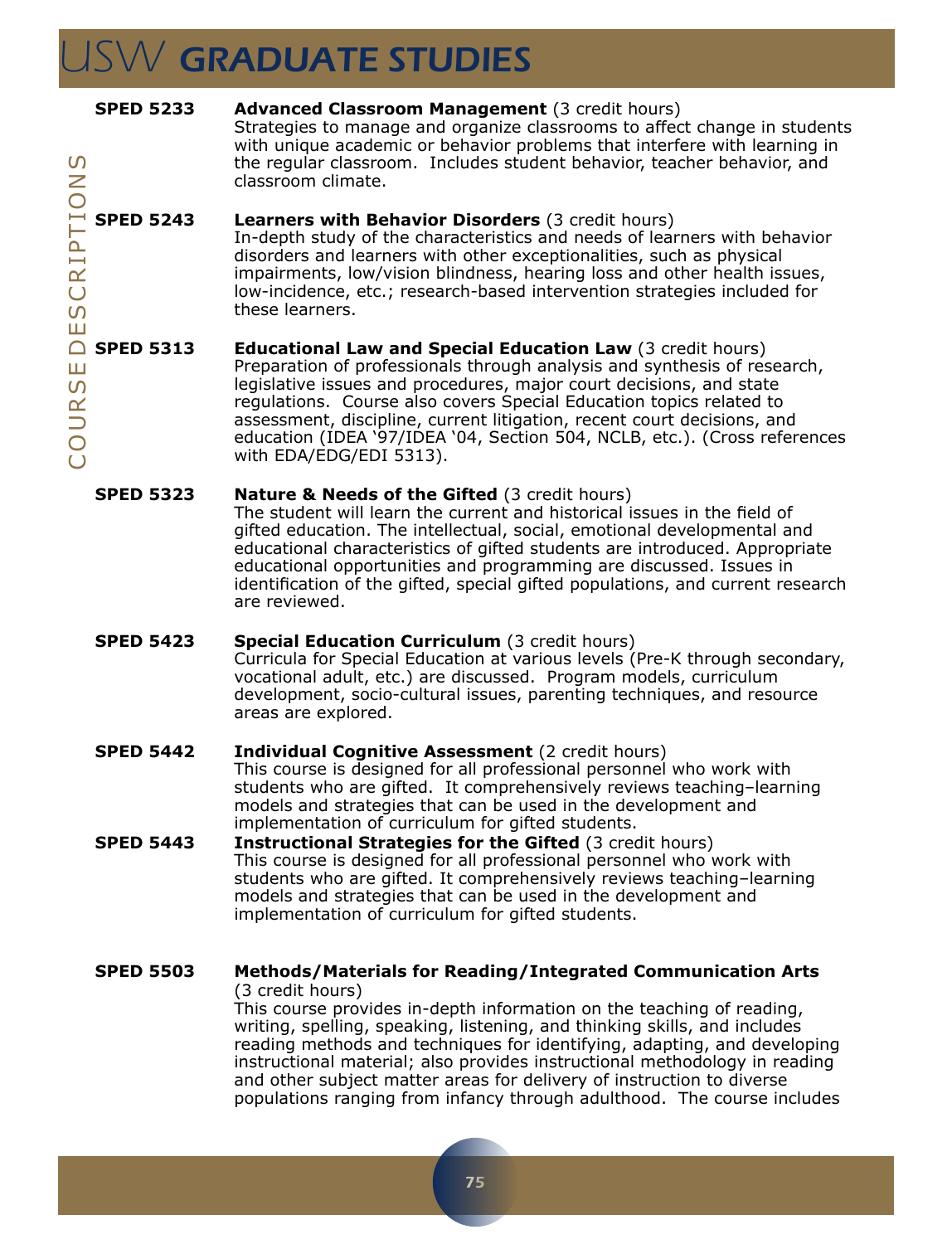**SPED 5233** **Advanced Classroom Management** (3 credit hours)
Strategies to manage and organize classrooms to affect change in students with unique academic or behavior problems that interfere with learning in the regular classroom. Includes student behavior, teacher behavior, and classroom climate.

**SPED 5243** **Learners with Behavior Disorders** (3 credit hours)
In-depth study of the characteristics and needs of learners with behavior disorders and learners with other exceptionalities, such as physical impairments, low/vision blindness, hearing loss and other health issues, low-incidence, etc.; research-based intervention strategies included for these learners.

**SPED 5313** **Educational Law and Special Education Law** (3 credit hours)
Preparation of professionals through analysis and synthesis of research, legislative issues and procedures, major court decisions, and state regulations. Course also covers Special Education topics related to assessment, discipline, current litigation, recent court decisions, and education (IDEA '97/IDEA '04, Section 504, NCLB, etc.). (Cross references with EDA/EDG/EDI 5313).

**SPED 5323** **Nature & Needs of the Gifted** (3 credit hours)
The student will learn the current and historical issues in the field of gifted education. The intellectual, social, emotional developmental and educational characteristics of gifted students are introduced. Appropriate educational opportunities and programming are discussed. Issues in identification of the gifted, special gifted populations, and current research are reviewed.

**SPED 5423** **Special Education Curriculum** (3 credit hours)
Curricula for Special Education at various levels (Pre-K through secondary, vocational adult, etc.) are discussed. Program models, curriculum development, socio-cultural issues, parenting techniques, and resource areas are explored.

**SPED 5442** **Individual Cognitive Assessment** (2 credit hours)
This course is designed for all professional personnel who work with students who are gifted. It comprehensively reviews teaching–learning models and strategies that can be used in the development and implementation of curriculum for gifted students.

**SPED 5443** **Instructional Strategies for the Gifted** (3 credit hours)
This course is designed for all professional personnel who work with students who are gifted. It comprehensively reviews teaching–learning models and strategies that can be used in the development and implementation of curriculum for gifted students.

**SPED 5503** **Methods/Materials for Reading/Integrated Communication Arts** (3 credit hours)
This course provides in-depth information on the teaching of reading, writing, spelling, speaking, listening, and thinking skills, and includes reading methods and techniques for identifying, adapting, and developing instructional material; also provides instructional methodology in reading and other subject matter areas for delivery of instruction to diverse populations ranging from infancy through adulthood. The course includes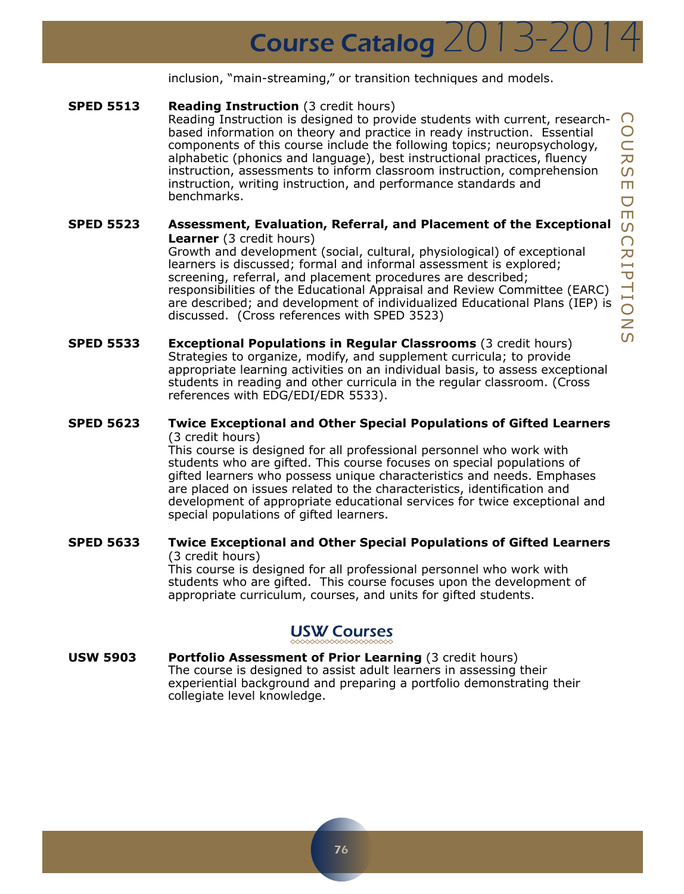inclusion, "main-streaming," or transition techniques and models.

**SPED 5513** **Reading Instruction** (3 credit hours)
Reading Instruction is designed to provide students with current, research-based information on theory and practice in ready instruction. Essential components of this course include the following topics; neuropsychology, alphabetic (phonics and language), best instructional practices, fluency instruction, assessments to inform classroom instruction, comprehension instruction, writing instruction, and performance standards and benchmarks.

**SPED 5523** **Assessment, Evaluation, Referral, and Placement of the Exceptional Learner** (3 credit hours)
Growth and development (social, cultural, physiological) of exceptional learners is discussed; formal and informal assessment is explored; screening, referral, and placement procedures are described; responsibilities of the Educational Appraisal and Review Committee (EARC) are described; and development of individualized Educational Plans (IEP) is discussed. (Cross references with SPED 3523)

**SPED 5533** **Exceptional Populations in Regular Classrooms** (3 credit hours)
Strategies to organize, modify, and supplement curricula; to provide appropriate learning activities on an individual basis, to assess exceptional students in reading and other curricula in the regular classroom. (Cross references with EDG/EDI/EDR 5533).

**SPED 5623** **Twice Exceptional and Other Special Populations of Gifted Learners** (3 credit hours)
This course is designed for all professional personnel who work with students who are gifted. This course focuses on special populations of gifted learners who possess unique characteristics and needs. Emphases are placed on issues related to the characteristics, identification and development of appropriate educational services for twice exceptional and special populations of gifted learners.

**SPED 5633** **Twice Exceptional and Other Special Populations of Gifted Learners** (3 credit hours)
This course is designed for all professional personnel who work with students who are gifted. This course focuses upon the development of appropriate curriculum, courses, and units for gifted students.

## USW Courses

**USW 5903** **Portfolio Assessment of Prior Learning** (3 credit hours)
The course is designed to assist adult learners in assessing their experiential background and preparing a portfolio demonstrating their collegiate level knowledge.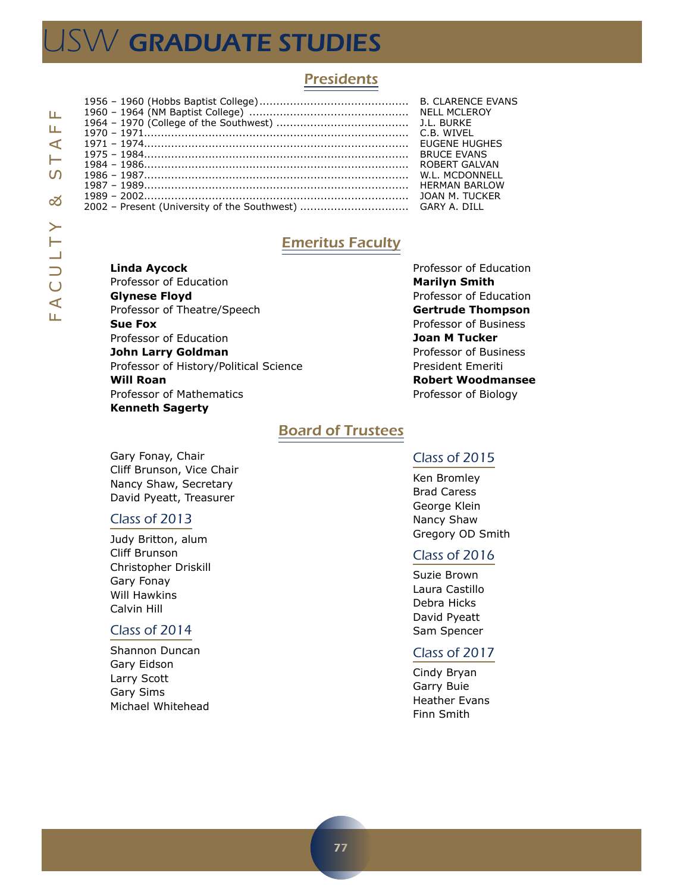## Presidents

1956 – 1960 (Hobbs Baptist College)........................................... B. CLARENCE EVANS
1960 – 1964 (NM Baptist College) .............................................. NELL MCLEROY
1964 – 1970 (College of the Southwest) ....................................... J.L. BURKE
1970 – 1971............................................................................ C.B. WIVEL
1971 – 1974............................................................................ EUGENE HUGHES
1975 – 1984............................................................................ BRUCE EVANS
1984 – 1986............................................................................ ROBERT GALVAN
1986 – 1987............................................................................ W.L. MCDONNELL
1987 – 1989............................................................................ HERMAN BARLOW
1989 – 2002............................................................................ JOAN M. TUCKER
2002 – Present (University of the Southwest) ................................ GARY A. DILL

## Emeritus Faculty

**Linda Aycock**
Professor of Education
**Glynese Floyd**
Professor of Theatre/Speech
**Sue Fox**
Professor of Education
**John Larry Goldman**
Professor of History/Political Science
**Will Roan**
Professor of Mathematics
**Kenneth Sagerty**
Professor of Education
**Marilyn Smith**
Professor of Education
**Gertrude Thompson**
Professor of Business
**Joan M Tucker**
Professor of Business
President Emeriti
**Robert Woodmansee**
Professor of Biology

## Board of Trustees

Gary Fonay, Chair
Cliff Brunson, Vice Chair
Nancy Shaw, Secretary
David Pyeatt, Treasurer

### Class of 2013

Judy Britton, alum
Cliff Brunson
Christopher Driskill
Gary Fonay
Will Hawkins
Calvin Hill

### Class of 2014

Shannon Duncan
Gary Eidson
Larry Scott
Gary Sims
Michael Whitehead

### Class of 2015

Ken Bromley
Brad Caress
George Klein
Nancy Shaw
Gregory OD Smith

### Class of 2016

Suzie Brown
Laura Castillo
Debra Hicks
David Pyeatt
Sam Spencer

### Class of 2017

Cindy Bryan
Garry Buie
Heather Evans
Finn Smith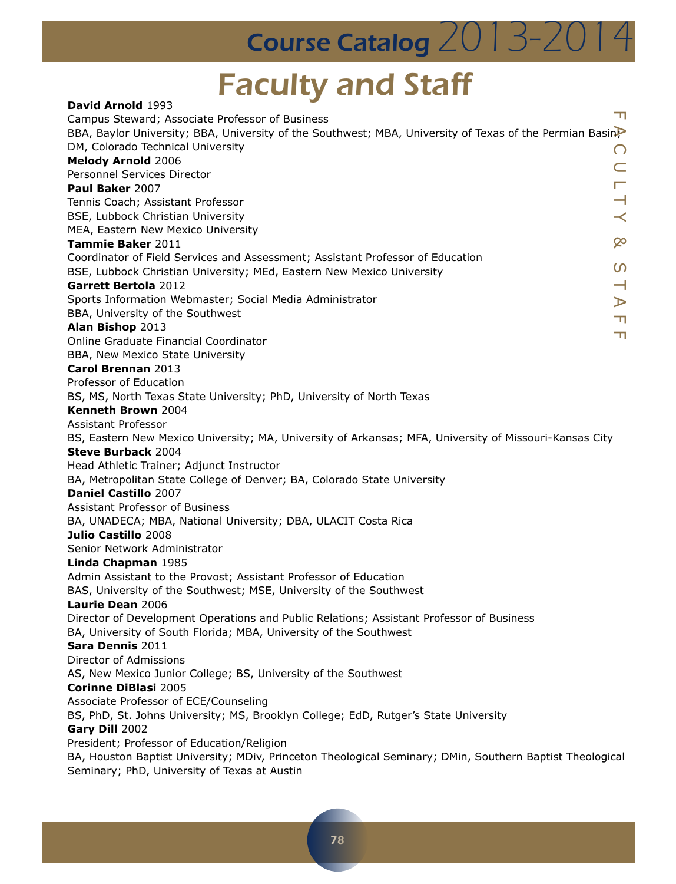# Faculty and Staff

**David Arnold** 1993
Campus Steward; Associate Professor of Business
BBA, Baylor University; BBA, University of the Southwest; MBA, University of Texas of the Permian Basin; DM, Colorado Technical University

**Melody Arnold** 2006
Personnel Services Director

**Paul Baker** 2007
Tennis Coach; Assistant Professor
BSE, Lubbock Christian University
MEA, Eastern New Mexico University

**Tammie Baker** 2011
Coordinator of Field Services and Assessment; Assistant Professor of Education
BSE, Lubbock Christian University; MEd, Eastern New Mexico University

**Garrett Bertola** 2012
Sports Information Webmaster; Social Media Administrator
BBA, University of the Southwest

**Alan Bishop** 2013
Online Graduate Financial Coordinator
BBA, New Mexico State University

**Carol Brennan** 2013
Professor of Education
BS, MS, North Texas State University; PhD, University of North Texas

**Kenneth Brown** 2004
Assistant Professor
BS, Eastern New Mexico University; MA, University of Arkansas; MFA, University of Missouri-Kansas City

**Steve Burback** 2004
Head Athletic Trainer; Adjunct Instructor
BA, Metropolitan State College of Denver; BA, Colorado State University

**Daniel Castillo** 2007
Assistant Professor of Business
BA, UNADECA; MBA, National University; DBA, ULACIT Costa Rica

**Julio Castillo** 2008
Senior Network Administrator

**Linda Chapman** 1985
Admin Assistant to the Provost; Assistant Professor of Education
BAS, University of the Southwest; MSE, University of the Southwest

**Laurie Dean** 2006
Director of Development Operations and Public Relations; Assistant Professor of Business
BA, University of South Florida; MBA, University of the Southwest

**Sara Dennis** 2011
Director of Admissions
AS, New Mexico Junior College; BS, University of the Southwest

**Corinne DiBlasi** 2005
Associate Professor of ECE/Counseling
BS, PhD, St. Johns University; MS, Brooklyn College; EdD, Rutger's State University

**Gary Dill** 2002
President; Professor of Education/Religion
BA, Houston Baptist University; MDiv, Princeton Theological Seminary; DMin, Southern Baptist Theological Seminary; PhD, University of Texas at Austin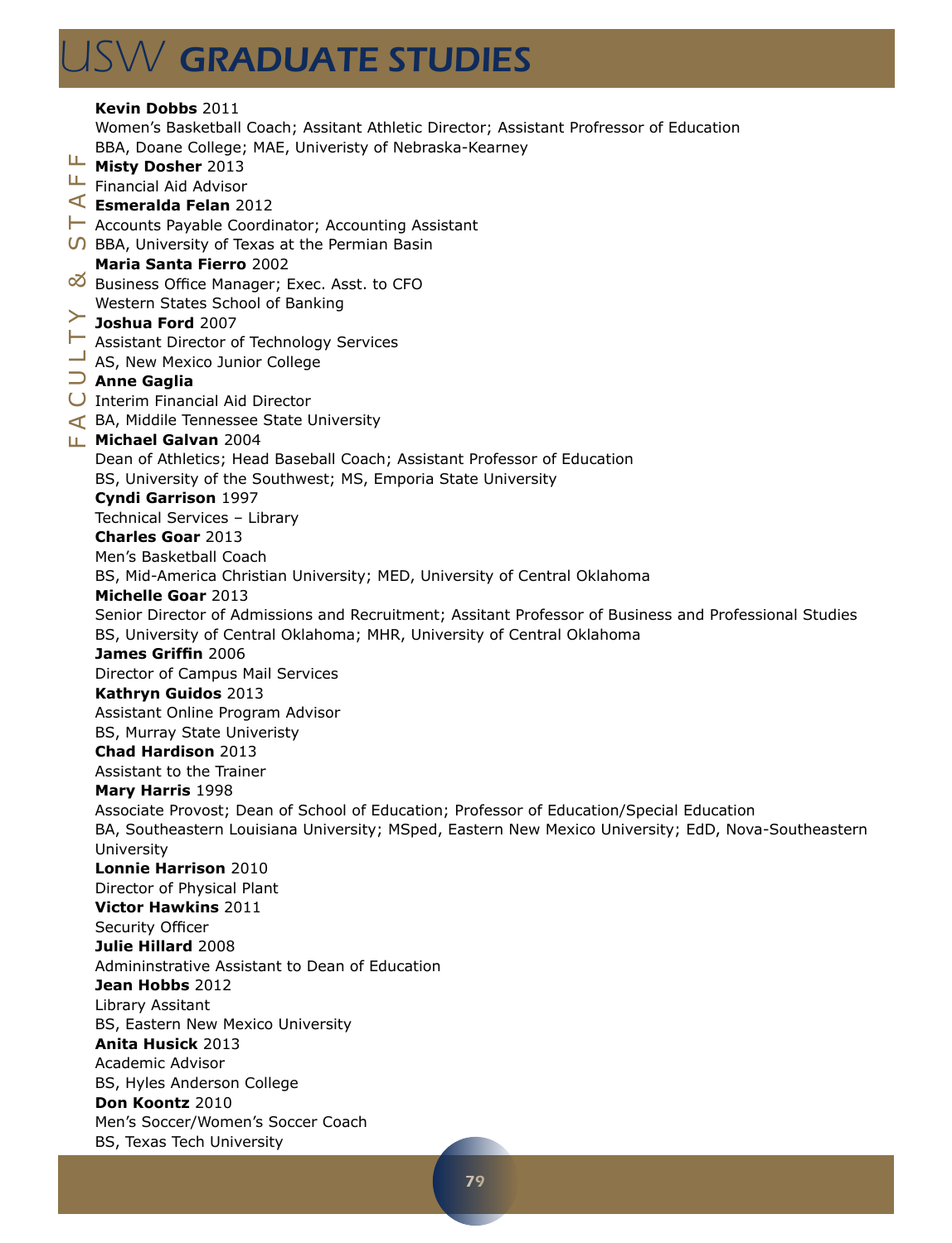**Kevin Dobbs** 2011
Women's Basketball Coach; Assitant Athletic Director; Assistant Profressor of Education
BBA, Doane College; MAE, Univeristy of Nebraska-Kearney

**Misty Dosher** 2013
Financial Aid Advisor

**Esmeralda Felan** 2012
Accounts Payable Coordinator; Accounting Assistant
BBA, University of Texas at the Permian Basin

**Maria Santa Fierro** 2002
Business Office Manager; Exec. Asst. to CFO
Western States School of Banking

**Joshua Ford** 2007
Assistant Director of Technology Services
AS, New Mexico Junior College

**Anne Gaglia**
Interim Financial Aid Director
BA, Middile Tennessee State University

**Michael Galvan** 2004
Dean of Athletics; Head Baseball Coach; Assistant Professor of Education
BS, University of the Southwest; MS, Emporia State University

**Cyndi Garrison** 1997
Technical Services – Library

**Charles Goar** 2013
Men's Basketball Coach
BS, Mid-America Christian University; MED, University of Central Oklahoma

**Michelle Goar** 2013
Senior Director of Admissions and Recruitment; Assitant Professor of Business and Professional Studies
BS, University of Central Oklahoma; MHR, University of Central Oklahoma

**James Griffin** 2006
Director of Campus Mail Services

**Kathryn Guidos** 2013
Assistant Online Program Advisor
BS, Murray State Univeristy

**Chad Hardison** 2013
Assistant to the Trainer

**Mary Harris** 1998
Associate Provost; Dean of School of Education; Professor of Education/Special Education
BA, Southeastern Louisiana University; MSped, Eastern New Mexico University; EdD, Nova-Southeastern University

**Lonnie Harrison** 2010
Director of Physical Plant

**Victor Hawkins** 2011
Security Officer

**Julie Hillard** 2008
Admininstrative Assistant to Dean of Education

**Jean Hobbs** 2012
Library Assitant
BS, Eastern New Mexico University

**Anita Husick** 2013
Academic Advisor
BS, Hyles Anderson College

**Don Koontz** 2010
Men's Soccer/Women's Soccer Coach
BS, Texas Tech University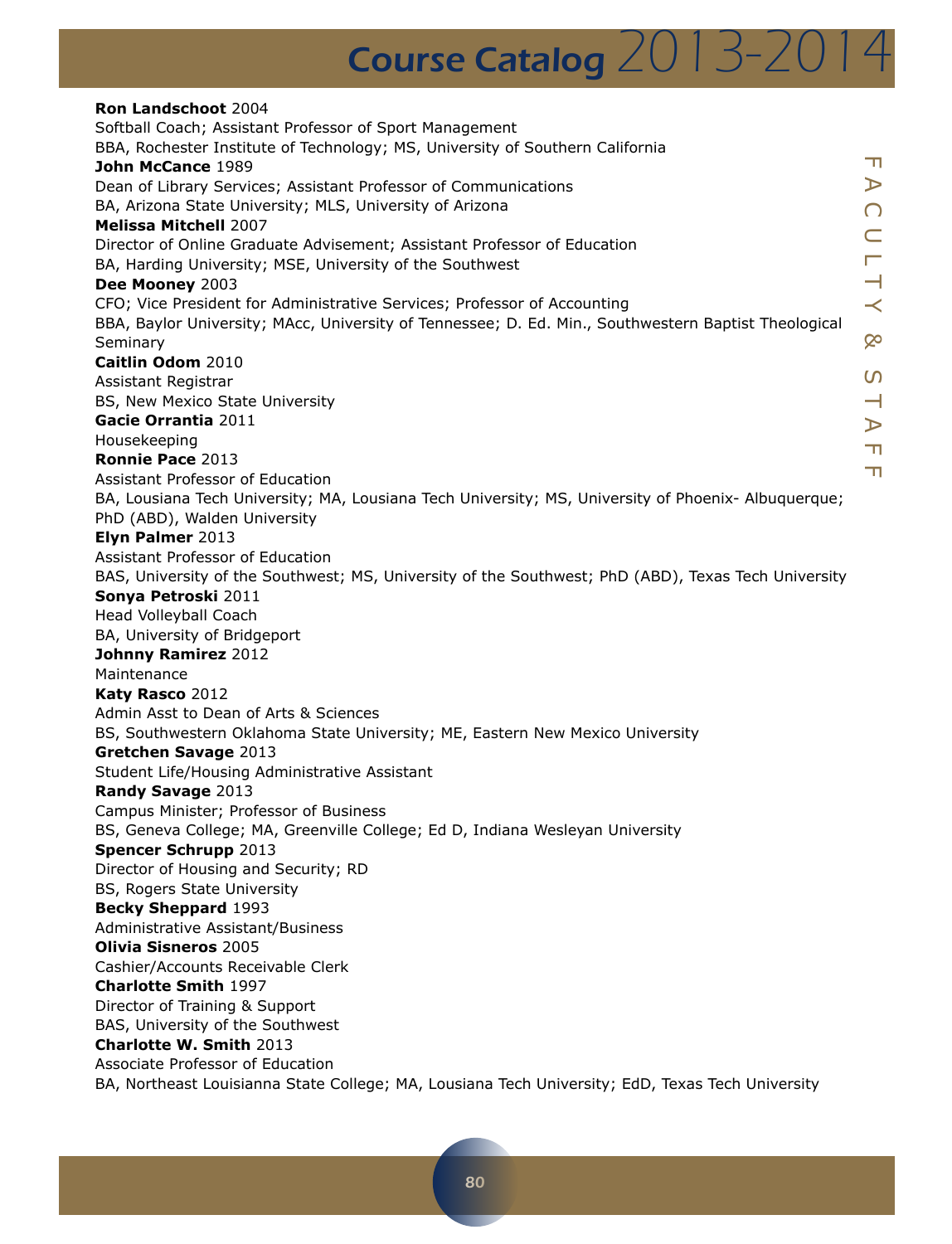**Ron Landschoot** 2004
Softball Coach; Assistant Professor of Sport Management
BBA, Rochester Institute of Technology; MS, University of Southern California

**John McCance** 1989
Dean of Library Services; Assistant Professor of Communications
BA, Arizona State University; MLS, University of Arizona

**Melissa Mitchell** 2007
Director of Online Graduate Advisement; Assistant Professor of Education
BA, Harding University; MSE, University of the Southwest

**Dee Mooney** 2003
CFO; Vice President for Administrative Services; Professor of Accounting
BBA, Baylor University; MAcc, University of Tennessee; D. Ed. Min., Southwestern Baptist Theological Seminary

**Caitlin Odom** 2010
Assistant Registrar
BS, New Mexico State University

**Gacie Orrantia** 2011
Housekeeping

**Ronnie Pace** 2013
Assistant Professor of Education
BA, Lousiana Tech University; MA, Lousiana Tech University; MS, University of Phoenix- Albuquerque; PhD (ABD), Walden University

**Elyn Palmer** 2013
Assistant Professor of Education
BAS, University of the Southwest; MS, University of the Southwest; PhD (ABD), Texas Tech University

**Sonya Petroski** 2011
Head Volleyball Coach
BA, University of Bridgeport

**Johnny Ramirez** 2012
Maintenance

**Katy Rasco** 2012
Admin Asst to Dean of Arts & Sciences
BS, Southwestern Oklahoma State University; ME, Eastern New Mexico University

**Gretchen Savage** 2013
Student Life/Housing Administrative Assistant

**Randy Savage** 2013
Campus Minister; Professor of Business
BS, Geneva College; MA, Greenville College; Ed D, Indiana Wesleyan University

**Spencer Schrupp** 2013
Director of Housing and Security; RD
BS, Rogers State University

**Becky Sheppard** 1993
Administrative Assistant/Business

**Olivia Sisneros** 2005
Cashier/Accounts Receivable Clerk

**Charlotte Smith** 1997
Director of Training & Support
BAS, University of the Southwest

**Charlotte W. Smith** 2013
Associate Professor of Education
BA, Northeast Louisianna State College; MA, Lousiana Tech University; EdD, Texas Tech University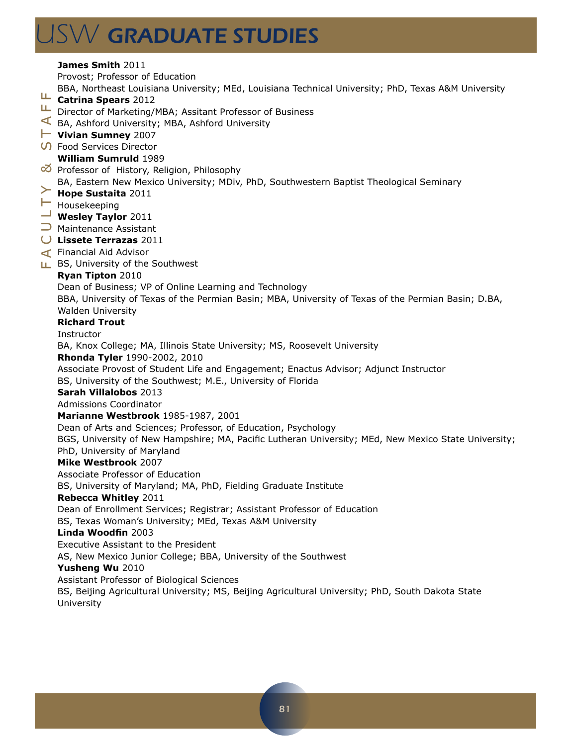**James Smith** 2011
Provost; Professor of Education
BBA, Northeast Louisiana University; MEd, Louisiana Technical University; PhD, Texas A&M University

**Catrina Spears** 2012
Director of Marketing/MBA; Assitant Professor of Business
BA, Ashford University; MBA, Ashford University

**Vivian Sumney** 2007
Food Services Director

**William Sumruld** 1989
Professor of History, Religion, Philosophy
BA, Eastern New Mexico University; MDiv, PhD, Southwestern Baptist Theological Seminary

**Hope Sustaita** 2011
Housekeeping

**Wesley Taylor** 2011
Maintenance Assistant

**Lissete Terrazas** 2011
Financial Aid Advisor
BS, University of the Southwest

**Ryan Tipton** 2010
Dean of Business; VP of Online Learning and Technology
BBA, University of Texas of the Permian Basin; MBA, University of Texas of the Permian Basin; D.BA, Walden University

**Richard Trout**
Instructor
BA, Knox College; MA, Illinois State University; MS, Roosevelt University

**Rhonda Tyler** 1990-2002, 2010
Associate Provost of Student Life and Engagement; Enactus Advisor; Adjunct Instructor
BS, University of the Southwest; M.E., University of Florida

**Sarah Villalobos** 2013
Admissions Coordinator

**Marianne Westbrook** 1985-1987, 2001
Dean of Arts and Sciences; Professor, of Education, Psychology
BGS, University of New Hampshire; MA, Pacific Lutheran University; MEd, New Mexico State University; PhD, University of Maryland

**Mike Westbrook** 2007
Associate Professor of Education
BS, University of Maryland; MA, PhD, Fielding Graduate Institute

**Rebecca Whitley** 2011
Dean of Enrollment Services; Registrar; Assistant Professor of Education
BS, Texas Woman's University; MEd, Texas A&M University

**Linda Woodfin** 2003
Executive Assistant to the President
AS, New Mexico Junior College; BBA, University of the Southwest

**Yusheng Wu** 2010
Assistant Professor of Biological Sciences
BS, Beijing Agricultural University; MS, Beijing Agricultural University; PhD, South Dakota State University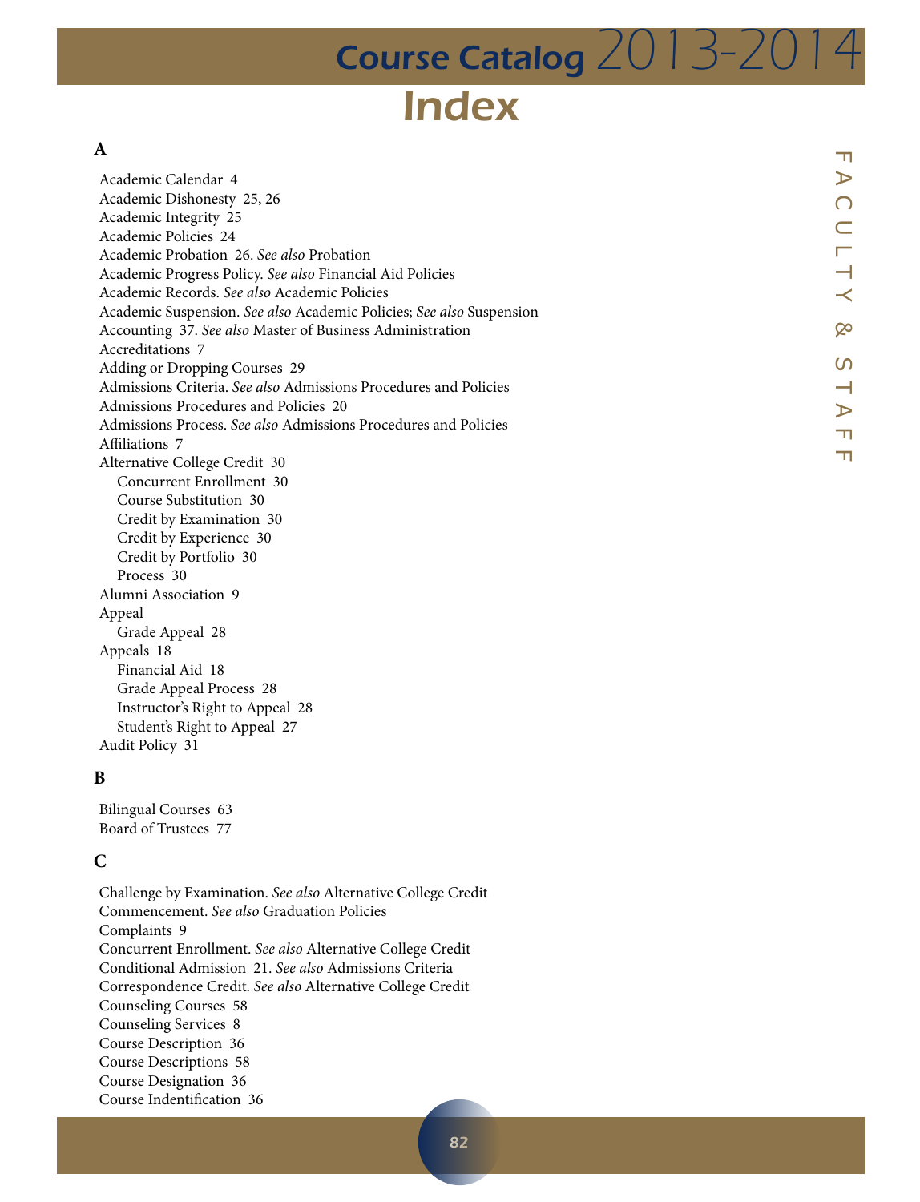# Index

**A**

Academic Calendar 4
Academic Dishonesty 25, 26
Academic Integrity 25
Academic Policies 24
Academic Probation 26. *See also* Probation
Academic Progress Policy. *See also* Financial Aid Policies
Academic Records. *See also* Academic Policies
Academic Suspension. *See also* Academic Policies; *See also* Suspension
Accounting 37. *See also* Master of Business Administration
Accreditations 7
Adding or Dropping Courses 29
Admissions Criteria. *See also* Admissions Procedures and Policies
Admissions Procedures and Policies 20
Admissions Process. *See also* Admissions Procedures and Policies
Affiliations 7
Alternative College Credit 30
- Concurrent Enrollment 30
- Course Substitution 30
- Credit by Examination 30
- Credit by Experience 30
- Credit by Portfolio 30
- Process 30

Alumni Association 9
Appeal
- Grade Appeal 28

Appeals 18
- Financial Aid 18
- Grade Appeal Process 28
- Instructor's Right to Appeal 28
- Student's Right to Appeal 27

Audit Policy 31

**B**

Bilingual Courses 63
Board of Trustees 77

**C**

Challenge by Examination. *See also* Alternative College Credit
Commencement. *See also* Graduation Policies
Complaints 9
Concurrent Enrollment. *See also* Alternative College Credit
Conditional Admission 21. *See also* Admissions Criteria
Correspondence Credit. *See also* Alternative College Credit
Counseling Courses 58
Counseling Services 8
Course Description 36
Course Descriptions 58
Course Designation 36
Course Indentification 36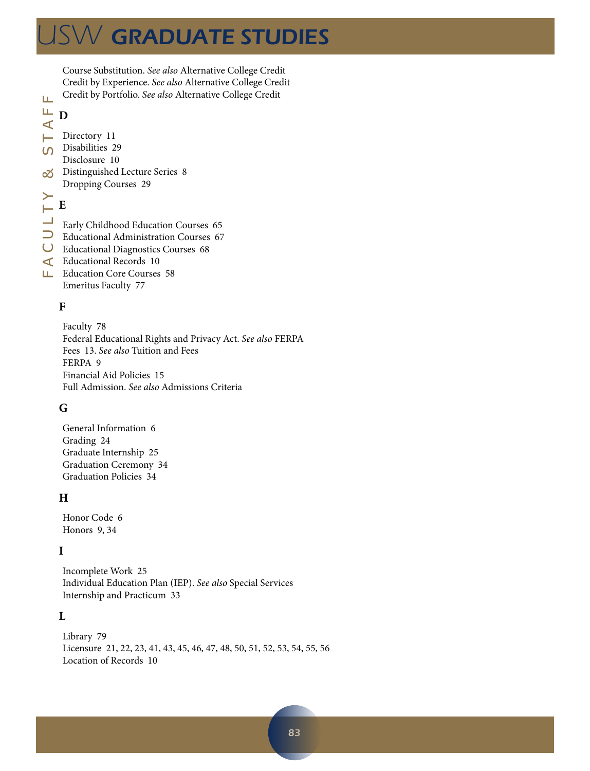Course Substitution. *See also* Alternative College Credit
Credit by Experience. *See also* Alternative College Credit
Credit by Portfolio. *See also* Alternative College Credit

## D

Directory 11
Disabilities 29
Disclosure 10
Distinguished Lecture Series 8
Dropping Courses 29

## E

Early Childhood Education Courses 65
Educational Administration Courses 67
Educational Diagnostics Courses 68
Educational Records 10
Education Core Courses 58
Emeritus Faculty 77

## F

Faculty 78
Federal Educational Rights and Privacy Act. *See also* FERPA
Fees 13. *See also* Tuition and Fees
FERPA 9
Financial Aid Policies 15
Full Admission. *See also* Admissions Criteria

## G

General Information 6
Grading 24
Graduate Internship 25
Graduation Ceremony 34
Graduation Policies 34

## H

Honor Code 6
Honors 9, 34

## I

Incomplete Work 25
Individual Education Plan (IEP). *See also* Special Services
Internship and Practicum 33

## L

Library 79
Licensure 21, 22, 23, 41, 43, 45, 46, 47, 48, 50, 51, 52, 53, 54, 55, 56
Location of Records 10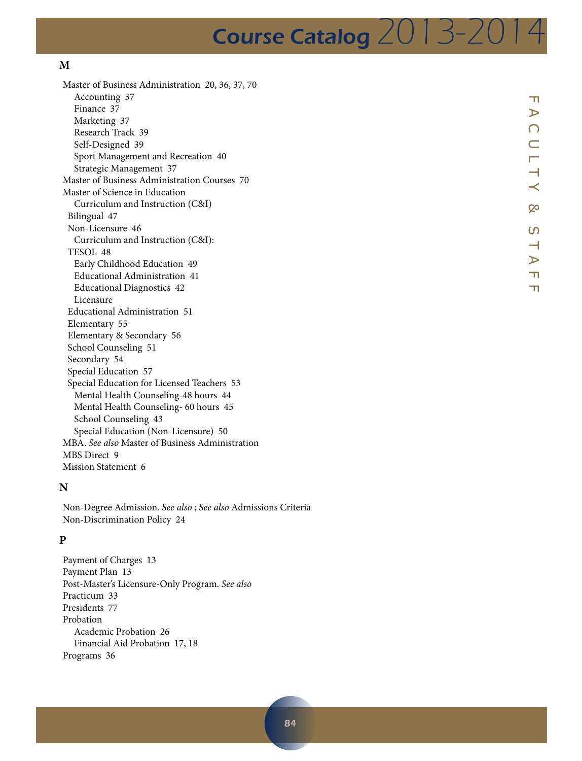## M

- Master of Business Administration 20, 36, 37, 70
  - Accounting 37
  - Finance 37
  - Marketing 37
  - Research Track 39
  - Self-Designed 39
  - Sport Management and Recreation 40
  - Strategic Management 37
- Master of Business Administration Courses 70
- Master of Science in Education
  - Curriculum and Instruction (C&I)
  - Bilingual 47
  - Non-Licensure 46
  - Curriculum and Instruction (C&I):
  - TESOL 48
  - Early Childhood Education 49
  - Educational Administration 41
  - Educational Diagnostics 42
  - Licensure
  - Educational Administration 51
  - Elementary 55
  - Elementary & Secondary 56
  - School Counseling 51
  - Secondary 54
  - Special Education 57
  - Special Education for Licensed Teachers 53
  - Mental Health Counseling-48 hours 44
  - Mental Health Counseling- 60 hours 45
  - School Counseling 43
  - Special Education (Non-Licensure) 50
- MBA. *See also* Master of Business Administration
- MBS Direct 9
- Mission Statement 6

## N

- Non-Degree Admission. *See also* ; *See also* Admissions Criteria
- Non-Discrimination Policy 24

## P

- Payment of Charges 13
- Payment Plan 13
- Post-Master's Licensure-Only Program. *See also*
- Practicum 33
- Presidents 77
- Probation
  - Academic Probation 26
  - Financial Aid Probation 17, 18
- Programs 36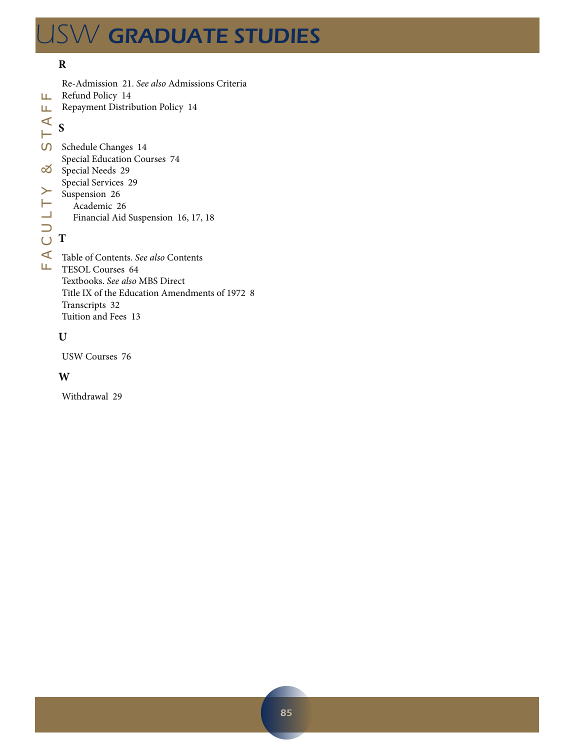**R**

Re-Admission 21. *See also* Admissions Criteria
Refund Policy 14
Repayment Distribution Policy 14

**S**

Schedule Changes 14
Special Education Courses 74
Special Needs 29
Special Services 29
Suspension 26
  Academic 26
  Financial Aid Suspension 16, 17, 18

**T**

Table of Contents. *See also* Contents
TESOL Courses 64
Textbooks. *See also* MBS Direct
Title IX of the Education Amendments of 1972 8
Transcripts 32
Tuition and Fees 13

**U**

USW Courses 76

**W**

Withdrawal 29